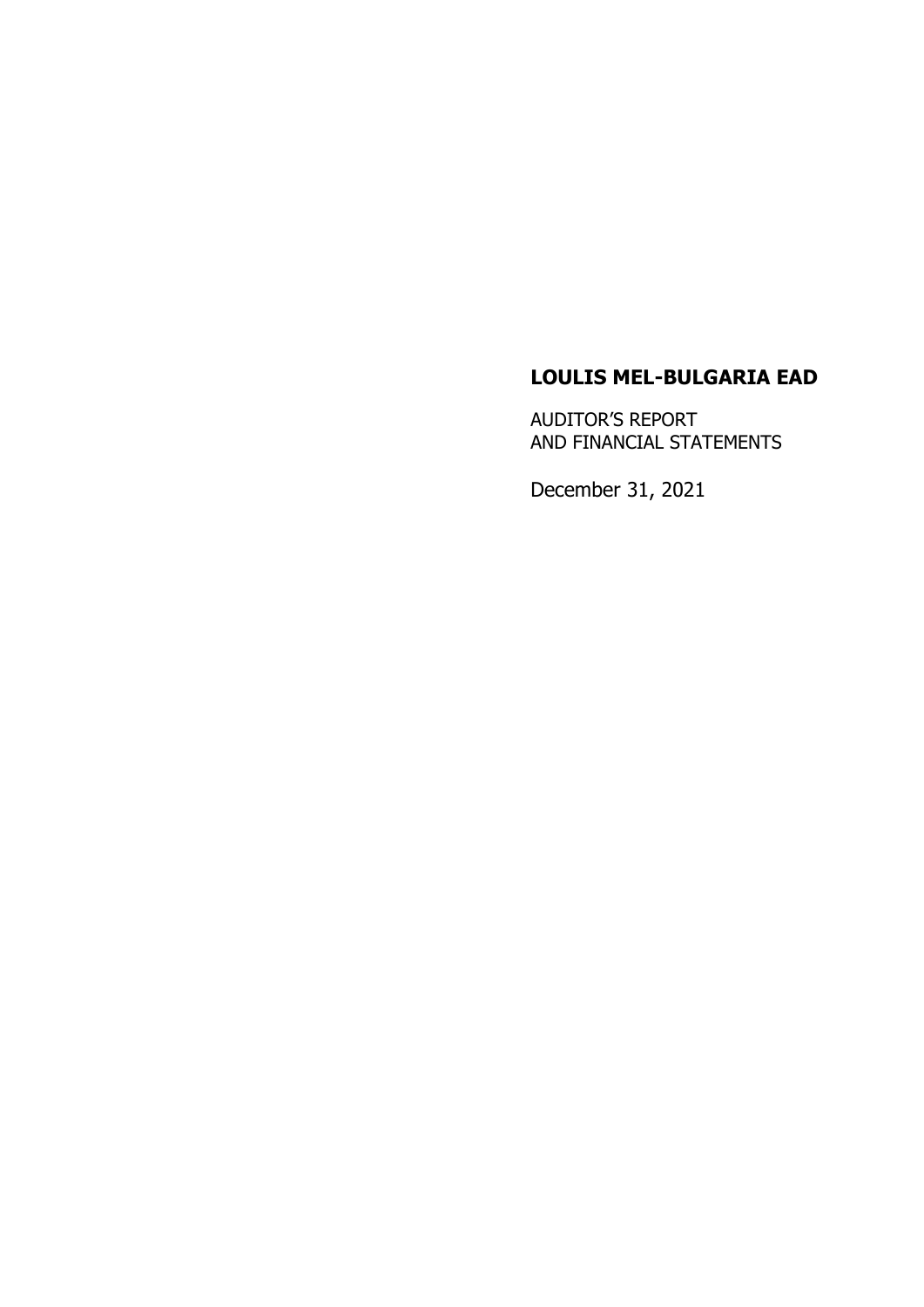# LOULIS MEL-BULGARIA EAD

AUDITOR'S REPORT
AND FINANCIAL STATEMENTS

December 31, 2021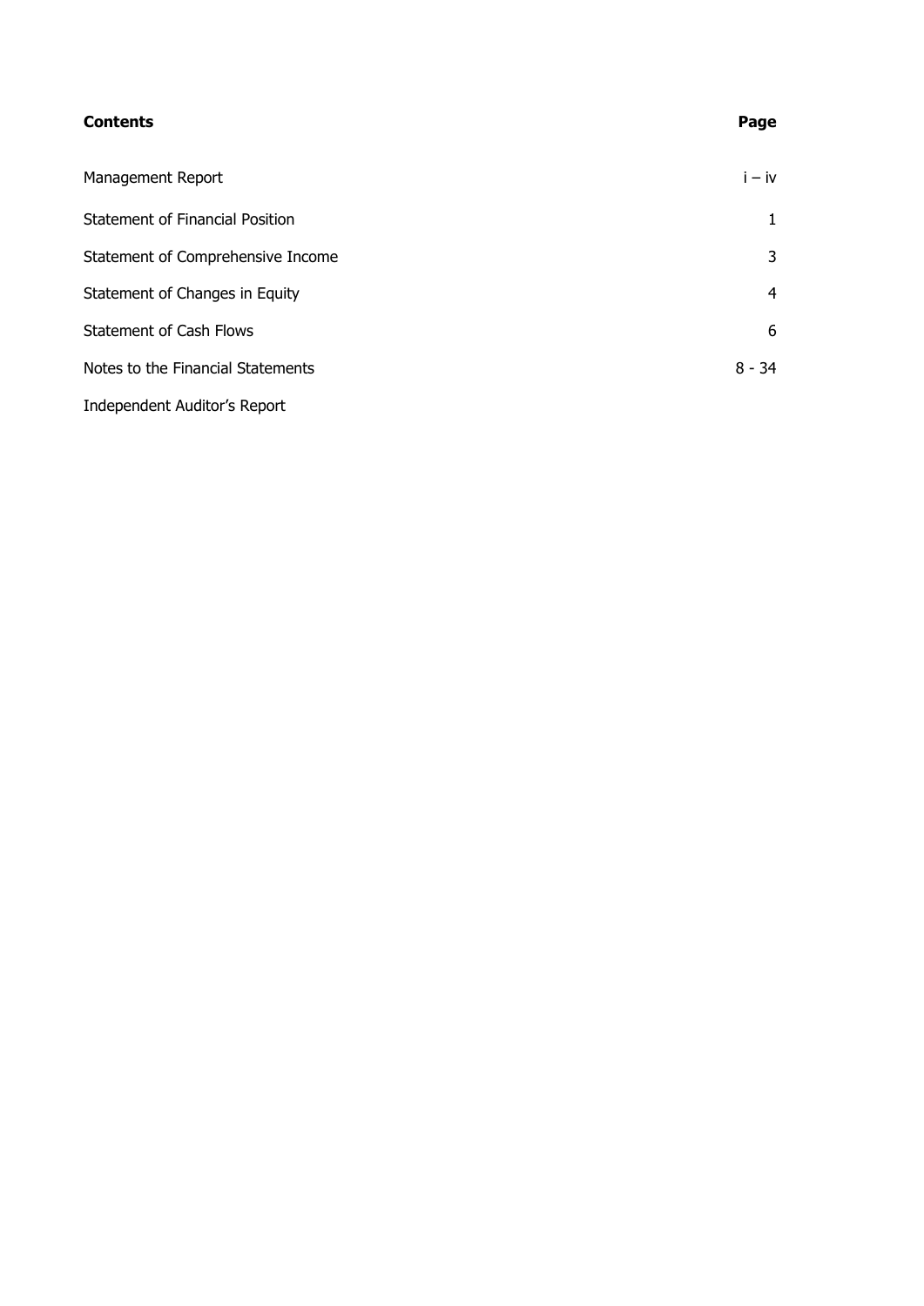| Contents | Page |
| --- | --- |
| Management Report | i – iv |
| Statement of Financial Position | 1 |
| Statement of Comprehensive Income | 3 |
| Statement of Changes in Equity | 4 |
| Statement of Cash Flows | 6 |
| Notes to the Financial Statements | 8 - 34 |
| Independent Auditor’s Report | |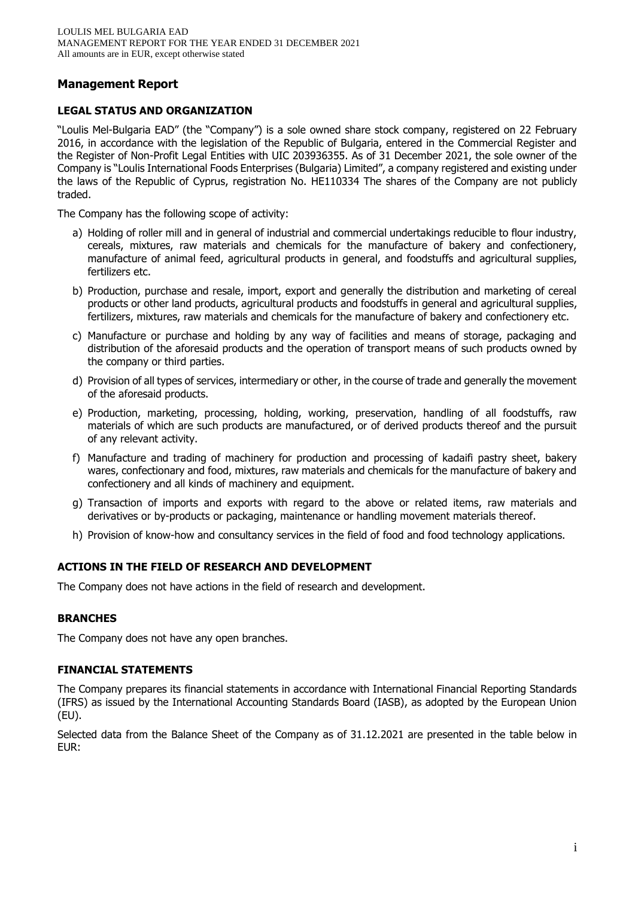# Management Report

## LEGAL STATUS AND ORGANIZATION

"Loulis Mel-Bulgaria EAD" (the "Company") is a sole owned share stock company, registered on 22 February 2016, in accordance with the legislation of the Republic of Bulgaria, entered in the Commercial Register and the Register of Non-Profit Legal Entities with UIC 203936355. As of 31 December 2021, the sole owner of the Company is "Loulis International Foods Enterprises (Bulgaria) Limited", a company registered and existing under the laws of the Republic of Cyprus, registration No. HE110334 The shares of the Company are not publicly traded.

The Company has the following scope of activity:

a) Holding of roller mill and in general of industrial and commercial undertakings reducible to flour industry, cereals, mixtures, raw materials and chemicals for the manufacture of bakery and confectionery, manufacture of animal feed, agricultural products in general, and foodstuffs and agricultural supplies, fertilizers etc.

b) Production, purchase and resale, import, export and generally the distribution and marketing of cereal products or other land products, agricultural products and foodstuffs in general and agricultural supplies, fertilizers, mixtures, raw materials and chemicals for the manufacture of bakery and confectionery etc.

c) Manufacture or purchase and holding by any way of facilities and means of storage, packaging and distribution of the aforesaid products and the operation of transport means of such products owned by the company or third parties.

d) Provision of all types of services, intermediary or other, in the course of trade and generally the movement of the aforesaid products.

e) Production, marketing, processing, holding, working, preservation, handling of all foodstuffs, raw materials of which are such products are manufactured, or of derived products thereof and the pursuit of any relevant activity.

f) Manufacture and trading of machinery for production and processing of kadaifi pastry sheet, bakery wares, confectionary and food, mixtures, raw materials and chemicals for the manufacture of bakery and confectionery and all kinds of machinery and equipment.

g) Transaction of imports and exports with regard to the above or related items, raw materials and derivatives or by-products or packaging, maintenance or handling movement materials thereof.

h) Provision of know-how and consultancy services in the field of food and food technology applications.

## ACTIONS IN THE FIELD OF RESEARCH AND DEVELOPMENT

The Company does not have actions in the field of research and development.

## BRANCHES

The Company does not have any open branches.

## FINANCIAL STATEMENTS

The Company prepares its financial statements in accordance with International Financial Reporting Standards (IFRS) as issued by the International Accounting Standards Board (IASB), as adopted by the European Union (EU).

Selected data from the Balance Sheet of the Company as of 31.12.2021 are presented in the table below in EUR: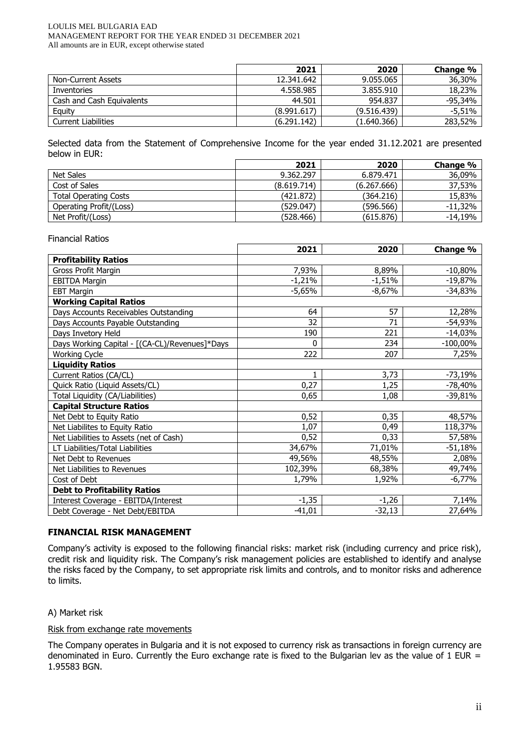| | 2021 | 2020 | Change % |
|---|---|---|---|
| Non-Current Assets | 12.341.642 | 9.055.065 | 36,30% |
| Inventories | 4.558.985 | 3.855.910 | 18,23% |
| Cash and Cash Equivalents | 44.501 | 954.837 | -95,34% |
| Equity | (8.991.617) | (9.516.439) | -5,51% |
| Current Liabilities | (6.291.142) | (1.640.366) | 283,52% |

Selected data from the Statement of Comprehensive Income for the year ended 31.12.2021 are presented below in EUR:

| | 2021 | 2020 | Change % |
|---|---|---|---|
| Net Sales | 9.362.297 | 6.879.471 | 36,09% |
| Cost of Sales | (8.619.714) | (6.267.666) | 37,53% |
| Total Operating Costs | (421.872) | (364.216) | 15,83% |
| Operating Profit/(Loss) | (529.047) | (596.566) | -11,32% |
| Net Profit/(Loss) | (528.466) | (615.876) | -14,19% |

Financial Ratios

| | 2021 | 2020 | Change % |
|---|---|---|---|
| **Profitability Ratios** | | | |
| Gross Profit Margin | 7,93% | 8,89% | -10,80% |
| EBITDA Margin | -1,21% | -1,51% | -19,87% |
| EBT Margin | -5,65% | -8,67% | -34,83% |
| **Working Capital Ratios** | | | |
| Days Accounts Receivables Outstanding | 64 | 57 | 12,28% |
| Days Accounts Payable Outstanding | 32 | 71 | -54,93% |
| Days Invetory Held | 190 | 221 | -14,03% |
| Days Working Capital - [(CA-CL)/Revenues]*Days | 0 | 234 | -100,00% |
| Working Cycle | 222 | 207 | 7,25% |
| **Liquidity Ratios** | | | |
| Current Ratios (CA/CL) | 1 | 3,73 | -73,19% |
| Quick Ratio (Liquid Assets/CL) | 0,27 | 1,25 | -78,40% |
| Total Liquidity (CA/Liabilities) | 0,65 | 1,08 | -39,81% |
| **Capital Structure Ratios** | | | |
| Net Debt to Equity Ratio | 0,52 | 0,35 | 48,57% |
| Net Liabilites to Equity Ratio | 1,07 | 0,49 | 118,37% |
| Net Liabilities to Assets (net of Cash) | 0,52 | 0,33 | 57,58% |
| LT Liabilities/Total Liabilities | 34,67% | 71,01% | -51,18% |
| Net Debt to Revenues | 49,56% | 48,55% | 2,08% |
| Net Liabilities to Revenues | 102,39% | 68,38% | 49,74% |
| Cost of Debt | 1,79% | 1,92% | -6,77% |
| **Debt to Profitability Ratios** | | | |
| Interest Coverage - EBITDA/Interest | -1,35 | -1,26 | 7,14% |
| Debt Coverage - Net Debt/EBITDA | -41,01 | -32,13 | 27,64% |

## FINANCIAL RISK MANAGEMENT

Company's activity is exposed to the following financial risks: market risk (including currency and price risk), credit risk and liquidity risk. The Company's risk management policies are established to identify and analyse the risks faced by the Company, to set appropriate risk limits and controls, and to monitor risks and adherence to limits.

A) Market risk

Risk from exchange rate movements

The Company operates in Bulgaria and it is not exposed to currency risk as transactions in foreign currency are denominated in Euro. Currently the Euro exchange rate is fixed to the Bulgarian lev as the value of 1 EUR = 1.95583 BGN.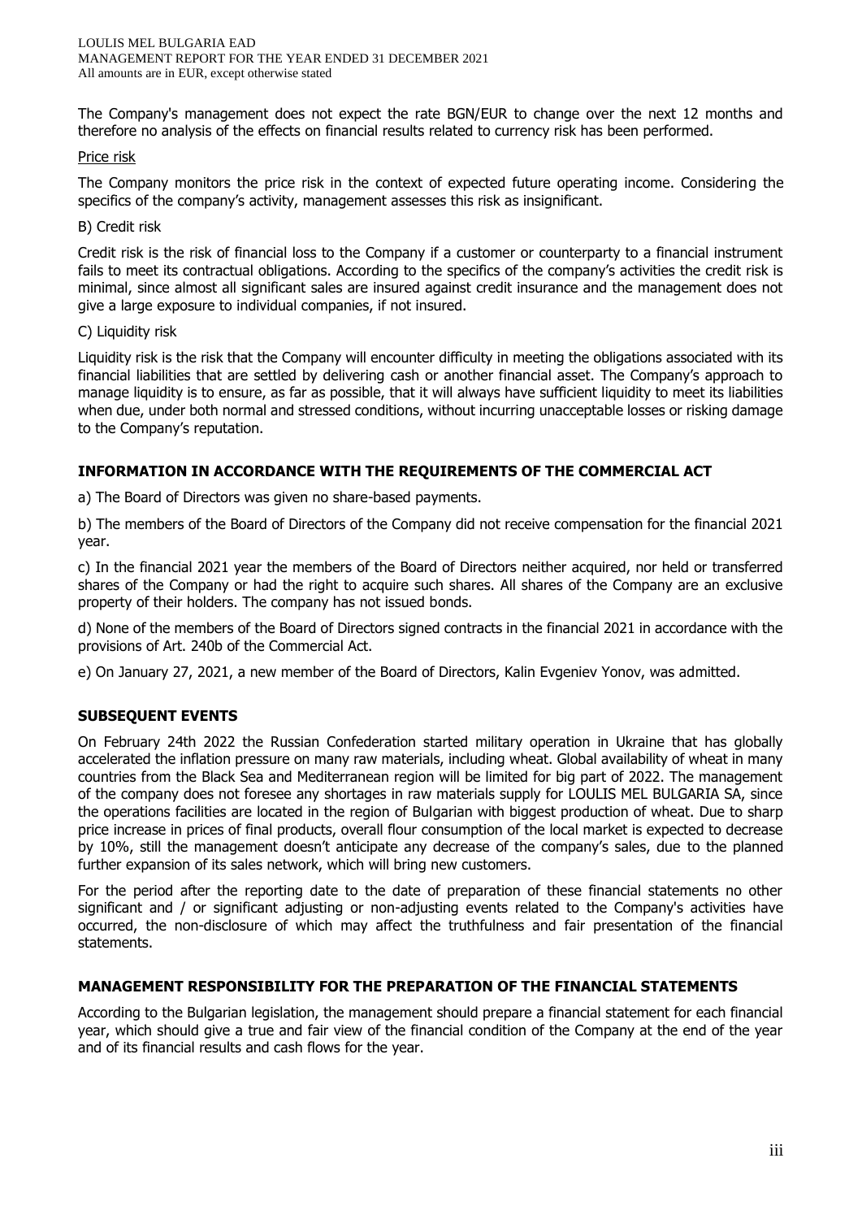The Company's management does not expect the rate BGN/EUR to change over the next 12 months and therefore no analysis of the effects on financial results related to currency risk has been performed.

Price risk

The Company monitors the price risk in the context of expected future operating income. Considering the specifics of the company's activity, management assesses this risk as insignificant.

B) Credit risk

Credit risk is the risk of financial loss to the Company if a customer or counterparty to a financial instrument fails to meet its contractual obligations. According to the specifics of the company's activities the credit risk is minimal, since almost all significant sales are insured against credit insurance and the management does not give a large exposure to individual companies, if not insured.

C) Liquidity risk

Liquidity risk is the risk that the Company will encounter difficulty in meeting the obligations associated with its financial liabilities that are settled by delivering cash or another financial asset. The Company's approach to manage liquidity is to ensure, as far as possible, that it will always have sufficient liquidity to meet its liabilities when due, under both normal and stressed conditions, without incurring unacceptable losses or risking damage to the Company's reputation.

## INFORMATION IN ACCORDANCE WITH THE REQUIREMENTS OF THE COMMERCIAL ACT

a) The Board of Directors was given no share-based payments.

b) The members of the Board of Directors of the Company did not receive compensation for the financial 2021 year.

c) In the financial 2021 year the members of the Board of Directors neither acquired, nor held or transferred shares of the Company or had the right to acquire such shares. All shares of the Company are an exclusive property of their holders. The company has not issued bonds.

d) None of the members of the Board of Directors signed contracts in the financial 2021 in accordance with the provisions of Art. 240b of the Commercial Act.

e) On January 27, 2021, a new member of the Board of Directors, Kalin Evgeniev Yonov, was admitted.

## SUBSEQUENT EVENTS

On February 24th 2022 the Russian Confederation started military operation in Ukraine that has globally accelerated the inflation pressure on many raw materials, including wheat. Global availability of wheat in many countries from the Black Sea and Mediterranean region will be limited for big part of 2022. The management of the company does not foresee any shortages in raw materials supply for LOULIS MEL BULGARIA SA, since the operations facilities are located in the region of Bulgarian with biggest production of wheat. Due to sharp price increase in prices of final products, overall flour consumption of the local market is expected to decrease by 10%, still the management doesn't anticipate any decrease of the company's sales, due to the planned further expansion of its sales network, which will bring new customers.

For the period after the reporting date to the date of preparation of these financial statements no other significant and / or significant adjusting or non-adjusting events related to the Company's activities have occurred, the non-disclosure of which may affect the truthfulness and fair presentation of the financial statements.

## MANAGEMENT RESPONSIBILITY FOR THE PREPARATION OF THE FINANCIAL STATEMENTS

According to the Bulgarian legislation, the management should prepare a financial statement for each financial year, which should give a true and fair view of the financial condition of the Company at the end of the year and of its financial results and cash flows for the year.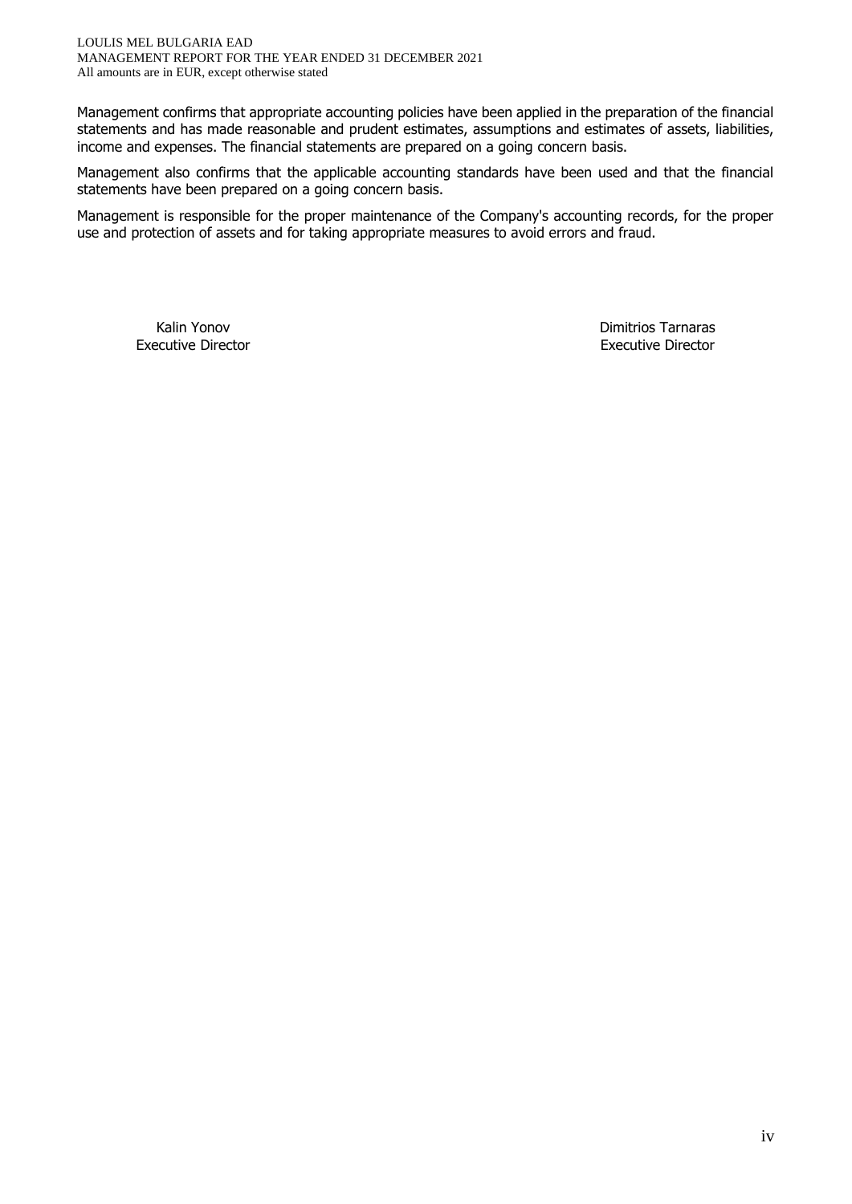Management confirms that appropriate accounting policies have been applied in the preparation of the financial statements and has made reasonable and prudent estimates, assumptions and estimates of assets, liabilities, income and expenses. The financial statements are prepared on a going concern basis.

Management also confirms that the applicable accounting standards have been used and that the financial statements have been prepared on a going concern basis.

Management is responsible for the proper maintenance of the Company's accounting records, for the proper use and protection of assets and for taking appropriate measures to avoid errors and fraud.

| Kalin Yonov | Dimitrios Tarnaras |
|---|---|
| Executive Director | Executive Director |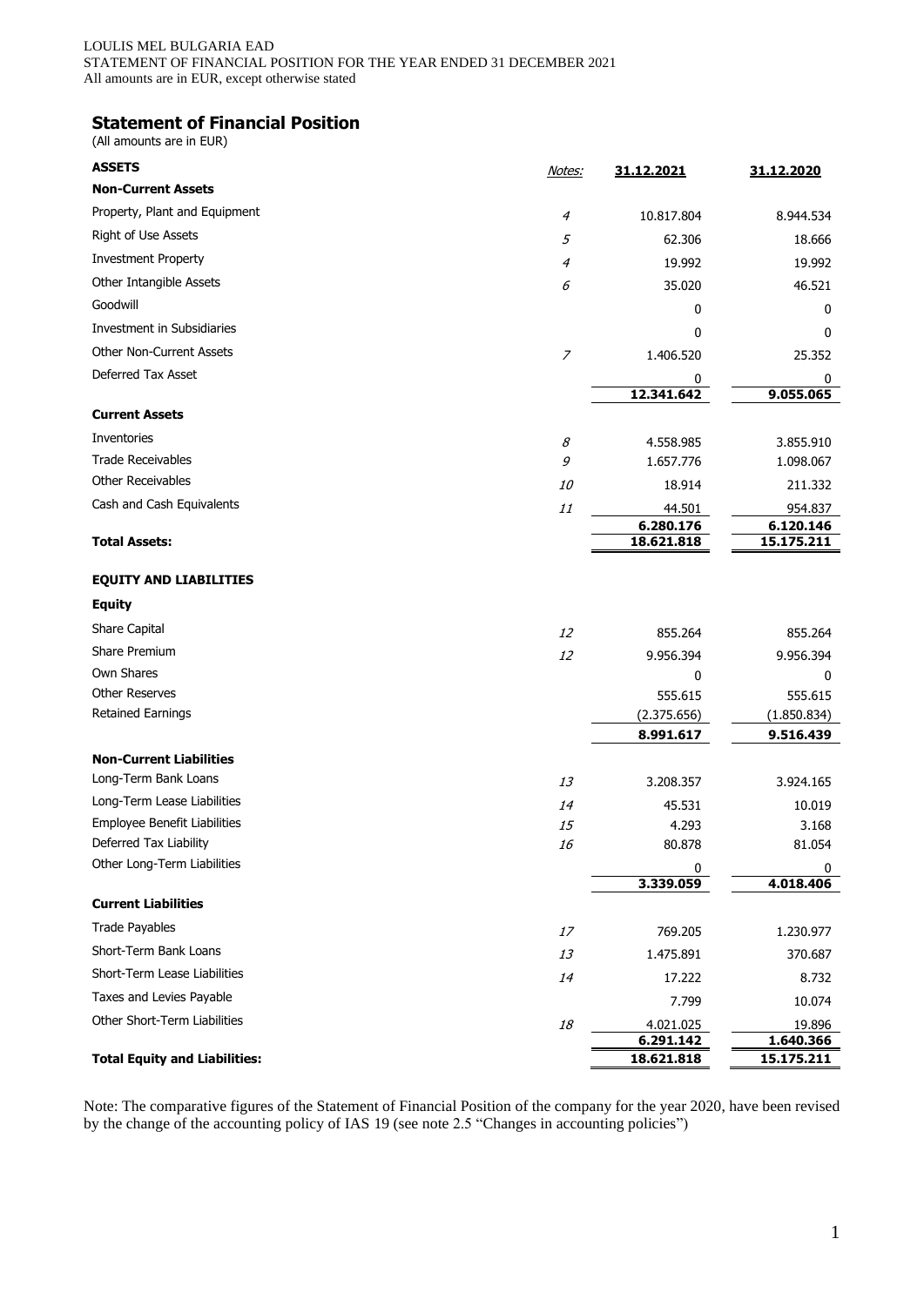LOULIS MEL BULGARIA EAD
STATEMENT OF FINANCIAL POSITION FOR THE YEAR ENDED 31 DECEMBER 2021
All amounts are in EUR, except otherwise stated

## Statement of Financial Position

(All amounts are in EUR)

| ASSETS | Notes: | 31.12.2021 | 31.12.2020 |
|---|---|---|---|
| **Non-Current Assets** | | | |
| Property, Plant and Equipment | 4 | 10.817.804 | 8.944.534 |
| Right of Use Assets | 5 | 62.306 | 18.666 |
| Investment Property | 4 | 19.992 | 19.992 |
| Other Intangible Assets | 6 | 35.020 | 46.521 |
| Goodwill | | 0 | 0 |
| Investment in Subsidiaries | | 0 | 0 |
| Other Non-Current Assets | 7 | 1.406.520 | 25.352 |
| Deferred Tax Asset | | 0 | 0 |
| | | **12.341.642** | **9.055.065** |
| **Current Assets** | | | |
| Inventories | 8 | 4.558.985 | 3.855.910 |
| Trade Receivables | 9 | 1.657.776 | 1.098.067 |
| Other Receivables | 10 | 18.914 | 211.332 |
| Cash and Cash Equivalents | 11 | 44.501 | 954.837 |
| | | **6.280.176** | **6.120.146** |
| **Total Assets:** | | **18.621.818** | **15.175.211** |
| | | | |
| **EQUITY AND LIABILITIES** | | | |
| **Equity** | | | |
| Share Capital | 12 | 855.264 | 855.264 |
| Share Premium | 12 | 9.956.394 | 9.956.394 |
| Own Shares | | 0 | 0 |
| Other Reserves | | 555.615 | 555.615 |
| Retained Earnings | | (2.375.656) | (1.850.834) |
| | | **8.991.617** | **9.516.439** |
| **Non-Current Liabilities** | | | |
| Long-Term Bank Loans | 13 | 3.208.357 | 3.924.165 |
| Long-Term Lease Liabilities | 14 | 45.531 | 10.019 |
| Employee Benefit Liabilities | 15 | 4.293 | 3.168 |
| Deferred Tax Liability | 16 | 80.878 | 81.054 |
| Other Long-Term Liabilities | | 0 | 0 |
| | | **3.339.059** | **4.018.406** |
| **Current Liabilities** | | | |
| Trade Payables | 17 | 769.205 | 1.230.977 |
| Short-Term Bank Loans | 13 | 1.475.891 | 370.687 |
| Short-Term Lease Liabilities | 14 | 17.222 | 8.732 |
| Taxes and Levies Payable | | 7.799 | 10.074 |
| Other Short-Term Liabilities | 18 | 4.021.025 | 19.896 |
| | | **6.291.142** | **1.640.366** |
| **Total Equity and Liabilities:** | | **18.621.818** | **15.175.211** |

Note: The comparative figures of the Statement of Financial Position of the company for the year 2020, have been revised by the change of the accounting policy of IAS 19 (see note 2.5 "Changes in accounting policies")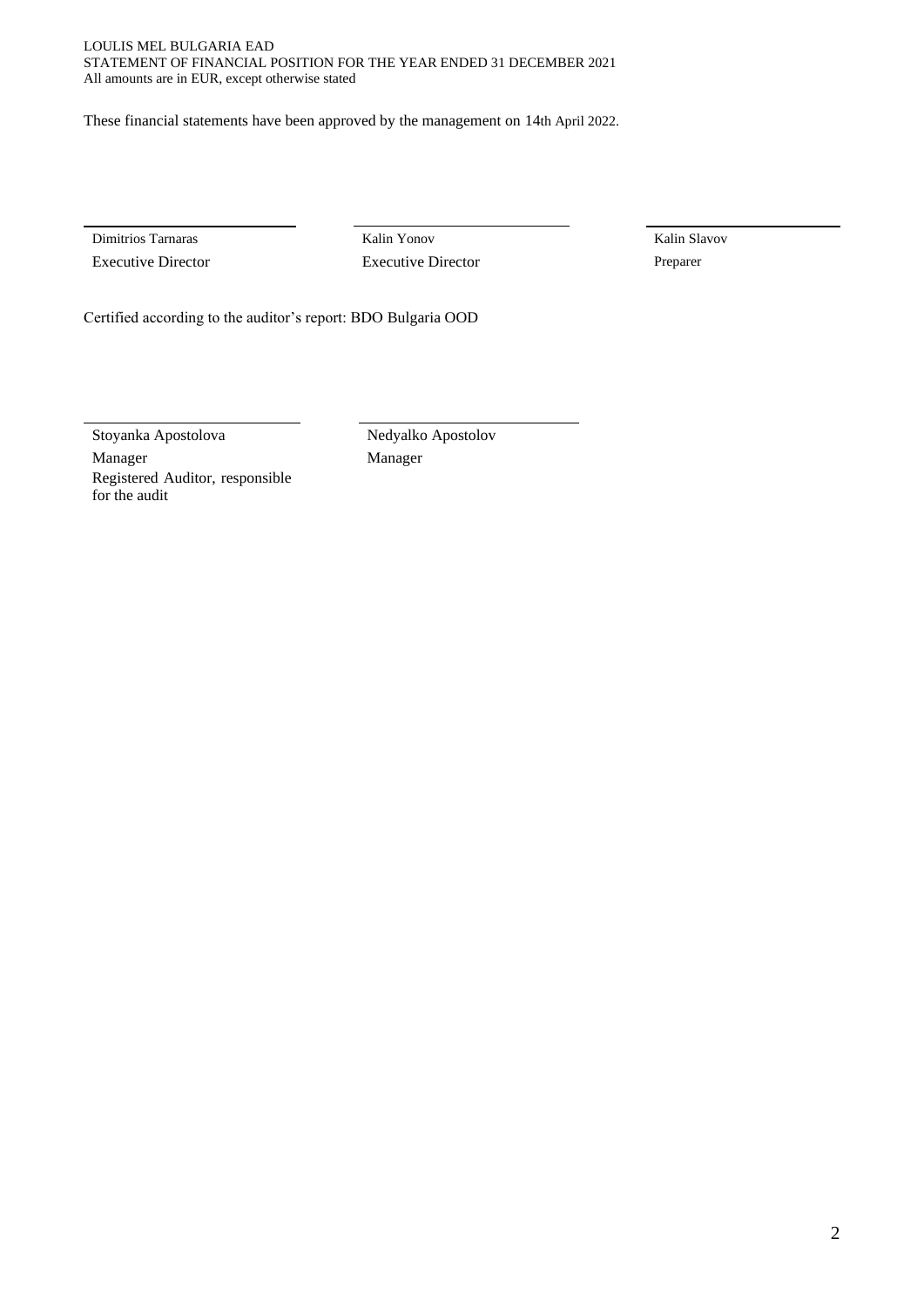These financial statements have been approved by the management on 14th April 2022.

| Dimitrios Tarnaras | Kalin Yonov | Kalin Slavov |
| --- | --- | --- |
| Executive Director | Executive Director | Preparer |

Certified according to the auditor's report: BDO Bulgaria OOD

| Stoyanka Apostolova | Nedyalko Apostolov |
| --- | --- |
| Manager | Manager |
| Registered Auditor, responsible for the audit | |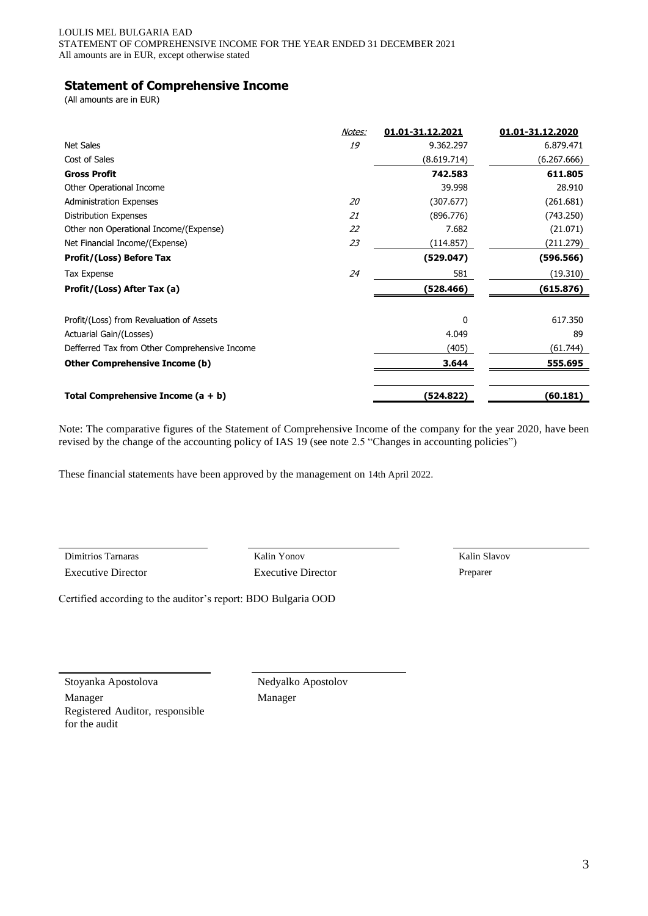LOUIS MEL BULGARIA EAD
STATEMENT OF COMPREHENSIVE INCOME FOR THE YEAR ENDED 31 DECEMBER 2021
All amounts are in EUR, except otherwise stated

## Statement of Comprehensive Income

(All amounts are in EUR)

| | *Notes:* | 01.01-31.12.2021 | 01.01-31.12.2020 |
|---|---|---|---|
| Net Sales | *19* | 9.362.297 | 6.879.471 |
| Cost of Sales | | (8.619.714) | (6.267.666) |
| **Gross Profit** | | **742.583** | **611.805** |
| Other Operational Income | | 39.998 | 28.910 |
| Administration Expenses | *20* | (307.677) | (261.681) |
| Distribution Expenses | *21* | (896.776) | (743.250) |
| Other non Operational Income/(Expense) | *22* | 7.682 | (21.071) |
| Net Financial Income/(Expense) | *23* | (114.857) | (211.279) |
| **Profit/(Loss) Before Tax** | | **(529.047)** | **(596.566)** |
| Tax Expense | *24* | 581 | (19.310) |
| **Profit/(Loss) After Tax (a)** | | **(528.466)** | **(615.876)** |
| | | | |
| Profit/(Loss) from Revaluation of Assets | | 0 | 617.350 |
| Actuarial Gain/(Losses) | | 4.049 | 89 |
| Defferred Tax from Other Comprehensive Income | | (405) | (61.744) |
| **Other Comprehensive Income (b)** | | **3.644** | **555.695** |
| | | | |
| **Total Comprehensive Income (a + b)** | | **(524.822)** | **(60.181)** |

Note: The comparative figures of the Statement of Comprehensive Income of the company for the year 2020, have been revised by the change of the accounting policy of IAS 19 (see note 2.5 "Changes in accounting policies")

These financial statements have been approved by the management on 14th April 2022.

| Dimitrios Tarnaras | Kalin Yonov | Kalin Slavov |
|---|---|---|
| Executive Director | Executive Director | Preparer |

Certified according to the auditor's report: BDO Bulgaria OOD

| Stoyanka Apostolova | Nedyalko Apostolov |
|---|---|
| Manager<br>Registered Auditor, responsible for the audit | Manager |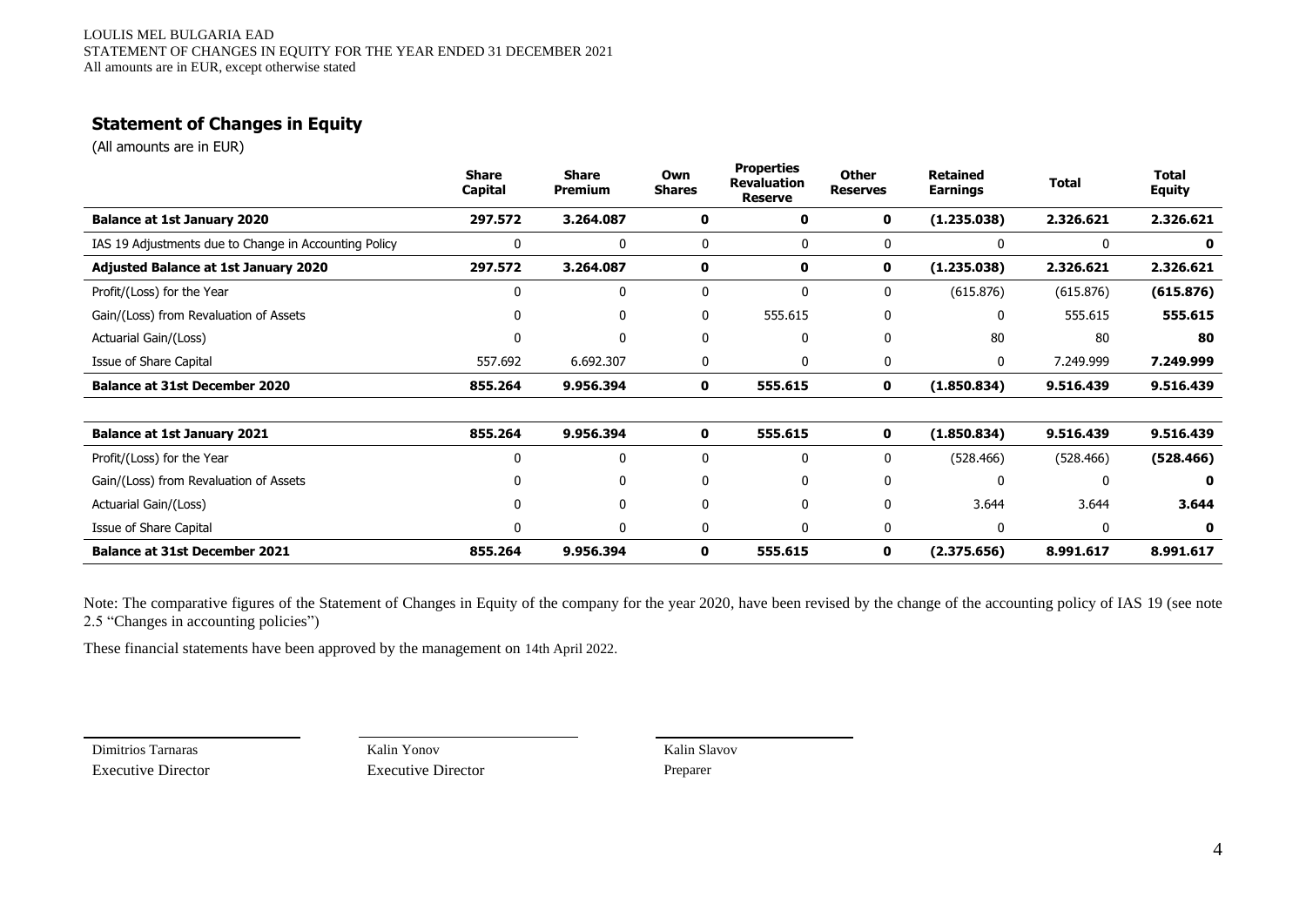## Statement of Changes in Equity

(All amounts are in EUR)

| | Share Capital | Share Premium | Own Shares | Properties Revaluation Reserve | Other Reserves | Retained Earnings | Total | Total Equity |
|---|---|---|---|---|---|---|---|---|
| **Balance at 1st January 2020** | **297.572** | **3.264.087** | **0** | **0** | **0** | **(1.235.038)** | **2.326.621** | **2.326.621** |
| IAS 19 Adjustments due to Change in Accounting Policy | 0 | 0 | 0 | 0 | 0 | 0 | 0 | **0** |
| **Adjusted Balance at 1st January 2020** | **297.572** | **3.264.087** | **0** | **0** | **0** | **(1.235.038)** | **2.326.621** | **2.326.621** |
| Profit/(Loss) for the Year | 0 | 0 | 0 | 0 | 0 | (615.876) | (615.876) | **(615.876)** |
| Gain/(Loss) from Revaluation of Assets | 0 | 0 | 0 | 555.615 | 0 | 0 | 555.615 | **555.615** |
| Actuarial Gain/(Loss) | 0 | 0 | 0 | 0 | 0 | 80 | 80 | **80** |
| Issue of Share Capital | 557.692 | 6.692.307 | 0 | 0 | 0 | 0 | 7.249.999 | **7.249.999** |
| **Balance at 31st December 2020** | **855.264** | **9.956.394** | **0** | **555.615** | **0** | **(1.850.834)** | **9.516.439** | **9.516.439** |
| | | | | | | | | |
| **Balance at 1st January 2021** | **855.264** | **9.956.394** | **0** | **555.615** | **0** | **(1.850.834)** | **9.516.439** | **9.516.439** |
| Profit/(Loss) for the Year | 0 | 0 | 0 | 0 | 0 | (528.466) | (528.466) | **(528.466)** |
| Gain/(Loss) from Revaluation of Assets | 0 | 0 | 0 | 0 | 0 | 0 | 0 | **0** |
| Actuarial Gain/(Loss) | 0 | 0 | 0 | 0 | 0 | 3.644 | 3.644 | **3.644** |
| Issue of Share Capital | 0 | 0 | 0 | 0 | 0 | 0 | 0 | **0** |
| **Balance at 31st December 2021** | **855.264** | **9.956.394** | **0** | **555.615** | **0** | **(2.375.656)** | **8.991.617** | **8.991.617** |

Note: The comparative figures of the Statement of Changes in Equity of the company for the year 2020, have been revised by the change of the accounting policy of IAS 19 (see note 2.5 "Changes in accounting policies")

These financial statements have been approved by the management on 14th April 2022.

| Dimitrios Tarnaras | Kalin Yonov | Kalin Slavov |
|---|---|---|
| Executive Director | Executive Director | Preparer |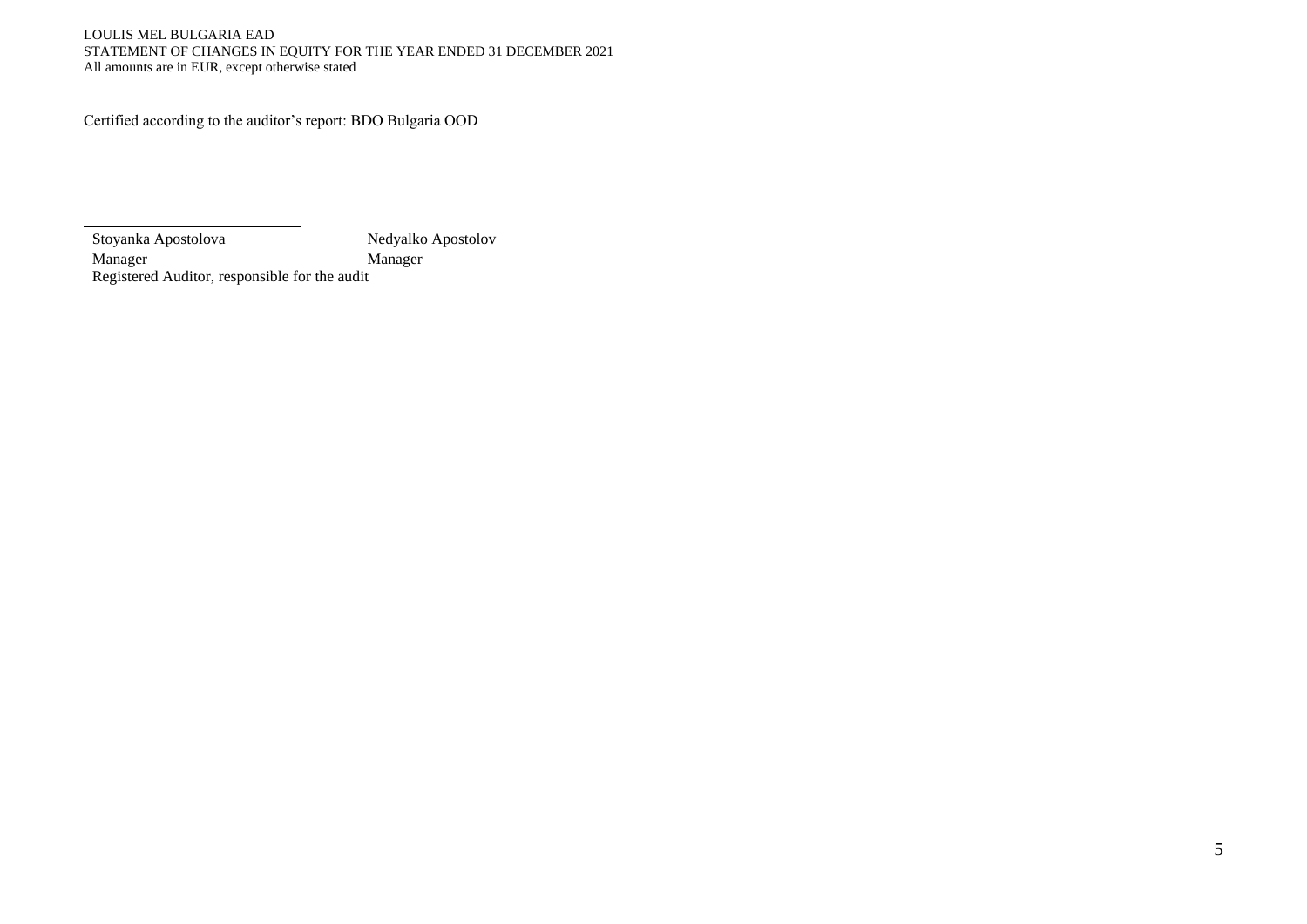Certified according to the auditor's report: BDO Bulgaria OOD

| Stoyanka Apostolova | Nedyalko Apostolov |
|---|---|
| Manager | Manager |
| Registered Auditor, responsible for the audit | |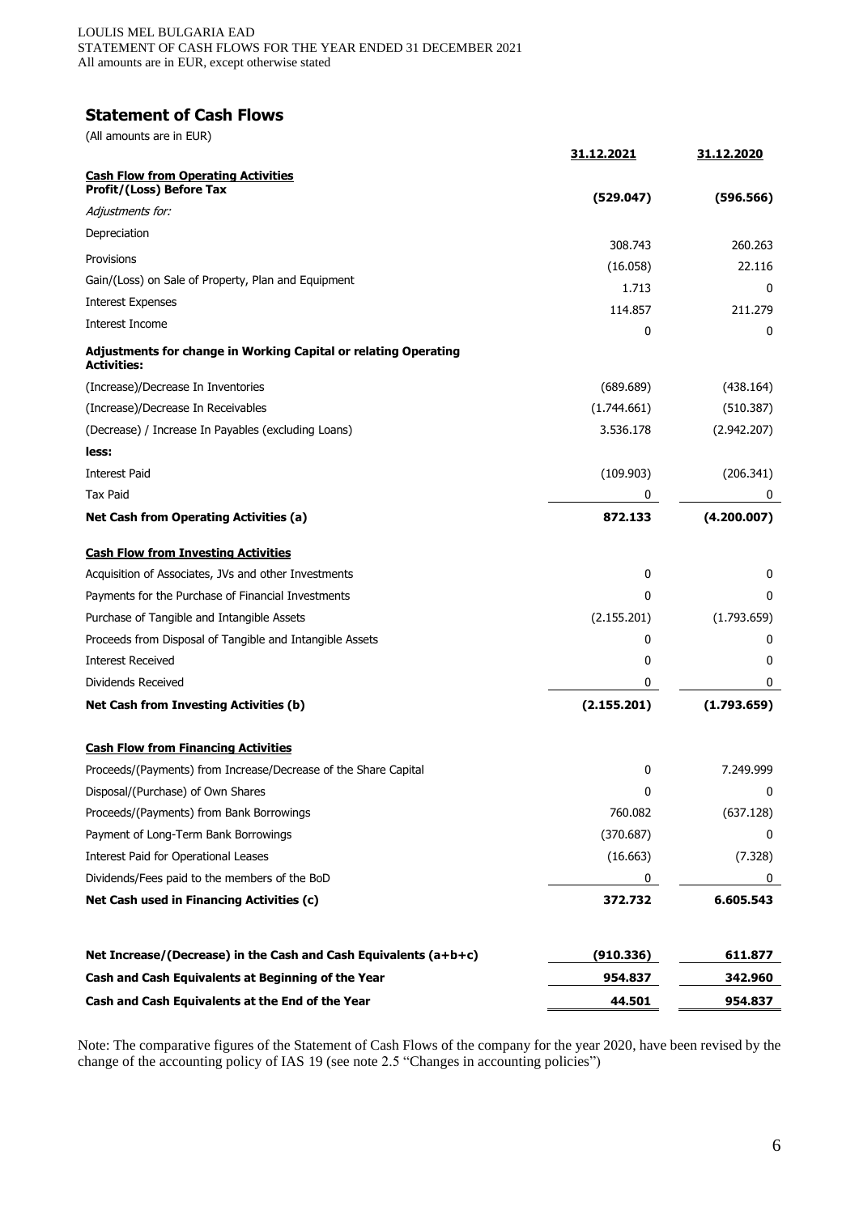LOULIS MEL BULGARIA EAD
STATEMENT OF CASH FLOWS FOR THE YEAR ENDED 31 DECEMBER 2021
All amounts are in EUR, except otherwise stated

## Statement of Cash Flows

(All amounts are in EUR)

| | 31.12.2021 | 31.12.2020 |
|---|---|---|
| **Cash Flow from Operating Activities** | | |
| **Profit/(Loss) Before Tax** | **(529.047)** | **(596.566)** |
| *Adjustments for:* | | |
| Depreciation | 308.743 | 260.263 |
| Provisions | (16.058) | 22.116 |
| Gain/(Loss) on Sale of Property, Plan and Equipment | 1.713 | 0 |
| Interest Expenses | 114.857 | 211.279 |
| Interest Income | 0 | 0 |
| **Adjustments for change in Working Capital or relating Operating Activities:** | | |
| (Increase)/Decrease In Inventories | (689.689) | (438.164) |
| (Increase)/Decrease In Receivables | (1.744.661) | (510.387) |
| (Decrease) / Increase In Payables (excluding Loans) | 3.536.178 | (2.942.207) |
| **less:** | | |
| Interest Paid | (109.903) | (206.341) |
| Tax Paid | 0 | 0 |
| **Net Cash from Operating Activities (a)** | **872.133** | **(4.200.007)** |
| **Cash Flow from Investing Activities** | | |
| Acquisition of Associates, JVs and other Investments | 0 | 0 |
| Payments for the Purchase of Financial Investments | 0 | 0 |
| Purchase of Tangible and Intangible Assets | (2.155.201) | (1.793.659) |
| Proceeds from Disposal of Tangible and Intangible Assets | 0 | 0 |
| Interest Received | 0 | 0 |
| Dividends Received | 0 | 0 |
| **Net Cash from Investing Activities (b)** | **(2.155.201)** | **(1.793.659)** |
| **Cash Flow from Financing Activities** | | |
| Proceeds/(Payments) from Increase/Decrease of the Share Capital | 0 | 7.249.999 |
| Disposal/(Purchase) of Own Shares | 0 | 0 |
| Proceeds/(Payments) from Bank Borrowings | 760.082 | (637.128) |
| Payment of Long-Term Bank Borrowings | (370.687) | 0 |
| Interest Paid for Operational Leases | (16.663) | (7.328) |
| Dividends/Fees paid to the members of the BoD | 0 | 0 |
| **Net Cash used in Financing Activities (c)** | **372.732** | **6.605.543** |
| **Net Increase/(Decrease) in the Cash and Cash Equivalents (a+b+c)** | **(910.336)** | **611.877** |
| **Cash and Cash Equivalents at Beginning of the Year** | **954.837** | **342.960** |
| **Cash and Cash Equivalents at the End of the Year** | **44.501** | **954.837** |

Note: The comparative figures of the Statement of Cash Flows of the company for the year 2020, have been revised by the change of the accounting policy of IAS 19 (see note 2.5 "Changes in accounting policies")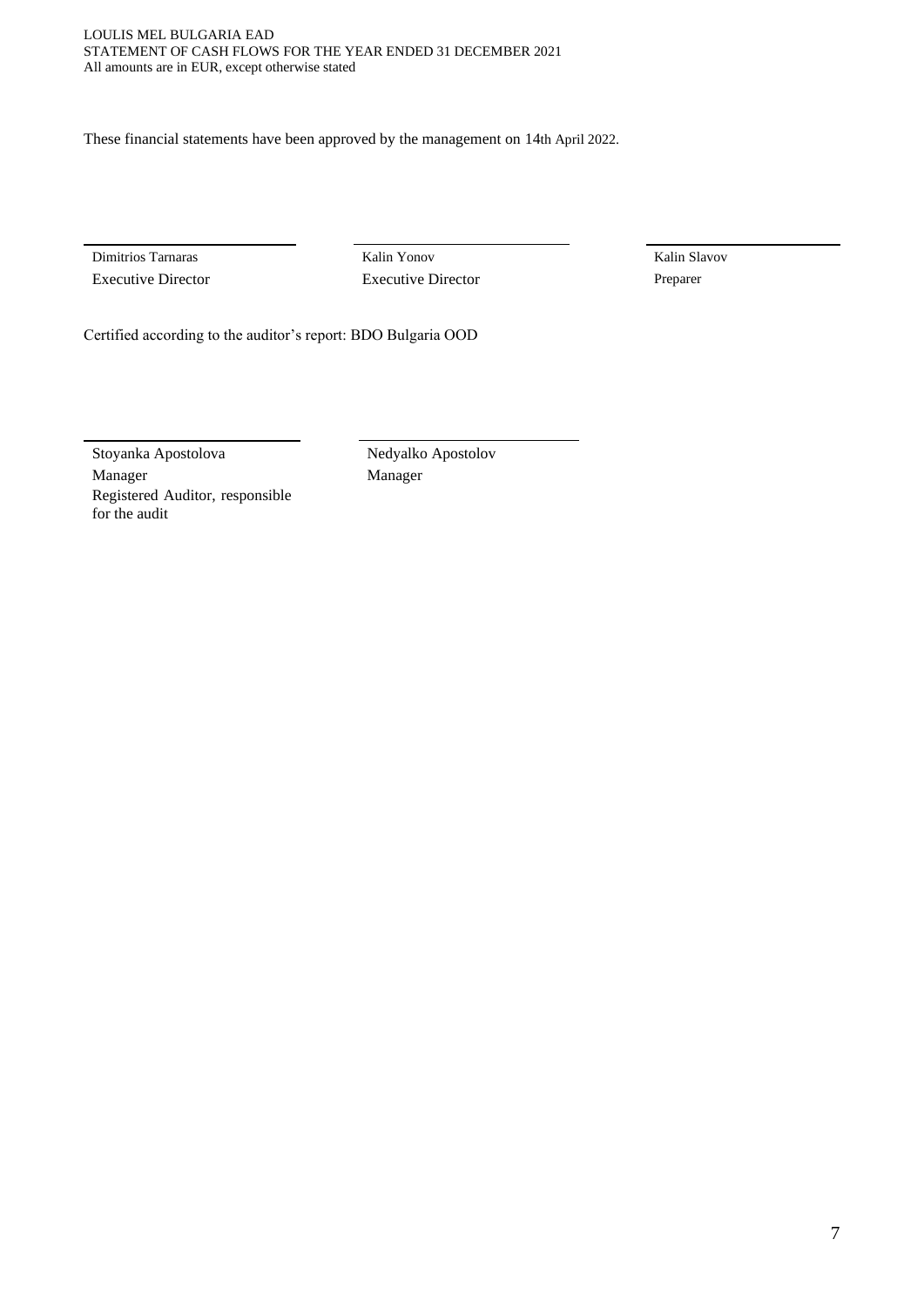These financial statements have been approved by the management on 14th April 2022.

| Dimitrios Tarnaras | Kalin Yonov | Kalin Slavov |
|---|---|---|
| Executive Director | Executive Director | Preparer |

Certified according to the auditor's report: BDO Bulgaria OOD

| Stoyanka Apostolova | Nedyalko Apostolov |
|---|---|
| Manager | Manager |
| Registered Auditor, responsible for the audit | |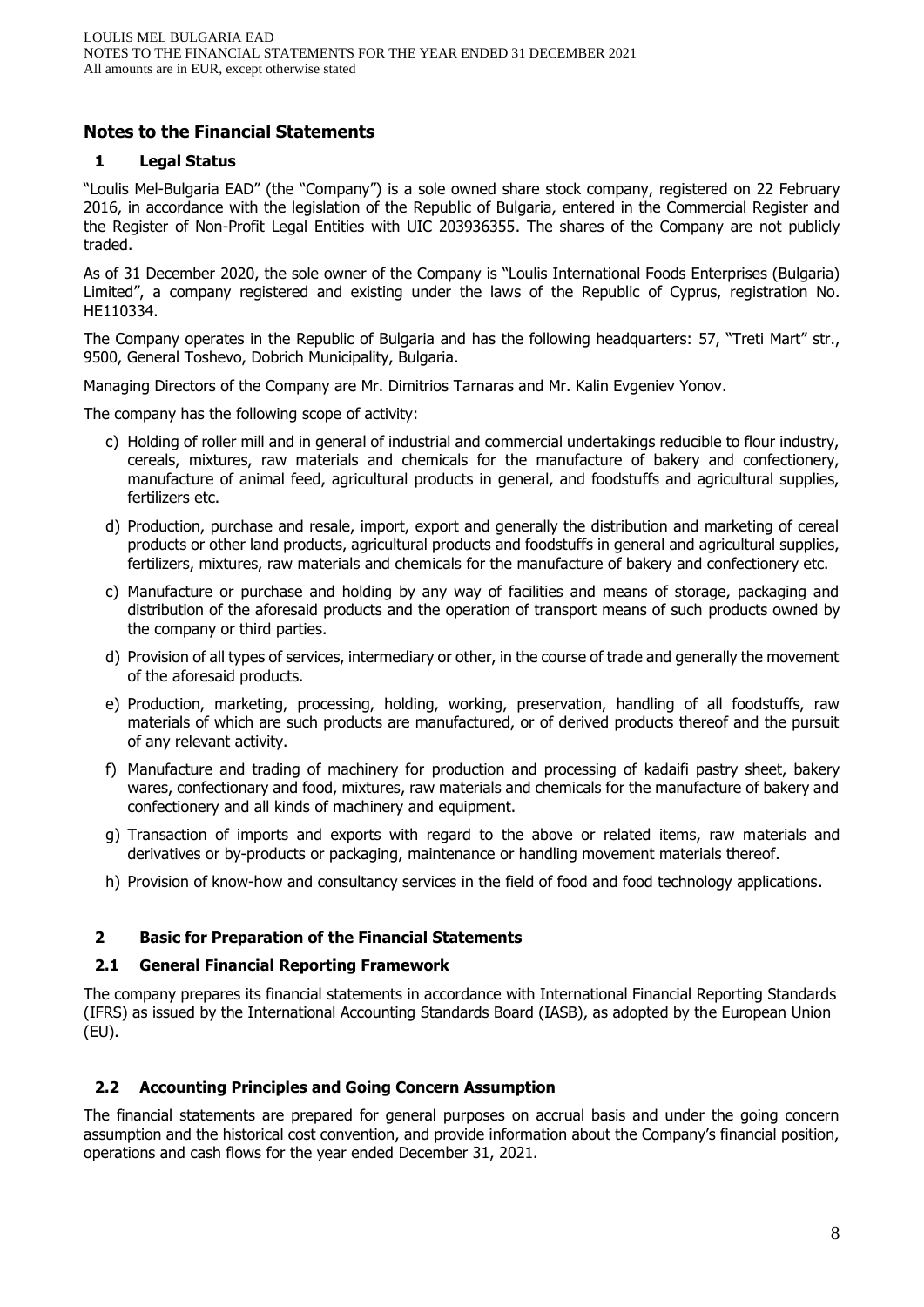## Notes to the Financial Statements

### 1 Legal Status

"Loulis Mel-Bulgaria EAD" (the "Company") is a sole owned share stock company, registered on 22 February 2016, in accordance with the legislation of the Republic of Bulgaria, entered in the Commercial Register and the Register of Non-Profit Legal Entities with UIC 203936355. The shares of the Company are not publicly traded.

As of 31 December 2020, the sole owner of the Company is "Loulis International Foods Enterprises (Bulgaria) Limited", a company registered and existing under the laws of the Republic of Cyprus, registration No. HE110334.

The Company operates in the Republic of Bulgaria and has the following headquarters: 57, "Treti Mart" str., 9500, General Toshevo, Dobrich Municipality, Bulgaria.

Managing Directors of the Company are Mr. Dimitrios Tarnaras and Mr. Kalin Evgeniev Yonov.

The company has the following scope of activity:

c) Holding of roller mill and in general of industrial and commercial undertakings reducible to flour industry, cereals, mixtures, raw materials and chemicals for the manufacture of bakery and confectionery, manufacture of animal feed, agricultural products in general, and foodstuffs and agricultural supplies, fertilizers etc.

d) Production, purchase and resale, import, export and generally the distribution and marketing of cereal products or other land products, agricultural products and foodstuffs in general and agricultural supplies, fertilizers, mixtures, raw materials and chemicals for the manufacture of bakery and confectionery etc.

c) Manufacture or purchase and holding by any way of facilities and means of storage, packaging and distribution of the aforesaid products and the operation of transport means of such products owned by the company or third parties.

d) Provision of all types of services, intermediary or other, in the course of trade and generally the movement of the aforesaid products.

e) Production, marketing, processing, holding, working, preservation, handling of all foodstuffs, raw materials of which are such products are manufactured, or of derived products thereof and the pursuit of any relevant activity.

f) Manufacture and trading of machinery for production and processing of kadaifi pastry sheet, bakery wares, confectionary and food, mixtures, raw materials and chemicals for the manufacture of bakery and confectionery and all kinds of machinery and equipment.

g) Transaction of imports and exports with regard to the above or related items, raw materials and derivatives or by-products or packaging, maintenance or handling movement materials thereof.

h) Provision of know-how and consultancy services in the field of food and food technology applications.

### 2 Basic for Preparation of the Financial Statements

### 2.1 General Financial Reporting Framework

The company prepares its financial statements in accordance with International Financial Reporting Standards (IFRS) as issued by the International Accounting Standards Board (IASB), as adopted by the European Union (EU).

### 2.2 Accounting Principles and Going Concern Assumption

The financial statements are prepared for general purposes on accrual basis and under the going concern assumption and the historical cost convention, and provide information about the Company's financial position, operations and cash flows for the year ended December 31, 2021.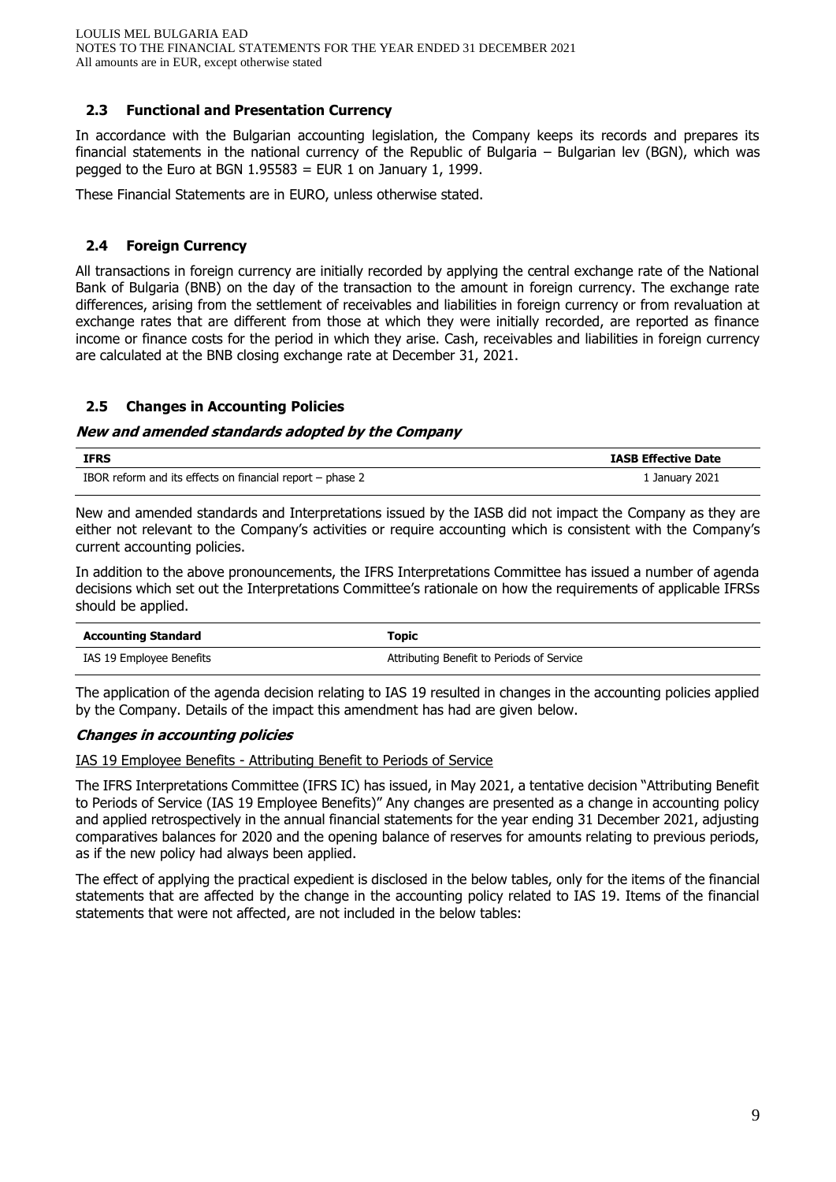## 2.3 Functional and Presentation Currency

In accordance with the Bulgarian accounting legislation, the Company keeps its records and prepares its financial statements in the national currency of the Republic of Bulgaria – Bulgarian lev (BGN), which was pegged to the Euro at BGN 1.95583 = EUR 1 on January 1, 1999.

These Financial Statements are in EURO, unless otherwise stated.

## 2.4 Foreign Currency

All transactions in foreign currency are initially recorded by applying the central exchange rate of the National Bank of Bulgaria (BNB) on the day of the transaction to the amount in foreign currency. The exchange rate differences, arising from the settlement of receivables and liabilities in foreign currency or from revaluation at exchange rates that are different from those at which they were initially recorded, are reported as finance income or finance costs for the period in which they arise. Cash, receivables and liabilities in foreign currency are calculated at the BNB closing exchange rate at December 31, 2021.

## 2.5 Changes in Accounting Policies

***New and amended standards adopted by the Company***

| IFRS | IASB Effective Date |
|---|---|
| IBOR reform and its effects on financial report – phase 2 | 1 January 2021 |

New and amended standards and Interpretations issued by the IASB did not impact the Company as they are either not relevant to the Company's activities or require accounting which is consistent with the Company's current accounting policies.

In addition to the above pronouncements, the IFRS Interpretations Committee has issued a number of agenda decisions which set out the Interpretations Committee's rationale on how the requirements of applicable IFRSs should be applied.

| Accounting Standard | Topic |
|---|---|
| IAS 19 Employee Benefits | Attributing Benefit to Periods of Service |

The application of the agenda decision relating to IAS 19 resulted in changes in the accounting policies applied by the Company. Details of the impact this amendment has had are given below.

***Changes in accounting policies***

IAS 19 Employee Benefits - Attributing Benefit to Periods of Service

The IFRS Interpretations Committee (IFRS IC) has issued, in May 2021, a tentative decision "Attributing Benefit to Periods of Service (IAS 19 Employee Benefits)" Any changes are presented as a change in accounting policy and applied retrospectively in the annual financial statements for the year ending 31 December 2021, adjusting comparatives balances for 2020 and the opening balance of reserves for amounts relating to previous periods, as if the new policy had always been applied.

The effect of applying the practical expedient is disclosed in the below tables, only for the items of the financial statements that are affected by the change in the accounting policy related to IAS 19. Items of the financial statements that were not affected, are not included in the below tables: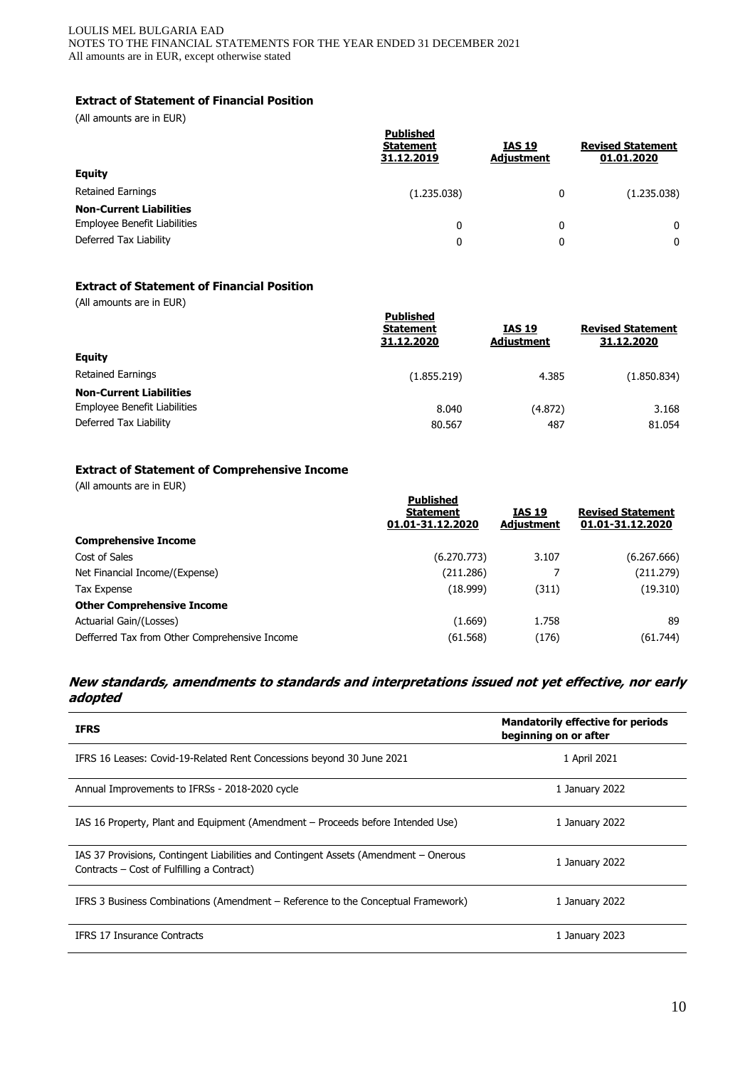### Extract of Statement of Financial Position

(All amounts are in EUR)

| | Published Statement 31.12.2019 | IAS 19 Adjustment | Revised Statement 01.01.2020 |
|---|---|---|---|
| **Equity** | | | |
| Retained Earnings | (1.235.038) | 0 | (1.235.038) |
| **Non-Current Liabilities** | | | |
| Employee Benefit Liabilities | 0 | 0 | 0 |
| Deferred Tax Liability | 0 | 0 | 0 |

### Extract of Statement of Financial Position

(All amounts are in EUR)

| | Published Statement 31.12.2020 | IAS 19 Adjustment | Revised Statement 31.12.2020 |
|---|---|---|---|
| **Equity** | | | |
| Retained Earnings | (1.855.219) | 4.385 | (1.850.834) |
| **Non-Current Liabilities** | | | |
| Employee Benefit Liabilities | 8.040 | (4.872) | 3.168 |
| Deferred Tax Liability | 80.567 | 487 | 81.054 |

### Extract of Statement of Comprehensive Income

(All amounts are in EUR)

| | Published Statement 01.01-31.12.2020 | IAS 19 Adjustment | Revised Statement 01.01-31.12.2020 |
|---|---|---|---|
| **Comprehensive Income** | | | |
| Cost of Sales | (6.270.773) | 3.107 | (6.267.666) |
| Net Financial Income/(Expense) | (211.286) | 7 | (211.279) |
| Tax Expense | (18.999) | (311) | (19.310) |
| **Other Comprehensive Income** | | | |
| Actuarial Gain/(Losses) | (1.669) | 1.758 | 89 |
| Defferred Tax from Other Comprehensive Income | (61.568) | (176) | (61.744) |

### *New standards, amendments to standards and interpretations issued not yet effective, nor early adopted*

| IFRS | Mandatorily effective for periods beginning on or after |
|---|---|
| IFRS 16 Leases: Covid-19-Related Rent Concessions beyond 30 June 2021 | 1 April 2021 |
| Annual Improvements to IFRSs - 2018-2020 cycle | 1 January 2022 |
| IAS 16 Property, Plant and Equipment (Amendment – Proceeds before Intended Use) | 1 January 2022 |
| IAS 37 Provisions, Contingent Liabilities and Contingent Assets (Amendment – Onerous Contracts – Cost of Fulfilling a Contract) | 1 January 2022 |
| IFRS 3 Business Combinations (Amendment – Reference to the Conceptual Framework) | 1 January 2022 |
| IFRS 17 Insurance Contracts | 1 January 2023 |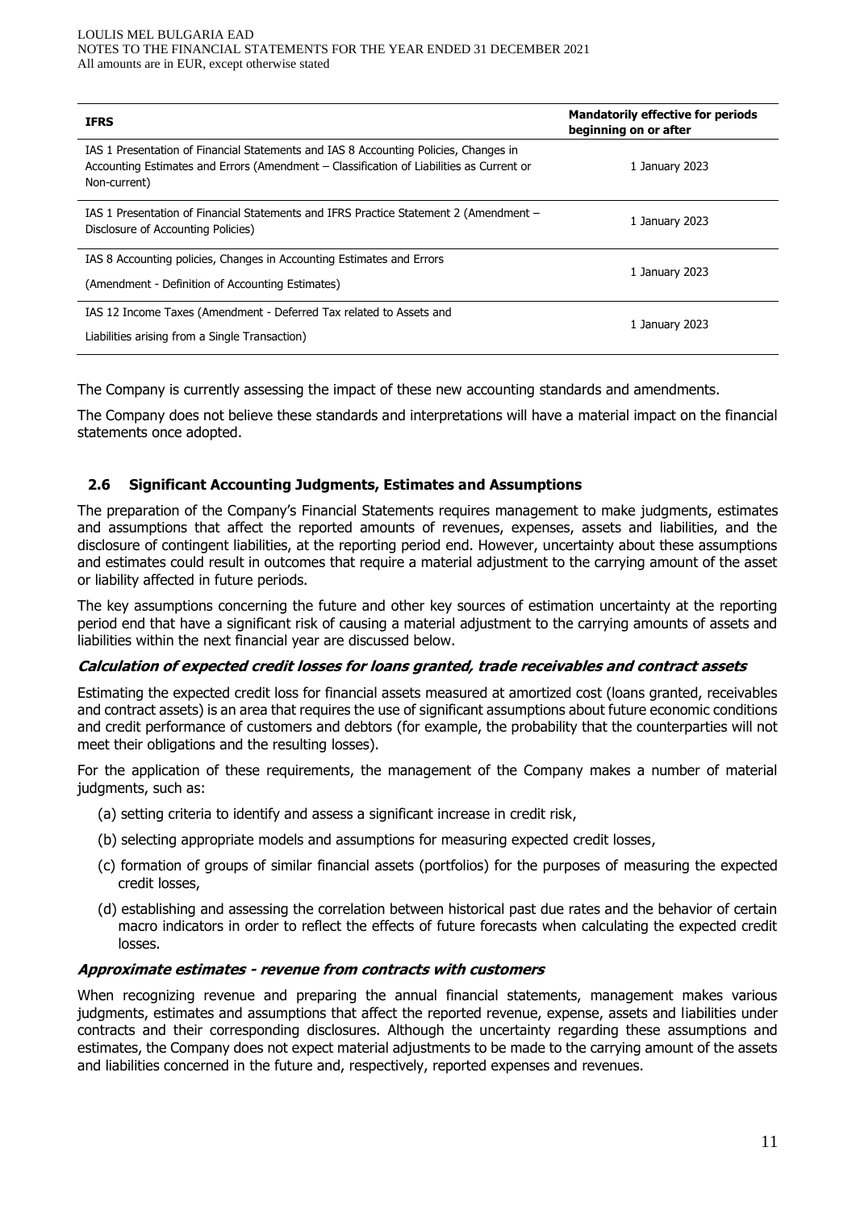| IFRS | Mandatorily effective for periods beginning on or after |
|---|---|
| IAS 1 Presentation of Financial Statements and IAS 8 Accounting Policies, Changes in Accounting Estimates and Errors (Amendment – Classification of Liabilities as Current or Non-current) | 1 January 2023 |
| IAS 1 Presentation of Financial Statements and IFRS Practice Statement 2 (Amendment – Disclosure of Accounting Policies) | 1 January 2023 |
| IAS 8 Accounting policies, Changes in Accounting Estimates and Errors (Amendment - Definition of Accounting Estimates) | 1 January 2023 |
| IAS 12 Income Taxes (Amendment - Deferred Tax related to Assets and Liabilities arising from a Single Transaction) | 1 January 2023 |

The Company is currently assessing the impact of these new accounting standards and amendments.

The Company does not believe these standards and interpretations will have a material impact on the financial statements once adopted.

### 2.6 Significant Accounting Judgments, Estimates and Assumptions

The preparation of the Company's Financial Statements requires management to make judgments, estimates and assumptions that affect the reported amounts of revenues, expenses, assets and liabilities, and the disclosure of contingent liabilities, at the reporting period end. However, uncertainty about these assumptions and estimates could result in outcomes that require a material adjustment to the carrying amount of the asset or liability affected in future periods.

The key assumptions concerning the future and other key sources of estimation uncertainty at the reporting period end that have a significant risk of causing a material adjustment to the carrying amounts of assets and liabilities within the next financial year are discussed below.

***Calculation of expected credit losses for loans granted, trade receivables and contract assets***

Estimating the expected credit loss for financial assets measured at amortized cost (loans granted, receivables and contract assets) is an area that requires the use of significant assumptions about future economic conditions and credit performance of customers and debtors (for example, the probability that the counterparties will not meet their obligations and the resulting losses).

For the application of these requirements, the management of the Company makes a number of material judgments, such as:

(a) setting criteria to identify and assess a significant increase in credit risk,

(b) selecting appropriate models and assumptions for measuring expected credit losses,

(c) formation of groups of similar financial assets (portfolios) for the purposes of measuring the expected credit losses,

(d) establishing and assessing the correlation between historical past due rates and the behavior of certain macro indicators in order to reflect the effects of future forecasts when calculating the expected credit losses.

***Approximate estimates - revenue from contracts with customers***

When recognizing revenue and preparing the annual financial statements, management makes various judgments, estimates and assumptions that affect the reported revenue, expense, assets and liabilities under contracts and their corresponding disclosures. Although the uncertainty regarding these assumptions and estimates, the Company does not expect material adjustments to be made to the carrying amount of the assets and liabilities concerned in the future and, respectively, reported expenses and revenues.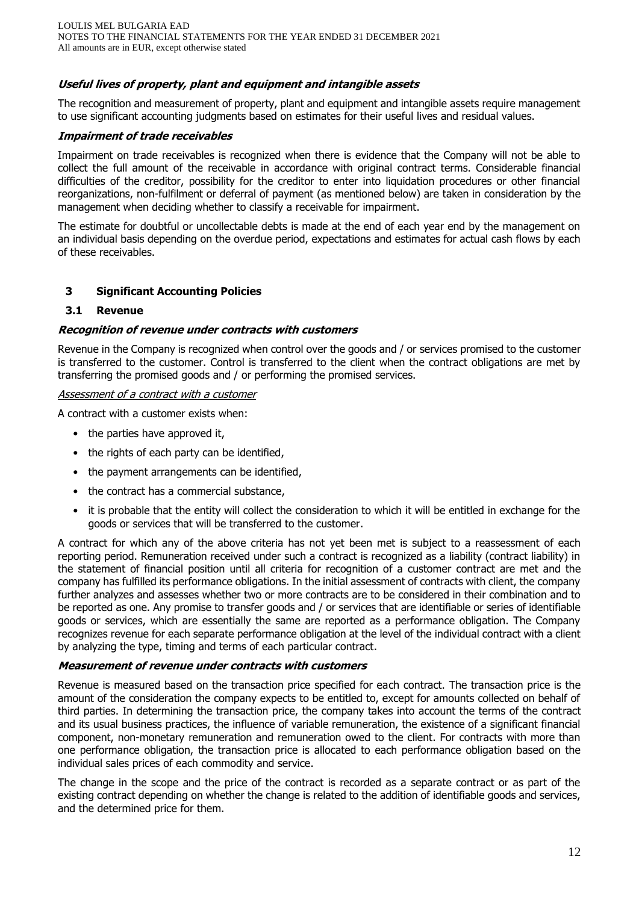***Useful lives of property, plant and equipment and intangible assets***

The recognition and measurement of property, plant and equipment and intangible assets require management to use significant accounting judgments based on estimates for their useful lives and residual values.

***Impairment of trade receivables***

Impairment on trade receivables is recognized when there is evidence that the Company will not be able to collect the full amount of the receivable in accordance with original contract terms. Considerable financial difficulties of the creditor, possibility for the creditor to enter into liquidation procedures or other financial reorganizations, non-fulfilment or deferral of payment (as mentioned below) are taken in consideration by the management when deciding whether to classify a receivable for impairment.

The estimate for doubtful or uncollectable debts is made at the end of each year end by the management on an individual basis depending on the overdue period, expectations and estimates for actual cash flows by each of these receivables.

## 3 Significant Accounting Policies

### 3.1 Revenue

***Recognition of revenue under contracts with customers***

Revenue in the Company is recognized when control over the goods and / or services promised to the customer is transferred to the customer. Control is transferred to the client when the contract obligations are met by transferring the promised goods and / or performing the promised services.

*Assessment of a contract with a customer*

A contract with a customer exists when:

- the parties have approved it,
- the rights of each party can be identified,
- the payment arrangements can be identified,
- the contract has a commercial substance,
- it is probable that the entity will collect the consideration to which it will be entitled in exchange for the goods or services that will be transferred to the customer.

A contract for which any of the above criteria has not yet been met is subject to a reassessment of each reporting period. Remuneration received under such a contract is recognized as a liability (contract liability) in the statement of financial position until all criteria for recognition of a customer contract are met and the company has fulfilled its performance obligations. In the initial assessment of contracts with client, the company further analyzes and assesses whether two or more contracts are to be considered in their combination and to be reported as one. Any promise to transfer goods and / or services that are identifiable or series of identifiable goods or services, which are essentially the same are reported as a performance obligation. The Company recognizes revenue for each separate performance obligation at the level of the individual contract with a client by analyzing the type, timing and terms of each particular contract.

***Measurement of revenue under contracts with customers***

Revenue is measured based on the transaction price specified for each contract. The transaction price is the amount of the consideration the company expects to be entitled to, except for amounts collected on behalf of third parties. In determining the transaction price, the company takes into account the terms of the contract and its usual business practices, the influence of variable remuneration, the existence of a significant financial component, non-monetary remuneration and remuneration owed to the client. For contracts with more than one performance obligation, the transaction price is allocated to each performance obligation based on the individual sales prices of each commodity and service.

The change in the scope and the price of the contract is recorded as a separate contract or as part of the existing contract depending on whether the change is related to the addition of identifiable goods and services, and the determined price for them.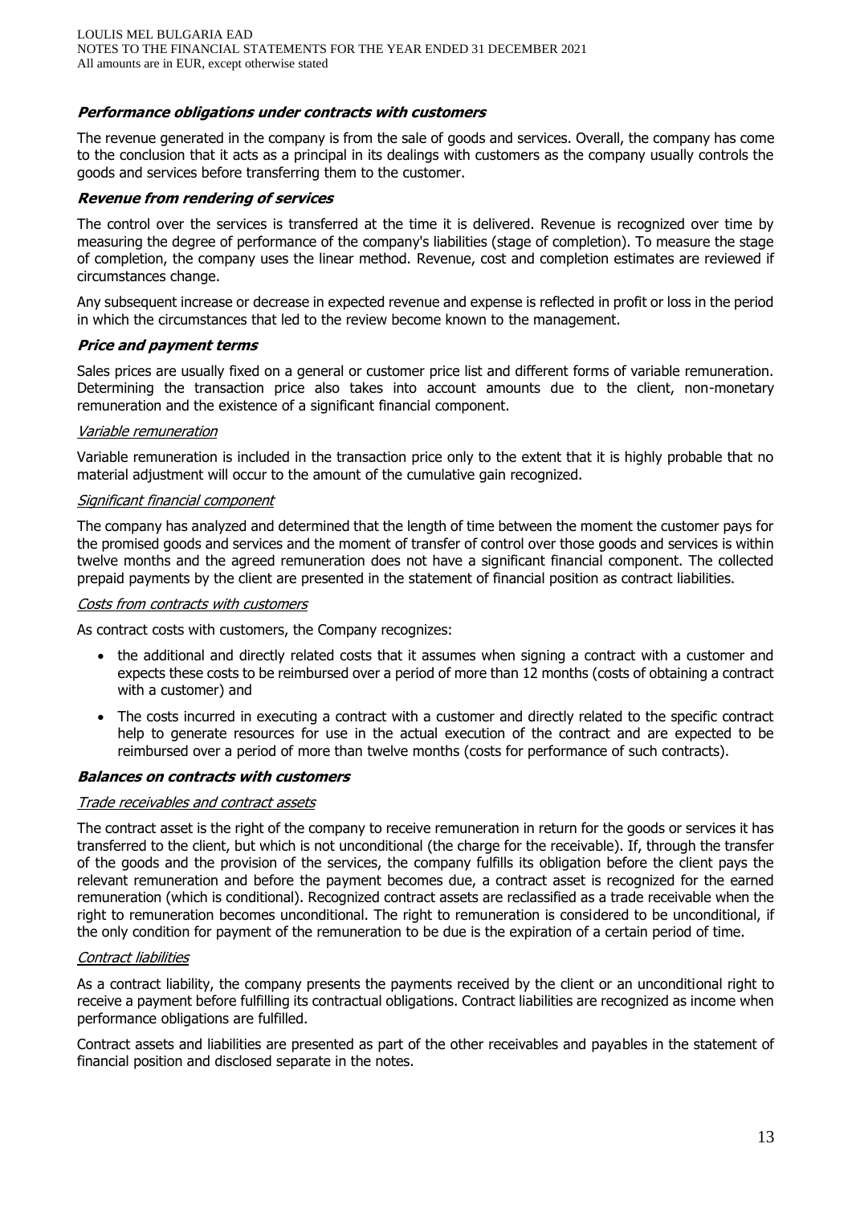### ***Performance obligations under contracts with customers***

The revenue generated in the company is from the sale of goods and services. Overall, the company has come to the conclusion that it acts as a principal in its dealings with customers as the company usually controls the goods and services before transferring them to the customer.

### ***Revenue from rendering of services***

The control over the services is transferred at the time it is delivered. Revenue is recognized over time by measuring the degree of performance of the company's liabilities (stage of completion). To measure the stage of completion, the company uses the linear method. Revenue, cost and completion estimates are reviewed if circumstances change.

Any subsequent increase or decrease in expected revenue and expense is reflected in profit or loss in the period in which the circumstances that led to the review become known to the management.

### ***Price and payment terms***

Sales prices are usually fixed on a general or customer price list and different forms of variable remuneration. Determining the transaction price also takes into account amounts due to the client, non-monetary remuneration and the existence of a significant financial component.

*Variable remuneration*

Variable remuneration is included in the transaction price only to the extent that it is highly probable that no material adjustment will occur to the amount of the cumulative gain recognized.

*Significant financial component*

The company has analyzed and determined that the length of time between the moment the customer pays for the promised goods and services and the moment of transfer of control over those goods and services is within twelve months and the agreed remuneration does not have a significant financial component. The collected prepaid payments by the client are presented in the statement of financial position as contract liabilities.

*Costs from contracts with customers*

As contract costs with customers, the Company recognizes:

- the additional and directly related costs that it assumes when signing a contract with a customer and expects these costs to be reimbursed over a period of more than 12 months (costs of obtaining a contract with a customer) and
- The costs incurred in executing a contract with a customer and directly related to the specific contract help to generate resources for use in the actual execution of the contract and are expected to be reimbursed over a period of more than twelve months (costs for performance of such contracts).

### ***Balances on contracts with customers***

*Trade receivables and contract assets*

The contract asset is the right of the company to receive remuneration in return for the goods or services it has transferred to the client, but which is not unconditional (the charge for the receivable). If, through the transfer of the goods and the provision of the services, the company fulfills its obligation before the client pays the relevant remuneration and before the payment becomes due, a contract asset is recognized for the earned remuneration (which is conditional). Recognized contract assets are reclassified as a trade receivable when the right to remuneration becomes unconditional. The right to remuneration is considered to be unconditional, if the only condition for payment of the remuneration to be due is the expiration of a certain period of time.

*Contract liabilities*

As a contract liability, the company presents the payments received by the client or an unconditional right to receive a payment before fulfilling its contractual obligations. Contract liabilities are recognized as income when performance obligations are fulfilled.

Contract assets and liabilities are presented as part of the other receivables and payables in the statement of financial position and disclosed separate in the notes.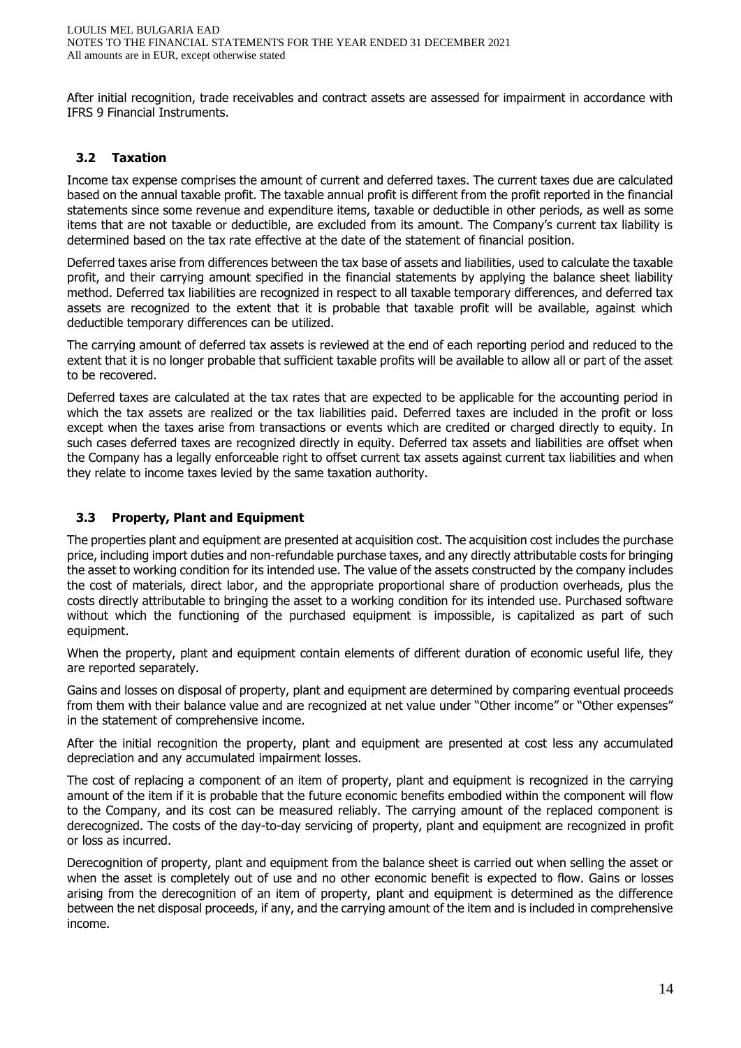After initial recognition, trade receivables and contract assets are assessed for impairment in accordance with IFRS 9 Financial Instruments.

## 3.2 Taxation

Income tax expense comprises the amount of current and deferred taxes. The current taxes due are calculated based on the annual taxable profit. The taxable annual profit is different from the profit reported in the financial statements since some revenue and expenditure items, taxable or deductible in other periods, as well as some items that are not taxable or deductible, are excluded from its amount. The Company's current tax liability is determined based on the tax rate effective at the date of the statement of financial position.

Deferred taxes arise from differences between the tax base of assets and liabilities, used to calculate the taxable profit, and their carrying amount specified in the financial statements by applying the balance sheet liability method. Deferred tax liabilities are recognized in respect to all taxable temporary differences, and deferred tax assets are recognized to the extent that it is probable that taxable profit will be available, against which deductible temporary differences can be utilized.

The carrying amount of deferred tax assets is reviewed at the end of each reporting period and reduced to the extent that it is no longer probable that sufficient taxable profits will be available to allow all or part of the asset to be recovered.

Deferred taxes are calculated at the tax rates that are expected to be applicable for the accounting period in which the tax assets are realized or the tax liabilities paid. Deferred taxes are included in the profit or loss except when the taxes arise from transactions or events which are credited or charged directly to equity. In such cases deferred taxes are recognized directly in equity. Deferred tax assets and liabilities are offset when the Company has a legally enforceable right to offset current tax assets against current tax liabilities and when they relate to income taxes levied by the same taxation authority.

## 3.3 Property, Plant and Equipment

The properties plant and equipment are presented at acquisition cost. The acquisition cost includes the purchase price, including import duties and non-refundable purchase taxes, and any directly attributable costs for bringing the asset to working condition for its intended use. The value of the assets constructed by the company includes the cost of materials, direct labor, and the appropriate proportional share of production overheads, plus the costs directly attributable to bringing the asset to a working condition for its intended use. Purchased software without which the functioning of the purchased equipment is impossible, is capitalized as part of such equipment.

When the property, plant and equipment contain elements of different duration of economic useful life, they are reported separately.

Gains and losses on disposal of property, plant and equipment are determined by comparing eventual proceeds from them with their balance value and are recognized at net value under "Other income" or "Other expenses" in the statement of comprehensive income.

After the initial recognition the property, plant and equipment are presented at cost less any accumulated depreciation and any accumulated impairment losses.

The cost of replacing a component of an item of property, plant and equipment is recognized in the carrying amount of the item if it is probable that the future economic benefits embodied within the component will flow to the Company, and its cost can be measured reliably. The carrying amount of the replaced component is derecognized. The costs of the day-to-day servicing of property, plant and equipment are recognized in profit or loss as incurred.

Derecognition of property, plant and equipment from the balance sheet is carried out when selling the asset or when the asset is completely out of use and no other economic benefit is expected to flow. Gains or losses arising from the derecognition of an item of property, plant and equipment is determined as the difference between the net disposal proceeds, if any, and the carrying amount of the item and is included in comprehensive income.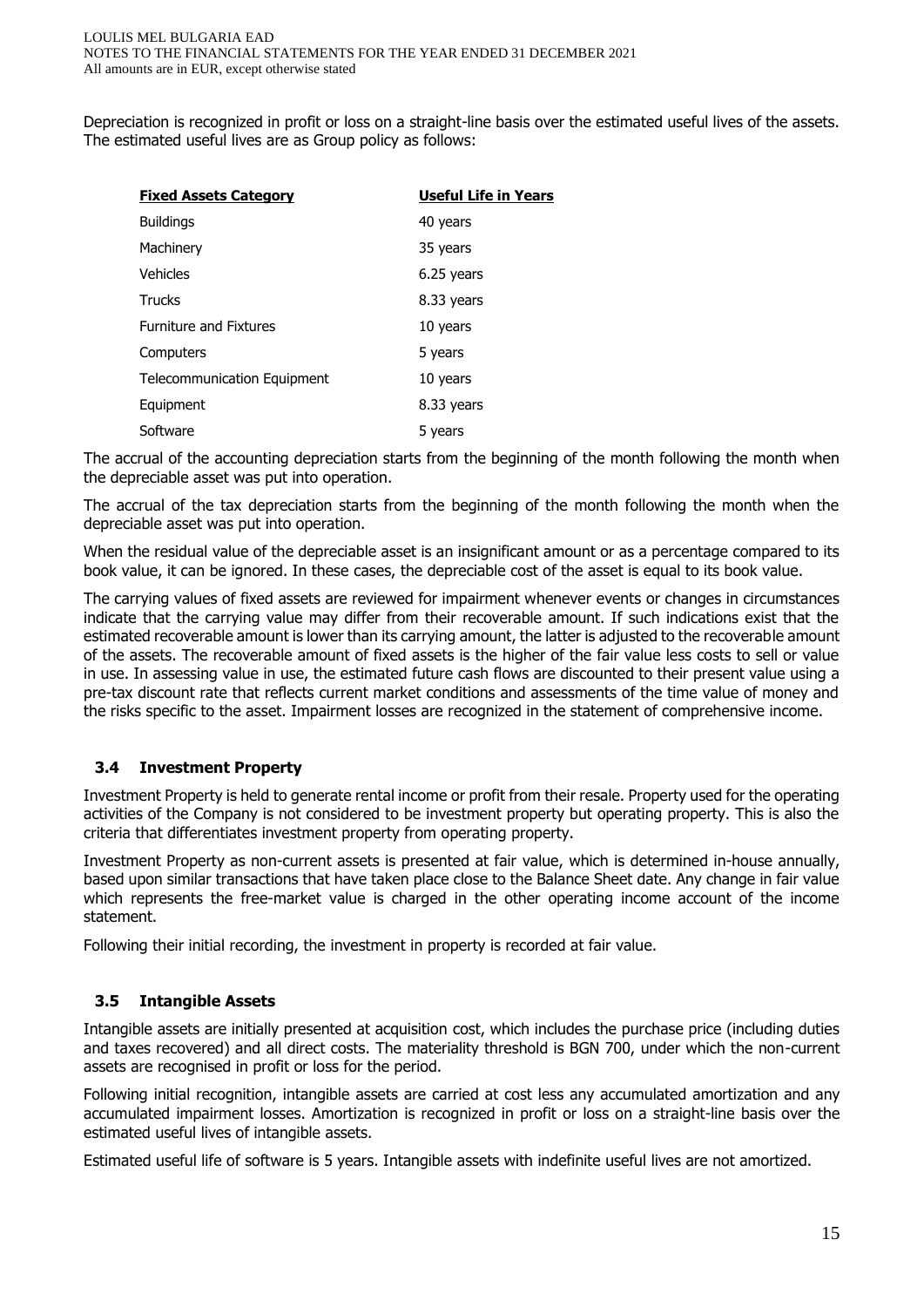Depreciation is recognized in profit or loss on a straight-line basis over the estimated useful lives of the assets. The estimated useful lives are as Group policy as follows:

| Fixed Assets Category | Useful Life in Years |
|---|---|
| Buildings | 40 years |
| Machinery | 35 years |
| Vehicles | 6.25 years |
| Trucks | 8.33 years |
| Furniture and Fixtures | 10 years |
| Computers | 5 years |
| Telecommunication Equipment | 10 years |
| Equipment | 8.33 years |
| Software | 5 years |

The accrual of the accounting depreciation starts from the beginning of the month following the month when the depreciable asset was put into operation.

The accrual of the tax depreciation starts from the beginning of the month following the month when the depreciable asset was put into operation.

When the residual value of the depreciable asset is an insignificant amount or as a percentage compared to its book value, it can be ignored. In these cases, the depreciable cost of the asset is equal to its book value.

The carrying values of fixed assets are reviewed for impairment whenever events or changes in circumstances indicate that the carrying value may differ from their recoverable amount. If such indications exist that the estimated recoverable amount is lower than its carrying amount, the latter is adjusted to the recoverable amount of the assets. The recoverable amount of fixed assets is the higher of the fair value less costs to sell or value in use. In assessing value in use, the estimated future cash flows are discounted to their present value using a pre-tax discount rate that reflects current market conditions and assessments of the time value of money and the risks specific to the asset. Impairment losses are recognized in the statement of comprehensive income.

### 3.4 Investment Property

Investment Property is held to generate rental income or profit from their resale. Property used for the operating activities of the Company is not considered to be investment property but operating property. This is also the criteria that differentiates investment property from operating property.

Investment Property as non-current assets is presented at fair value, which is determined in-house annually, based upon similar transactions that have taken place close to the Balance Sheet date. Any change in fair value which represents the free-market value is charged in the other operating income account of the income statement.

Following their initial recording, the investment in property is recorded at fair value.

### 3.5 Intangible Assets

Intangible assets are initially presented at acquisition cost, which includes the purchase price (including duties and taxes recovered) and all direct costs. The materiality threshold is BGN 700, under which the non-current assets are recognised in profit or loss for the period.

Following initial recognition, intangible assets are carried at cost less any accumulated amortization and any accumulated impairment losses. Amortization is recognized in profit or loss on a straight-line basis over the estimated useful lives of intangible assets.

Estimated useful life of software is 5 years. Intangible assets with indefinite useful lives are not amortized.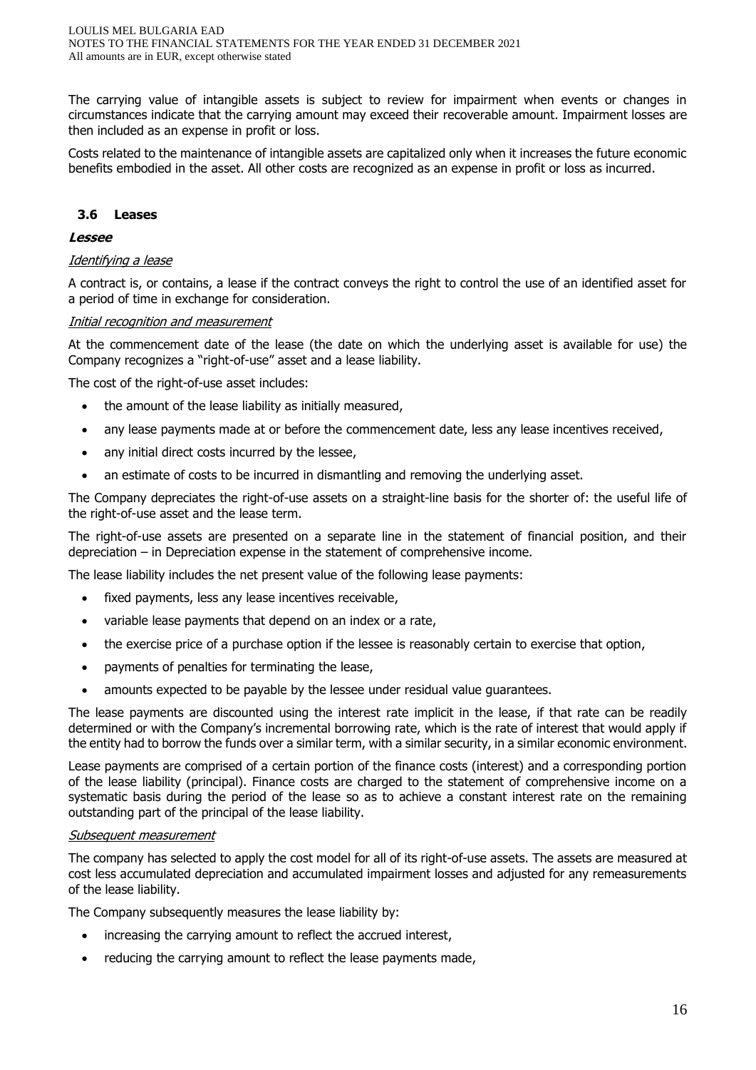The carrying value of intangible assets is subject to review for impairment when events or changes in circumstances indicate that the carrying amount may exceed their recoverable amount. Impairment losses are then included as an expense in profit or loss.

Costs related to the maintenance of intangible assets are capitalized only when it increases the future economic benefits embodied in the asset. All other costs are recognized as an expense in profit or loss as incurred.

### 3.6 Leases

***Lessee***

*Identifying a lease*

A contract is, or contains, a lease if the contract conveys the right to control the use of an identified asset for a period of time in exchange for consideration.

*Initial recognition and measurement*

At the commencement date of the lease (the date on which the underlying asset is available for use) the Company recognizes a "right-of-use" asset and a lease liability.

The cost of the right-of-use asset includes:

- the amount of the lease liability as initially measured,
- any lease payments made at or before the commencement date, less any lease incentives received,
- any initial direct costs incurred by the lessee,
- an estimate of costs to be incurred in dismantling and removing the underlying asset.

The Company depreciates the right-of-use assets on a straight-line basis for the shorter of: the useful life of the right-of-use asset and the lease term.

The right-of-use assets are presented on a separate line in the statement of financial position, and their depreciation – in Depreciation expense in the statement of comprehensive income.

The lease liability includes the net present value of the following lease payments:

- fixed payments, less any lease incentives receivable,
- variable lease payments that depend on an index or a rate,
- the exercise price of a purchase option if the lessee is reasonably certain to exercise that option,
- payments of penalties for terminating the lease,
- amounts expected to be payable by the lessee under residual value guarantees.

The lease payments are discounted using the interest rate implicit in the lease, if that rate can be readily determined or with the Company's incremental borrowing rate, which is the rate of interest that would apply if the entity had to borrow the funds over a similar term, with a similar security, in a similar economic environment.

Lease payments are comprised of a certain portion of the finance costs (interest) and a corresponding portion of the lease liability (principal). Finance costs are charged to the statement of comprehensive income on a systematic basis during the period of the lease so as to achieve a constant interest rate on the remaining outstanding part of the principal of the lease liability.

*Subsequent measurement*

The company has selected to apply the cost model for all of its right-of-use assets. The assets are measured at cost less accumulated depreciation and accumulated impairment losses and adjusted for any remeasurements of the lease liability.

The Company subsequently measures the lease liability by:

- increasing the carrying amount to reflect the accrued interest,
- reducing the carrying amount to reflect the lease payments made,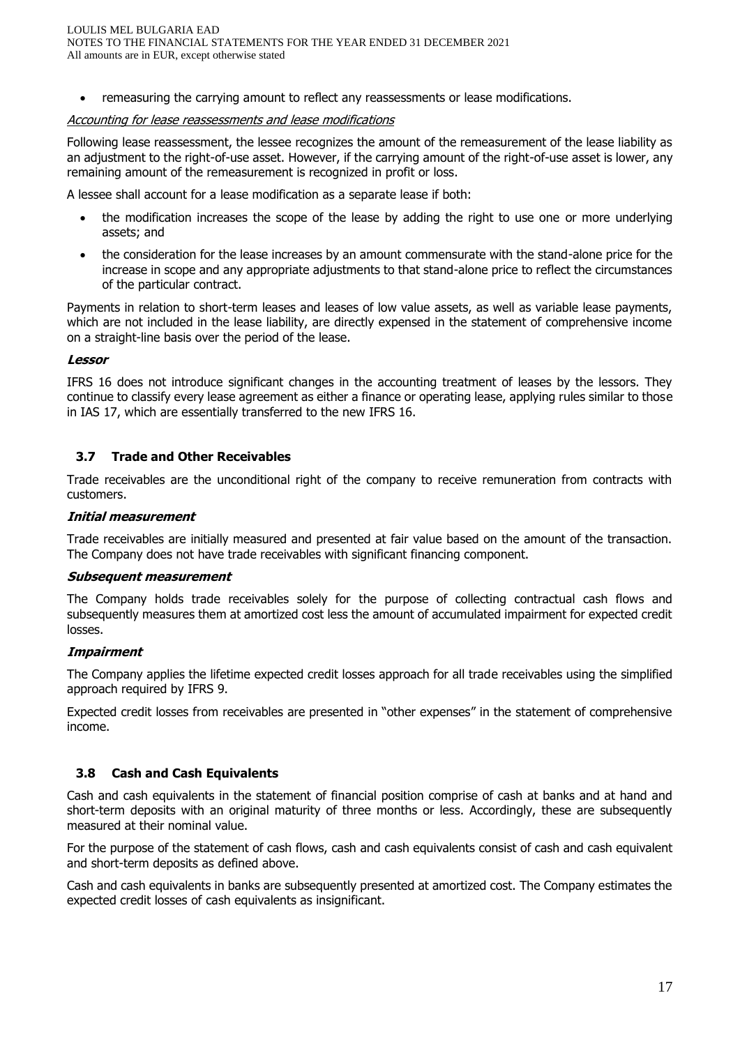- remeasuring the carrying amount to reflect any reassessments or lease modifications.

*Accounting for lease reassessments and lease modifications*

Following lease reassessment, the lessee recognizes the amount of the remeasurement of the lease liability as an adjustment to the right-of-use asset. However, if the carrying amount of the right-of-use asset is lower, any remaining amount of the remeasurement is recognized in profit or loss.

A lessee shall account for a lease modification as a separate lease if both:

- the modification increases the scope of the lease by adding the right to use one or more underlying assets; and
- the consideration for the lease increases by an amount commensurate with the stand-alone price for the increase in scope and any appropriate adjustments to that stand-alone price to reflect the circumstances of the particular contract.

Payments in relation to short-term leases and leases of low value assets, as well as variable lease payments, which are not included in the lease liability, are directly expensed in the statement of comprehensive income on a straight-line basis over the period of the lease.

***Lessor***

IFRS 16 does not introduce significant changes in the accounting treatment of leases by the lessors. They continue to classify every lease agreement as either a finance or operating lease, applying rules similar to those in IAS 17, which are essentially transferred to the new IFRS 16.

## 3.7 Trade and Other Receivables

Trade receivables are the unconditional right of the company to receive remuneration from contracts with customers.

***Initial measurement***

Trade receivables are initially measured and presented at fair value based on the amount of the transaction. The Company does not have trade receivables with significant financing component.

***Subsequent measurement***

The Company holds trade receivables solely for the purpose of collecting contractual cash flows and subsequently measures them at amortized cost less the amount of accumulated impairment for expected credit losses.

***Impairment***

The Company applies the lifetime expected credit losses approach for all trade receivables using the simplified approach required by IFRS 9.

Expected credit losses from receivables are presented in "other expenses" in the statement of comprehensive income.

## 3.8 Cash and Cash Equivalents

Cash and cash equivalents in the statement of financial position comprise of cash at banks and at hand and short-term deposits with an original maturity of three months or less. Accordingly, these are subsequently measured at their nominal value.

For the purpose of the statement of cash flows, cash and cash equivalents consist of cash and cash equivalent and short-term deposits as defined above.

Cash and cash equivalents in banks are subsequently presented at amortized cost. The Company estimates the expected credit losses of cash equivalents as insignificant.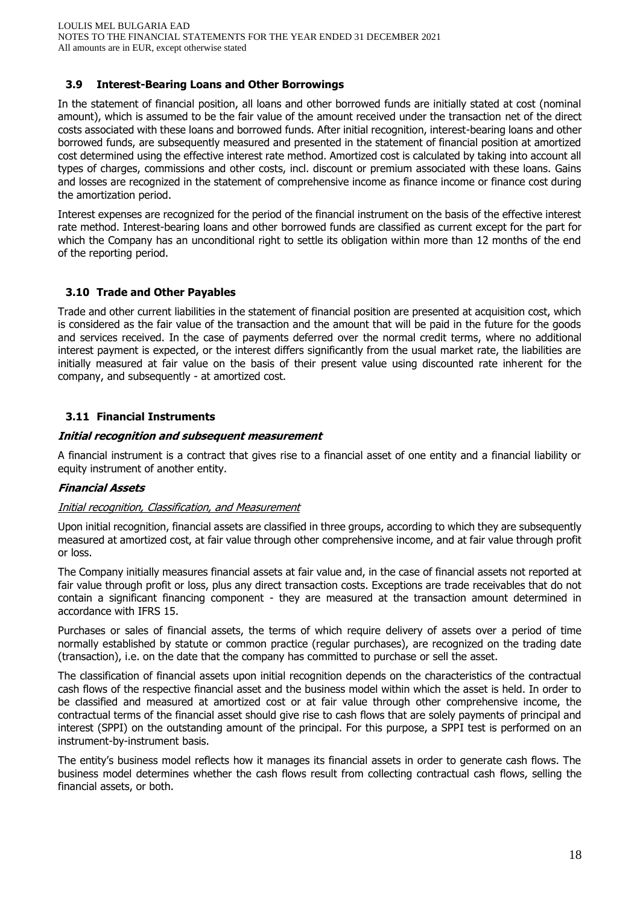### 3.9 Interest-Bearing Loans and Other Borrowings

In the statement of financial position, all loans and other borrowed funds are initially stated at cost (nominal amount), which is assumed to be the fair value of the amount received under the transaction net of the direct costs associated with these loans and borrowed funds. After initial recognition, interest-bearing loans and other borrowed funds, are subsequently measured and presented in the statement of financial position at amortized cost determined using the effective interest rate method. Amortized cost is calculated by taking into account all types of charges, commissions and other costs, incl. discount or premium associated with these loans. Gains and losses are recognized in the statement of comprehensive income as finance income or finance cost during the amortization period.

Interest expenses are recognized for the period of the financial instrument on the basis of the effective interest rate method. Interest-bearing loans and other borrowed funds are classified as current except for the part for which the Company has an unconditional right to settle its obligation within more than 12 months of the end of the reporting period.

### 3.10 Trade and Other Payables

Trade and other current liabilities in the statement of financial position are presented at acquisition cost, which is considered as the fair value of the transaction and the amount that will be paid in the future for the goods and services received. In the case of payments deferred over the normal credit terms, where no additional interest payment is expected, or the interest differs significantly from the usual market rate, the liabilities are initially measured at fair value on the basis of their present value using discounted rate inherent for the company, and subsequently - at amortized cost.

### 3.11 Financial Instruments

***Initial recognition and subsequent measurement***

A financial instrument is a contract that gives rise to a financial asset of one entity and a financial liability or equity instrument of another entity.

***Financial Assets***

*Initial recognition, Classification, and Measurement*

Upon initial recognition, financial assets are classified in three groups, according to which they are subsequently measured at amortized cost, at fair value through other comprehensive income, and at fair value through profit or loss.

The Company initially measures financial assets at fair value and, in the case of financial assets not reported at fair value through profit or loss, plus any direct transaction costs. Exceptions are trade receivables that do not contain a significant financing component - they are measured at the transaction amount determined in accordance with IFRS 15.

Purchases or sales of financial assets, the terms of which require delivery of assets over a period of time normally established by statute or common practice (regular purchases), are recognized on the trading date (transaction), i.e. on the date that the company has committed to purchase or sell the asset.

The classification of financial assets upon initial recognition depends on the characteristics of the contractual cash flows of the respective financial asset and the business model within which the asset is held. In order to be classified and measured at amortized cost or at fair value through other comprehensive income, the contractual terms of the financial asset should give rise to cash flows that are solely payments of principal and interest (SPPI) on the outstanding amount of the principal. For this purpose, a SPPI test is performed on an instrument-by-instrument basis.

The entity's business model reflects how it manages its financial assets in order to generate cash flows. The business model determines whether the cash flows result from collecting contractual cash flows, selling the financial assets, or both.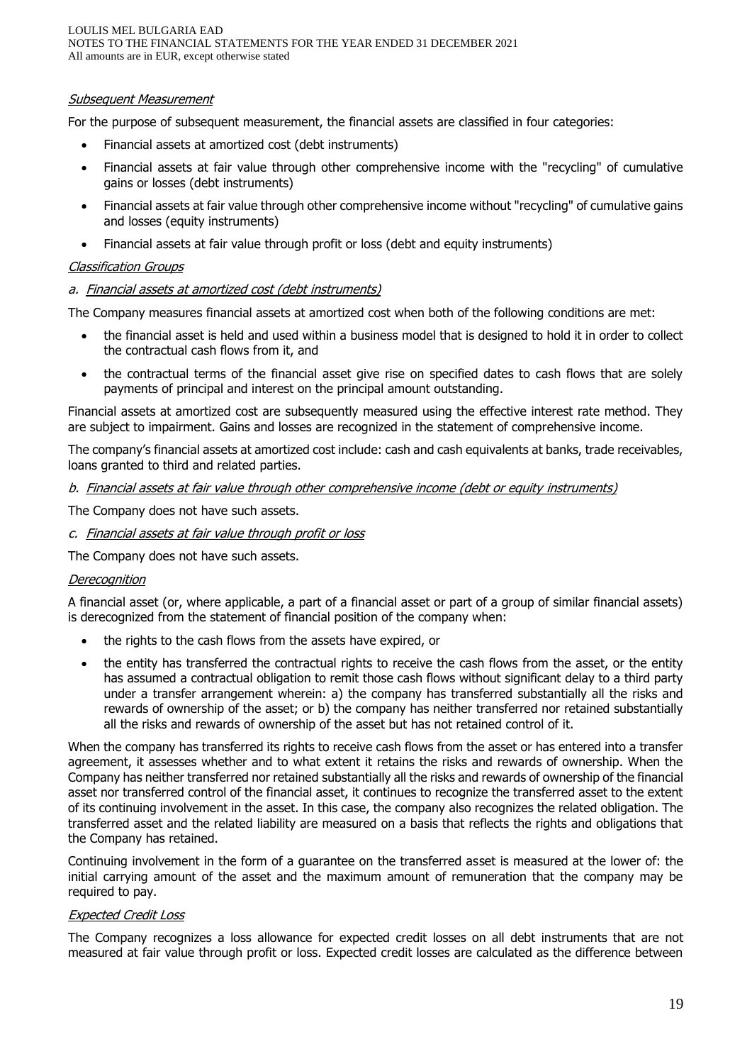*Subsequent Measurement*

For the purpose of subsequent measurement, the financial assets are classified in four categories:

- Financial assets at amortized cost (debt instruments)
- Financial assets at fair value through other comprehensive income with the "recycling" of cumulative gains or losses (debt instruments)
- Financial assets at fair value through other comprehensive income without "recycling" of cumulative gains and losses (equity instruments)
- Financial assets at fair value through profit or loss (debt and equity instruments)

*Classification Groups*

*a. Financial assets at amortized cost (debt instruments)*

The Company measures financial assets at amortized cost when both of the following conditions are met:

- the financial asset is held and used within a business model that is designed to hold it in order to collect the contractual cash flows from it, and
- the contractual terms of the financial asset give rise on specified dates to cash flows that are solely payments of principal and interest on the principal amount outstanding.

Financial assets at amortized cost are subsequently measured using the effective interest rate method. They are subject to impairment. Gains and losses are recognized in the statement of comprehensive income.

The company's financial assets at amortized cost include: cash and cash equivalents at banks, trade receivables, loans granted to third and related parties.

*b. Financial assets at fair value through other comprehensive income (debt or equity instruments)*

The Company does not have such assets.

*c. Financial assets at fair value through profit or loss*

The Company does not have such assets.

*Derecognition*

A financial asset (or, where applicable, a part of a financial asset or part of a group of similar financial assets) is derecognized from the statement of financial position of the company when:

- the rights to the cash flows from the assets have expired, or
- the entity has transferred the contractual rights to receive the cash flows from the asset, or the entity has assumed a contractual obligation to remit those cash flows without significant delay to a third party under a transfer arrangement wherein: a) the company has transferred substantially all the risks and rewards of ownership of the asset; or b) the company has neither transferred nor retained substantially all the risks and rewards of ownership of the asset but has not retained control of it.

When the company has transferred its rights to receive cash flows from the asset or has entered into a transfer agreement, it assesses whether and to what extent it retains the risks and rewards of ownership. When the Company has neither transferred nor retained substantially all the risks and rewards of ownership of the financial asset nor transferred control of the financial asset, it continues to recognize the transferred asset to the extent of its continuing involvement in the asset. In this case, the company also recognizes the related obligation. The transferred asset and the related liability are measured on a basis that reflects the rights and obligations that the Company has retained.

Continuing involvement in the form of a guarantee on the transferred asset is measured at the lower of: the initial carrying amount of the asset and the maximum amount of remuneration that the company may be required to pay.

*Expected Credit Loss*

The Company recognizes a loss allowance for expected credit losses on all debt instruments that are not measured at fair value through profit or loss. Expected credit losses are calculated as the difference between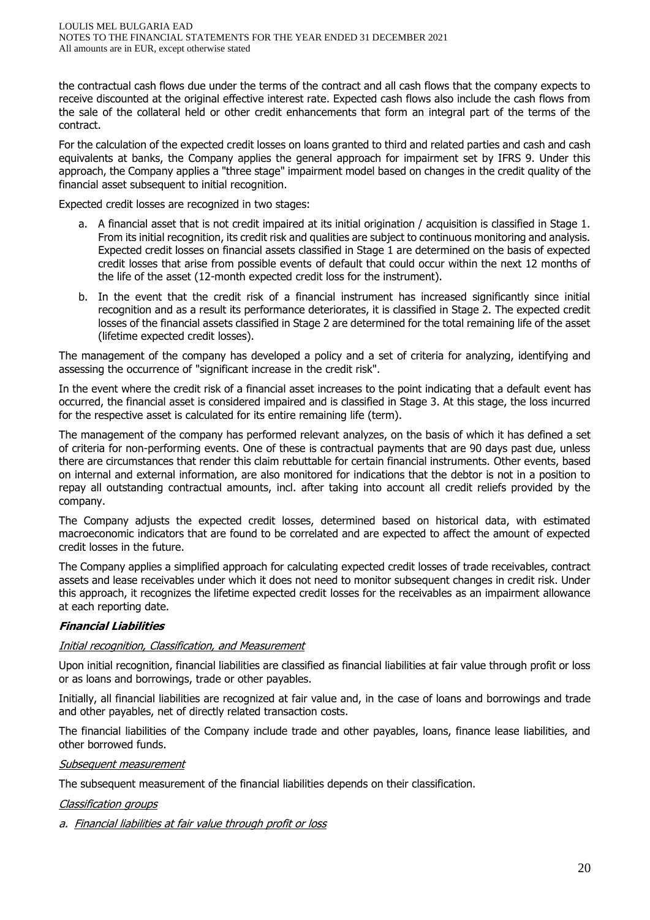the contractual cash flows due under the terms of the contract and all cash flows that the company expects to receive discounted at the original effective interest rate. Expected cash flows also include the cash flows from the sale of the collateral held or other credit enhancements that form an integral part of the terms of the contract.

For the calculation of the expected credit losses on loans granted to third and related parties and cash and cash equivalents at banks, the Company applies the general approach for impairment set by IFRS 9. Under this approach, the Company applies a "three stage" impairment model based on changes in the credit quality of the financial asset subsequent to initial recognition.

Expected credit losses are recognized in two stages:

a. A financial asset that is not credit impaired at its initial origination / acquisition is classified in Stage 1. From its initial recognition, its credit risk and qualities are subject to continuous monitoring and analysis. Expected credit losses on financial assets classified in Stage 1 are determined on the basis of expected credit losses that arise from possible events of default that could occur within the next 12 months of the life of the asset (12-month expected credit loss for the instrument).

b. In the event that the credit risk of a financial instrument has increased significantly since initial recognition and as a result its performance deteriorates, it is classified in Stage 2. The expected credit losses of the financial assets classified in Stage 2 are determined for the total remaining life of the asset (lifetime expected credit losses).

The management of the company has developed a policy and a set of criteria for analyzing, identifying and assessing the occurrence of "significant increase in the credit risk".

In the event where the credit risk of a financial asset increases to the point indicating that a default event has occurred, the financial asset is considered impaired and is classified in Stage 3. At this stage, the loss incurred for the respective asset is calculated for its entire remaining life (term).

The management of the company has performed relevant analyzes, on the basis of which it has defined a set of criteria for non-performing events. One of these is contractual payments that are 90 days past due, unless there are circumstances that render this claim rebuttable for certain financial instruments. Other events, based on internal and external information, are also monitored for indications that the debtor is not in a position to repay all outstanding contractual amounts, incl. after taking into account all credit reliefs provided by the company.

The Company adjusts the expected credit losses, determined based on historical data, with estimated macroeconomic indicators that are found to be correlated and are expected to affect the amount of expected credit losses in the future.

The Company applies a simplified approach for calculating expected credit losses of trade receivables, contract assets and lease receivables under which it does not need to monitor subsequent changes in credit risk. Under this approach, it recognizes the lifetime expected credit losses for the receivables as an impairment allowance at each reporting date.

***Financial Liabilities***

*Initial recognition, Classification, and Measurement*

Upon initial recognition, financial liabilities are classified as financial liabilities at fair value through profit or loss or as loans and borrowings, trade or other payables.

Initially, all financial liabilities are recognized at fair value and, in the case of loans and borrowings and trade and other payables, net of directly related transaction costs.

The financial liabilities of the Company include trade and other payables, loans, finance lease liabilities, and other borrowed funds.

*Subsequent measurement*

The subsequent measurement of the financial liabilities depends on their classification.

*Classification groups*

*a. Financial liabilities at fair value through profit or loss*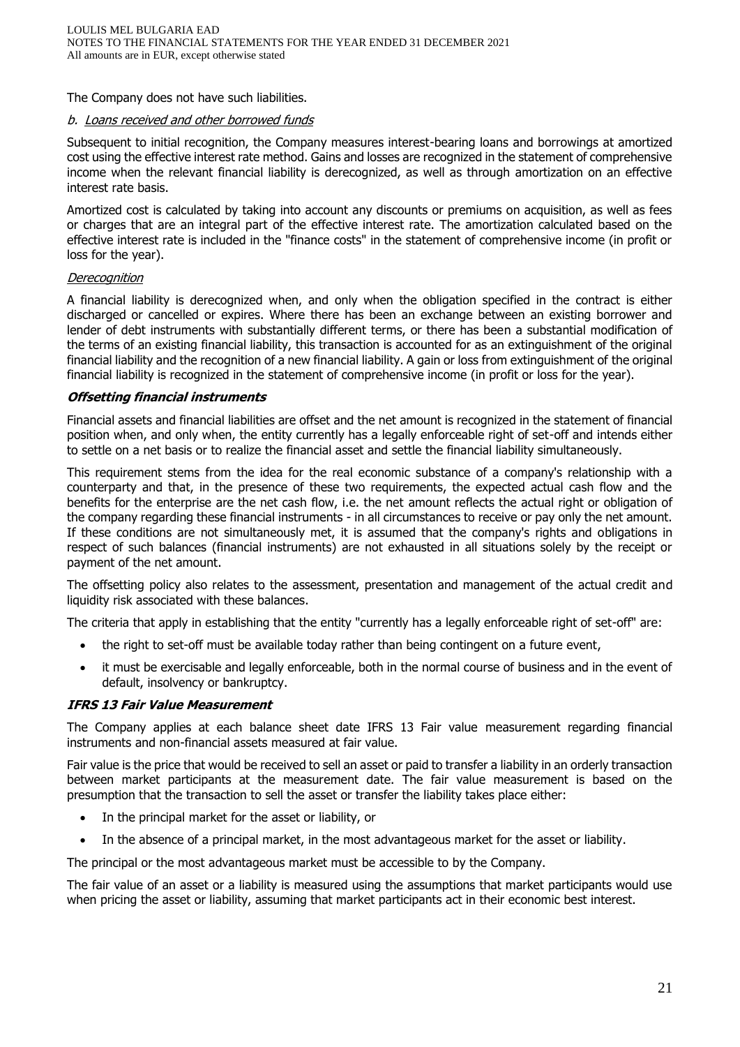The Company does not have such liabilities.

*b. Loans received and other borrowed funds*

Subsequent to initial recognition, the Company measures interest-bearing loans and borrowings at amortized cost using the effective interest rate method. Gains and losses are recognized in the statement of comprehensive income when the relevant financial liability is derecognized, as well as through amortization on an effective interest rate basis.

Amortized cost is calculated by taking into account any discounts or premiums on acquisition, as well as fees or charges that are an integral part of the effective interest rate. The amortization calculated based on the effective interest rate is included in the "finance costs" in the statement of comprehensive income (in profit or loss for the year).

*Derecognition*

A financial liability is derecognized when, and only when the obligation specified in the contract is either discharged or cancelled or expires. Where there has been an exchange between an existing borrower and lender of debt instruments with substantially different terms, or there has been a substantial modification of the terms of an existing financial liability, this transaction is accounted for as an extinguishment of the original financial liability and the recognition of a new financial liability. A gain or loss from extinguishment of the original financial liability is recognized in the statement of comprehensive income (in profit or loss for the year).

***Offsetting financial instruments***

Financial assets and financial liabilities are offset and the net amount is recognized in the statement of financial position when, and only when, the entity currently has a legally enforceable right of set-off and intends either to settle on a net basis or to realize the financial asset and settle the financial liability simultaneously.

This requirement stems from the idea for the real economic substance of a company's relationship with a counterparty and that, in the presence of these two requirements, the expected actual cash flow and the benefits for the enterprise are the net cash flow, i.e. the net amount reflects the actual right or obligation of the company regarding these financial instruments - in all circumstances to receive or pay only the net amount. If these conditions are not simultaneously met, it is assumed that the company's rights and obligations in respect of such balances (financial instruments) are not exhausted in all situations solely by the receipt or payment of the net amount.

The offsetting policy also relates to the assessment, presentation and management of the actual credit and liquidity risk associated with these balances.

The criteria that apply in establishing that the entity "currently has a legally enforceable right of set-off" are:

- the right to set-off must be available today rather than being contingent on a future event,
- it must be exercisable and legally enforceable, both in the normal course of business and in the event of default, insolvency or bankruptcy.

***IFRS 13 Fair Value Measurement***

The Company applies at each balance sheet date IFRS 13 Fair value measurement regarding financial instruments and non-financial assets measured at fair value.

Fair value is the price that would be received to sell an asset or paid to transfer a liability in an orderly transaction between market participants at the measurement date. The fair value measurement is based on the presumption that the transaction to sell the asset or transfer the liability takes place either:

- In the principal market for the asset or liability, or
- In the absence of a principal market, in the most advantageous market for the asset or liability.

The principal or the most advantageous market must be accessible to by the Company.

The fair value of an asset or a liability is measured using the assumptions that market participants would use when pricing the asset or liability, assuming that market participants act in their economic best interest.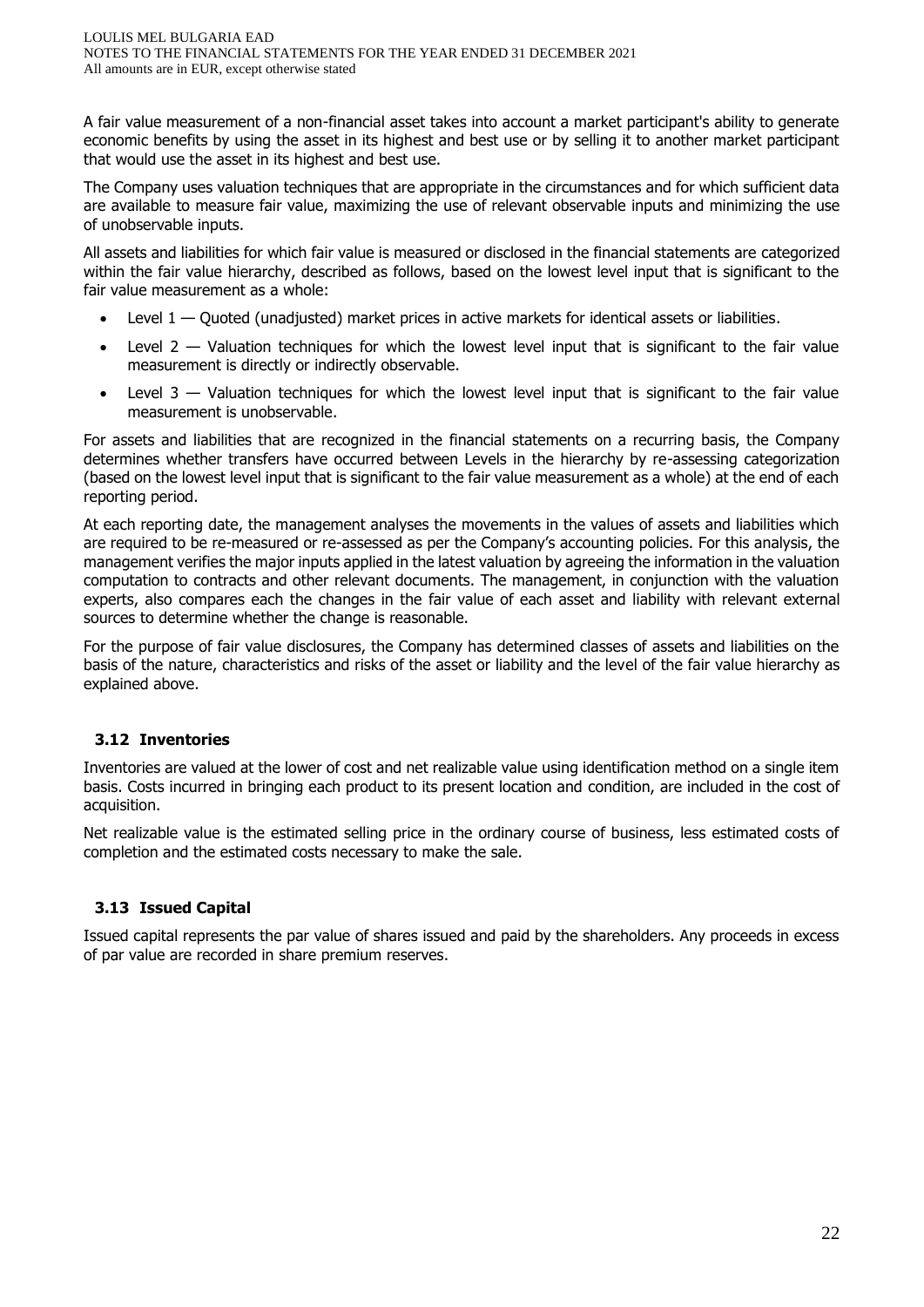A fair value measurement of a non-financial asset takes into account a market participant's ability to generate economic benefits by using the asset in its highest and best use or by selling it to another market participant that would use the asset in its highest and best use.

The Company uses valuation techniques that are appropriate in the circumstances and for which sufficient data are available to measure fair value, maximizing the use of relevant observable inputs and minimizing the use of unobservable inputs.

All assets and liabilities for which fair value is measured or disclosed in the financial statements are categorized within the fair value hierarchy, described as follows, based on the lowest level input that is significant to the fair value measurement as a whole:

- Level 1 — Quoted (unadjusted) market prices in active markets for identical assets or liabilities.
- Level 2 — Valuation techniques for which the lowest level input that is significant to the fair value measurement is directly or indirectly observable.
- Level 3 — Valuation techniques for which the lowest level input that is significant to the fair value measurement is unobservable.

For assets and liabilities that are recognized in the financial statements on a recurring basis, the Company determines whether transfers have occurred between Levels in the hierarchy by re-assessing categorization (based on the lowest level input that is significant to the fair value measurement as a whole) at the end of each reporting period.

At each reporting date, the management analyses the movements in the values of assets and liabilities which are required to be re-measured or re-assessed as per the Company's accounting policies. For this analysis, the management verifies the major inputs applied in the latest valuation by agreeing the information in the valuation computation to contracts and other relevant documents. The management, in conjunction with the valuation experts, also compares each the changes in the fair value of each asset and liability with relevant external sources to determine whether the change is reasonable.

For the purpose of fair value disclosures, the Company has determined classes of assets and liabilities on the basis of the nature, characteristics and risks of the asset or liability and the level of the fair value hierarchy as explained above.

### 3.12 Inventories

Inventories are valued at the lower of cost and net realizable value using identification method on a single item basis. Costs incurred in bringing each product to its present location and condition, are included in the cost of acquisition.

Net realizable value is the estimated selling price in the ordinary course of business, less estimated costs of completion and the estimated costs necessary to make the sale.

### 3.13 Issued Capital

Issued capital represents the par value of shares issued and paid by the shareholders. Any proceeds in excess of par value are recorded in share premium reserves.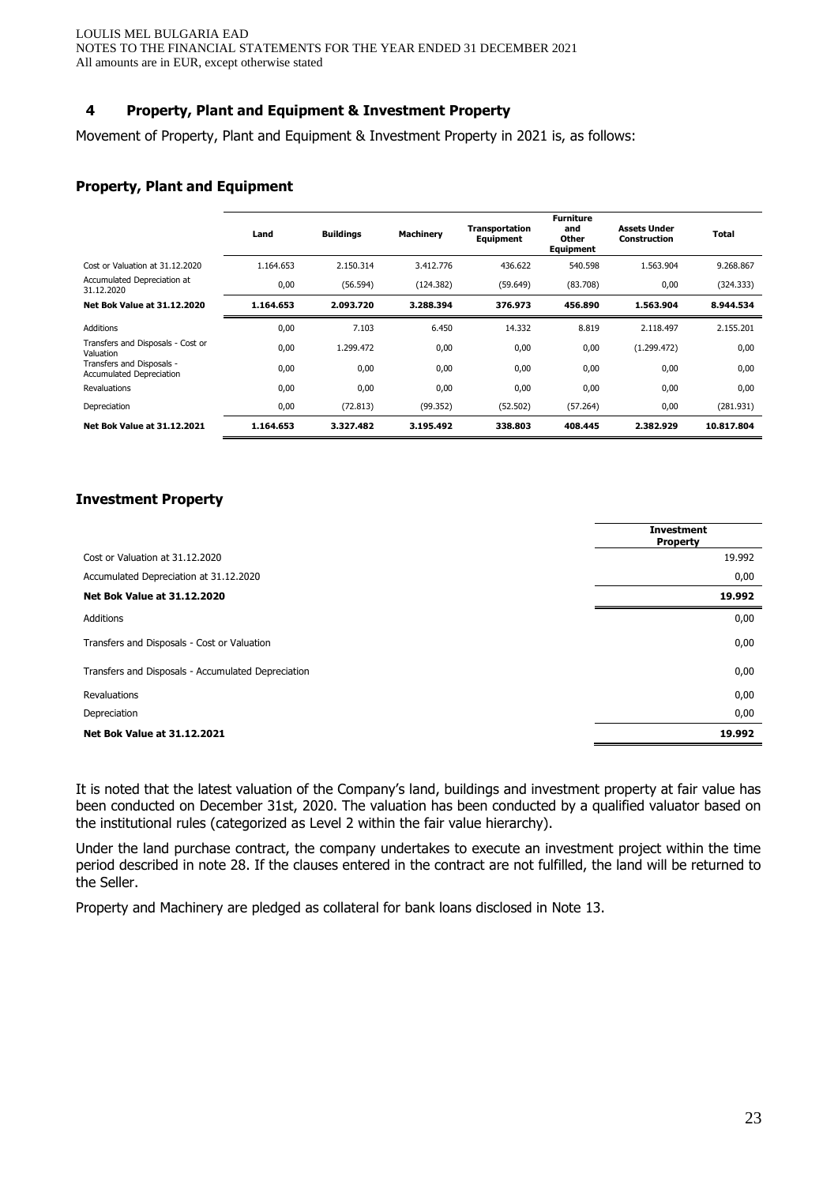## 4 Property, Plant and Equipment & Investment Property

Movement of Property, Plant and Equipment & Investment Property in 2021 is, as follows:

### Property, Plant and Equipment

| | Land | Buildings | Machinery | Transportation Equipment | Furniture and Other Equipment | Assets Under Construction | Total |
|---|---|---|---|---|---|---|---|
| Cost or Valuation at 31.12.2020 | 1.164.653 | 2.150.314 | 3.412.776 | 436.622 | 540.598 | 1.563.904 | 9.268.867 |
| Accumulated Depreciation at 31.12.2020 | 0,00 | (56.594) | (124.382) | (59.649) | (83.708) | 0,00 | (324.333) |
| **Net Bok Value at 31.12.2020** | **1.164.653** | **2.093.720** | **3.288.394** | **376.973** | **456.890** | **1.563.904** | **8.944.534** |
| Additions | 0,00 | 7.103 | 6.450 | 14.332 | 8.819 | 2.118.497 | 2.155.201 |
| Transfers and Disposals - Cost or Valuation | 0,00 | 1.299.472 | 0,00 | 0,00 | 0,00 | (1.299.472) | 0,00 |
| Transfers and Disposals - Accumulated Depreciation | 0,00 | 0,00 | 0,00 | 0,00 | 0,00 | 0,00 | 0,00 |
| Revaluations | 0,00 | 0,00 | 0,00 | 0,00 | 0,00 | 0,00 | 0,00 |
| Depreciation | 0,00 | (72.813) | (99.352) | (52.502) | (57.264) | 0,00 | (281.931) |
| **Net Bok Value at 31.12.2021** | **1.164.653** | **3.327.482** | **3.195.492** | **338.803** | **408.445** | **2.382.929** | **10.817.804** |

### Investment Property

| | Investment Property |
|---|---|
| Cost or Valuation at 31.12.2020 | 19.992 |
| Accumulated Depreciation at 31.12.2020 | 0,00 |
| **Net Bok Value at 31.12.2020** | **19.992** |
| Additions | 0,00 |
| Transfers and Disposals - Cost or Valuation | 0,00 |
| Transfers and Disposals - Accumulated Depreciation | 0,00 |
| Revaluations | 0,00 |
| Depreciation | 0,00 |
| **Net Bok Value at 31.12.2021** | **19.992** |

It is noted that the latest valuation of the Company's land, buildings and investment property at fair value has been conducted on December 31st, 2020. The valuation has been conducted by a qualified valuator based on the institutional rules (categorized as Level 2 within the fair value hierarchy).

Under the land purchase contract, the company undertakes to execute an investment project within the time period described in note 28. If the clauses entered in the contract are not fulfilled, the land will be returned to the Seller.

Property and Machinery are pledged as collateral for bank loans disclosed in Note 13.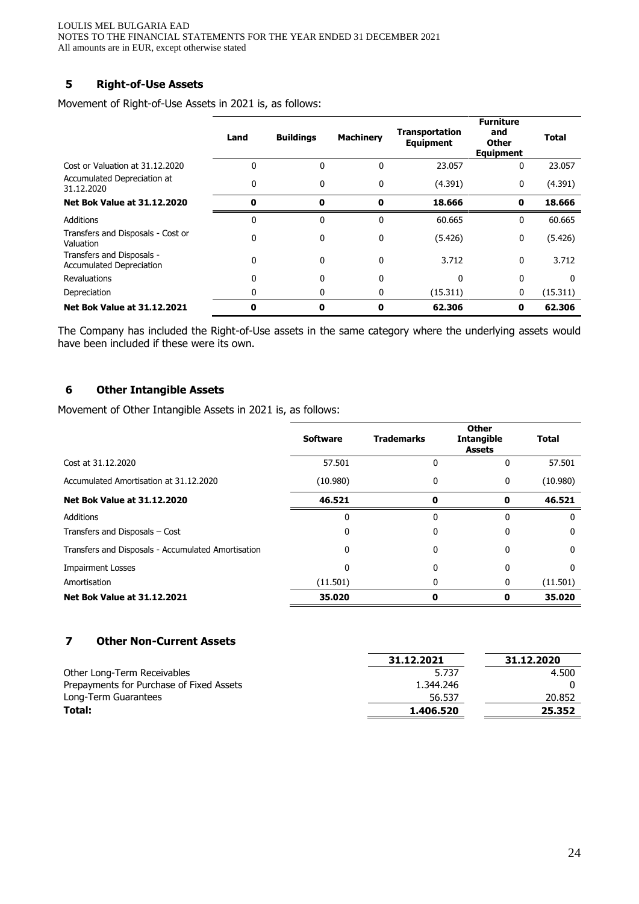## 5 Right-of-Use Assets

Movement of Right-of-Use Assets in 2021 is, as follows:

| | Land | Buildings | Machinery | Transportation Equipment | Furniture and Other Equipment | Total |
|---|---|---|---|---|---|---|
| Cost or Valuation at 31.12.2020 | 0 | 0 | 0 | 23.057 | 0 | 23.057 |
| Accumulated Depreciation at 31.12.2020 | 0 | 0 | 0 | (4.391) | 0 | (4.391) |
| **Net Bok Value at 31.12.2020** | **0** | **0** | **0** | **18.666** | **0** | **18.666** |
| Additions | 0 | 0 | 0 | 60.665 | 0 | 60.665 |
| Transfers and Disposals - Cost or Valuation | 0 | 0 | 0 | (5.426) | 0 | (5.426) |
| Transfers and Disposals - Accumulated Depreciation | 0 | 0 | 0 | 3.712 | 0 | 3.712 |
| Revaluations | 0 | 0 | 0 | 0 | 0 | 0 |
| Depreciation | 0 | 0 | 0 | (15.311) | 0 | (15.311) |
| **Net Bok Value at 31.12.2021** | **0** | **0** | **0** | **62.306** | **0** | **62.306** |

The Company has included the Right-of-Use assets in the same category where the underlying assets would have been included if these were its own.

## 6 Other Intangible Assets

Movement of Other Intangible Assets in 2021 is, as follows:

| | Software | Trademarks | Other Intangible Assets | Total |
|---|---|---|---|---|
| Cost at 31.12.2020 | 57.501 | 0 | 0 | 57.501 |
| Accumulated Amortisation at 31.12.2020 | (10.980) | 0 | 0 | (10.980) |
| **Net Bok Value at 31.12.2020** | **46.521** | **0** | **0** | **46.521** |
| Additions | 0 | 0 | 0 | 0 |
| Transfers and Disposals – Cost | 0 | 0 | 0 | 0 |
| Transfers and Disposals - Accumulated Amortisation | 0 | 0 | 0 | 0 |
| Impairment Losses | 0 | 0 | 0 | 0 |
| Amortisation | (11.501) | 0 | 0 | (11.501) |
| **Net Bok Value at 31.12.2021** | **35.020** | **0** | **0** | **35.020** |

## 7 Other Non-Current Assets

| | 31.12.2021 | 31.12.2020 |
|---|---|---|
| Other Long-Term Receivables | 5.737 | 4.500 |
| Prepayments for Purchase of Fixed Assets | 1.344.246 | 0 |
| Long-Term Guarantees | 56.537 | 20.852 |
| **Total:** | **1.406.520** | **25.352** |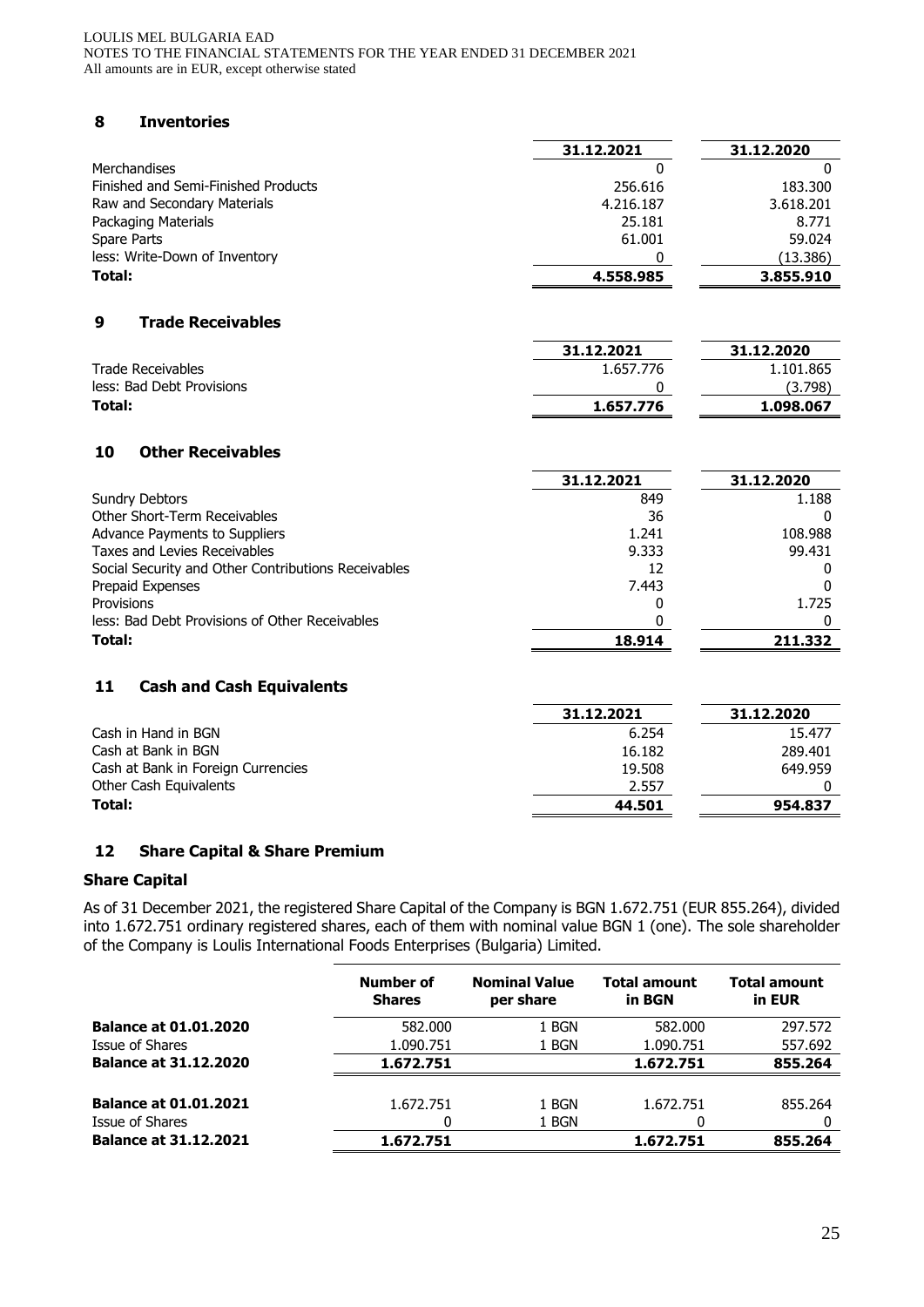## 8 Inventories

| | 31.12.2021 | 31.12.2020 |
|---|---|---|
| Merchandises | 0 | 0 |
| Finished and Semi-Finished Products | 256.616 | 183.300 |
| Raw and Secondary Materials | 4.216.187 | 3.618.201 |
| Packaging Materials | 25.181 | 8.771 |
| Spare Parts | 61.001 | 59.024 |
| less: Write-Down of Inventory | 0 | (13.386) |
| **Total:** | **4.558.985** | **3.855.910** |

## 9 Trade Receivables

| | 31.12.2021 | 31.12.2020 |
|---|---|---|
| Trade Receivables | 1.657.776 | 1.101.865 |
| less: Bad Debt Provisions | 0 | (3.798) |
| **Total:** | **1.657.776** | **1.098.067** |

## 10 Other Receivables

| | 31.12.2021 | 31.12.2020 |
|---|---|---|
| Sundry Debtors | 849 | 1.188 |
| Other Short-Term Receivables | 36 | 0 |
| Advance Payments to Suppliers | 1.241 | 108.988 |
| Taxes and Levies Receivables | 9.333 | 99.431 |
| Social Security and Other Contributions Receivables | 12 | 0 |
| Prepaid Expenses | 7.443 | 0 |
| Provisions | 0 | 1.725 |
| less: Bad Debt Provisions of Other Receivables | 0 | 0 |
| **Total:** | **18.914** | **211.332** |

## 11 Cash and Cash Equivalents

| | 31.12.2021 | 31.12.2020 |
|---|---|---|
| Cash in Hand in BGN | 6.254 | 15.477 |
| Cash at Bank in BGN | 16.182 | 289.401 |
| Cash at Bank in Foreign Currencies | 19.508 | 649.959 |
| Other Cash Equivalents | 2.557 | 0 |
| **Total:** | **44.501** | **954.837** |

## 12 Share Capital & Share Premium

### Share Capital

As of 31 December 2021, the registered Share Capital of the Company is BGN 1.672.751 (EUR 855.264), divided into 1.672.751 ordinary registered shares, each of them with nominal value BGN 1 (one). The sole shareholder of the Company is Loulis International Foods Enterprises (Bulgaria) Limited.

| | Number of Shares | Nominal Value per share | Total amount in BGN | Total amount in EUR |
|---|---|---|---|---|
| **Balance at 01.01.2020** | 582.000 | 1 BGN | 582.000 | 297.572 |
| Issue of Shares | 1.090.751 | 1 BGN | 1.090.751 | 557.692 |
| **Balance at 31.12.2020** | **1.672.751** | | **1.672.751** | **855.264** |
| **Balance at 01.01.2021** | 1.672.751 | 1 BGN | 1.672.751 | 855.264 |
| Issue of Shares | 0 | 1 BGN | 0 | 0 |
| **Balance at 31.12.2021** | **1.672.751** | | **1.672.751** | **855.264** |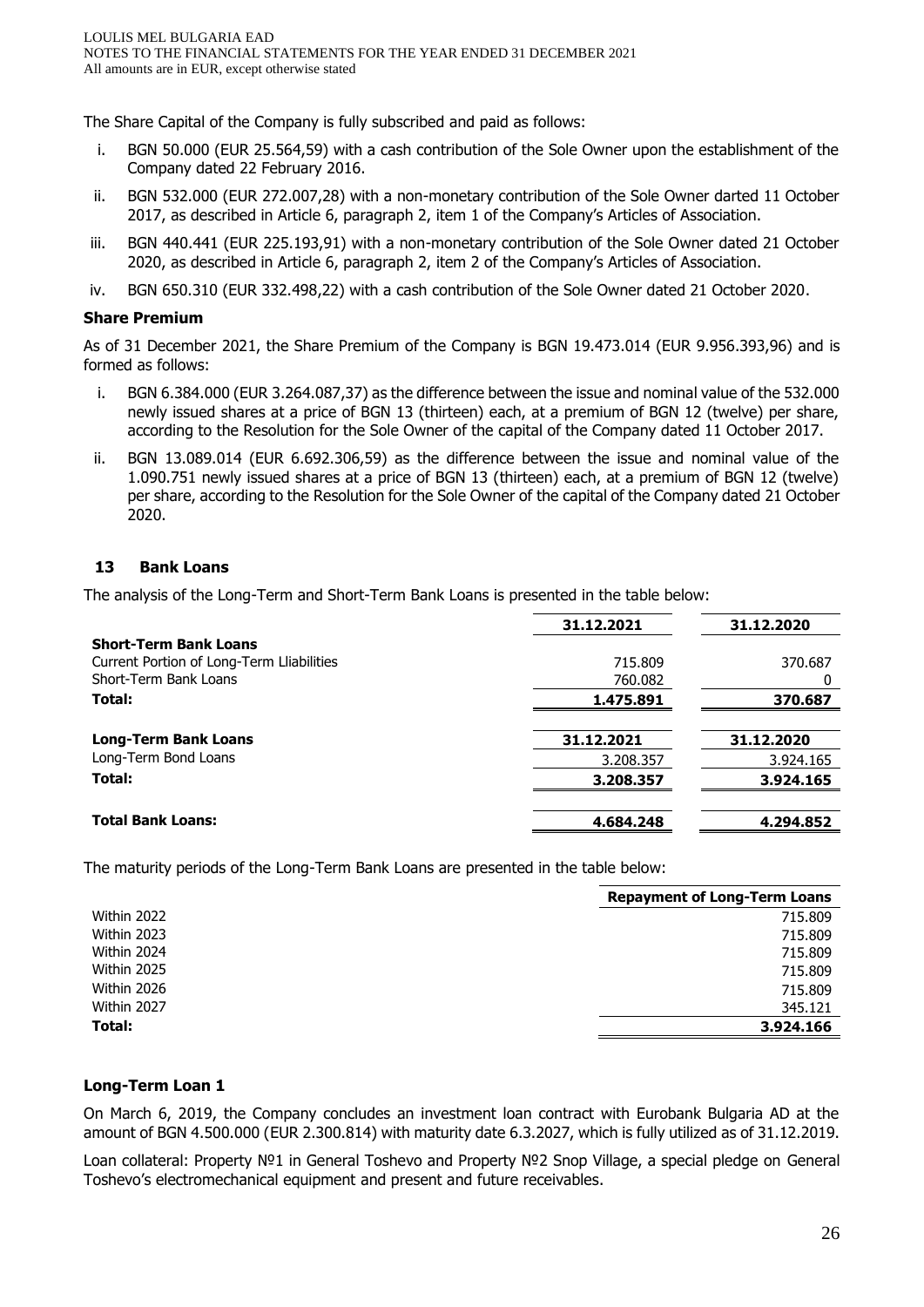The Share Capital of the Company is fully subscribed and paid as follows:

i. BGN 50.000 (EUR 25.564,59) with a cash contribution of the Sole Owner upon the establishment of the Company dated 22 February 2016.

ii. BGN 532.000 (EUR 272.007,28) with a non-monetary contribution of the Sole Owner darted 11 October 2017, as described in Article 6, paragraph 2, item 1 of the Company's Articles of Association.

iii. BGN 440.441 (EUR 225.193,91) with a non-monetary contribution of the Sole Owner dated 21 October 2020, as described in Article 6, paragraph 2, item 2 of the Company's Articles of Association.

iv. BGN 650.310 (EUR 332.498,22) with a cash contribution of the Sole Owner dated 21 October 2020.

### Share Premium

As of 31 December 2021, the Share Premium of the Company is BGN 19.473.014 (EUR 9.956.393,96) and is formed as follows:

i. BGN 6.384.000 (EUR 3.264.087,37) as the difference between the issue and nominal value of the 532.000 newly issued shares at a price of BGN 13 (thirteen) each, at a premium of BGN 12 (twelve) per share, according to the Resolution for the Sole Owner of the capital of the Company dated 11 October 2017.

ii. BGN 13.089.014 (EUR 6.692.306,59) as the difference between the issue and nominal value of the 1.090.751 newly issued shares at a price of BGN 13 (thirteen) each, at a premium of BGN 12 (twelve) per share, according to the Resolution for the Sole Owner of the capital of the Company dated 21 October 2020.

## 13 Bank Loans

The analysis of the Long-Term and Short-Term Bank Loans is presented in the table below:

| | 31.12.2021 | 31.12.2020 |
|---|---|---|
| **Short-Term Bank Loans** | | |
| Current Portion of Long-Term Lliabilities | 715.809 | 370.687 |
| Short-Term Bank Loans | 760.082 | 0 |
| **Total:** | **1.475.891** | **370.687** |
| **Long-Term Bank Loans** | **31.12.2021** | **31.12.2020** |
| Long-Term Bond Loans | 3.208.357 | 3.924.165 |
| **Total:** | **3.208.357** | **3.924.165** |
| **Total Bank Loans:** | **4.684.248** | **4.294.852** |

The maturity periods of the Long-Term Bank Loans are presented in the table below:

| | Repayment of Long-Term Loans |
|---|---|
| Within 2022 | 715.809 |
| Within 2023 | 715.809 |
| Within 2024 | 715.809 |
| Within 2025 | 715.809 |
| Within 2026 | 715.809 |
| Within 2027 | 345.121 |
| **Total:** | **3.924.166** |

### Long-Term Loan 1

On March 6, 2019, the Company concludes an investment loan contract with Eurobank Bulgaria AD at the amount of BGN 4.500.000 (EUR 2.300.814) with maturity date 6.3.2027, which is fully utilized as of 31.12.2019.

Loan collateral: Property №1 in General Toshevo and Property №2 Snop Village, a special pledge on General Toshevo's electromechanical equipment and present and future receivables.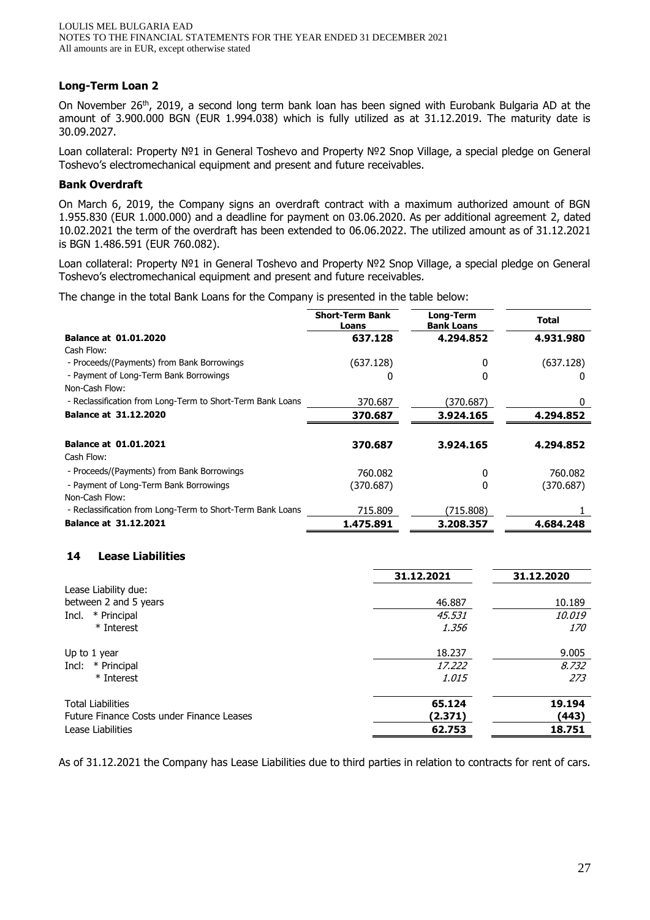### Long-Term Loan 2

On November 26th, 2019, a second long term bank loan has been signed with Eurobank Bulgaria AD at the amount of 3.900.000 BGN (EUR 1.994.038) which is fully utilized as at 31.12.2019. The maturity date is 30.09.2027.

Loan collateral: Property №1 in General Toshevo and Property №2 Snop Village, a special pledge on General Toshevo's electromechanical equipment and present and future receivables.

### Bank Overdraft

On March 6, 2019, the Company signs an overdraft contract with a maximum authorized amount of BGN 1.955.830 (EUR 1.000.000) and a deadline for payment on 03.06.2020. As per additional agreement 2, dated 10.02.2021 the term of the overdraft has been extended to 06.06.2022. The utilized amount as of 31.12.2021 is BGN 1.486.591 (EUR 760.082).

Loan collateral: Property №1 in General Toshevo and Property №2 Snop Village, a special pledge on General Toshevo's electromechanical equipment and present and future receivables.

The change in the total Bank Loans for the Company is presented in the table below:

| | Short-Term Bank Loans | Long-Term Bank Loans | Total |
|---|---|---|---|
| **Balance at 01.01.2020** | **637.128** | **4.294.852** | **4.931.980** |
| Cash Flow: | | | |
| - Proceeds/(Payments) from Bank Borrowings | (637.128) | 0 | (637.128) |
| - Payment of Long-Term Bank Borrowings | 0 | 0 | 0 |
| Non-Cash Flow: | | | |
| - Reclassification from Long-Term to Short-Term Bank Loans | 370.687 | (370.687) | 0 |
| **Balance at 31.12.2020** | **370.687** | **3.924.165** | **4.294.852** |
| | | | |
| **Balance at 01.01.2021** | **370.687** | **3.924.165** | **4.294.852** |
| Cash Flow: | | | |
| - Proceeds/(Payments) from Bank Borrowings | 760.082 | 0 | 760.082 |
| - Payment of Long-Term Bank Borrowings | (370.687) | 0 | (370.687) |
| Non-Cash Flow: | | | |
| - Reclassification from Long-Term to Short-Term Bank Loans | 715.809 | (715.808) | 1 |
| **Balance at 31.12.2021** | **1.475.891** | **3.208.357** | **4.684.248** |

## 14 Lease Liabilities

| | 31.12.2021 | 31.12.2020 |
|---|---|---|
| Lease Liability due: | | |
| between 2 and 5 years | 46.887 | 10.189 |
| Incl. * Principal | *45.531* | *10.019* |
| * Interest | *1.356* | *170* |
| Up to 1 year | 18.237 | 9.005 |
| Incl: * Principal | *17.222* | *8.732* |
| * Interest | *1.015* | *273* |
| Total Liabilities | **65.124** | **19.194** |
| Future Finance Costs under Finance Leases | **(2.371)** | **(443)** |
| Lease Liabilities | **62.753** | **18.751** |

As of 31.12.2021 the Company has Lease Liabilities due to third parties in relation to contracts for rent of cars.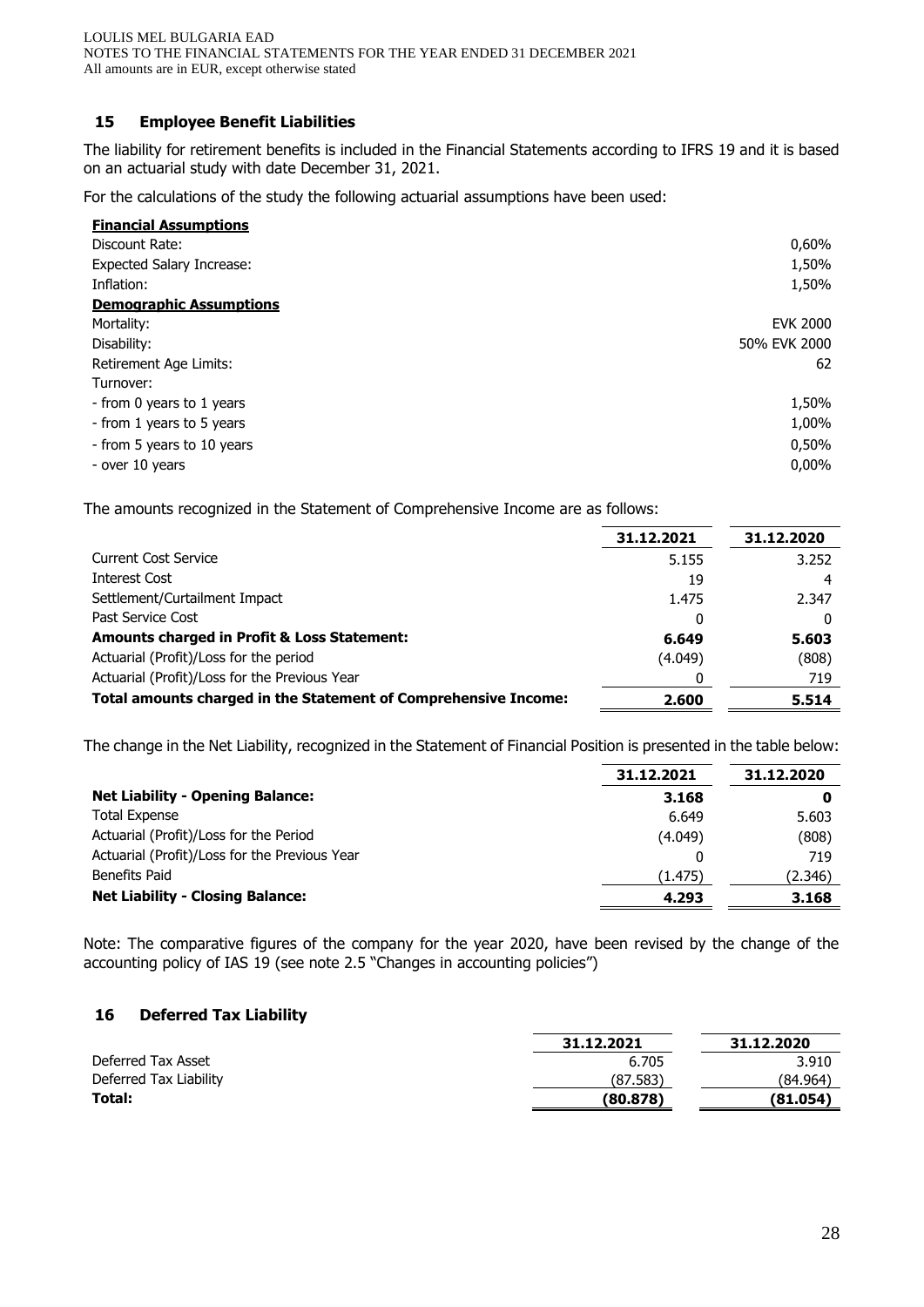## 15 Employee Benefit Liabilities

The liability for retirement benefits is included in the Financial Statements according to IFRS 19 and it is based on an actuarial study with date December 31, 2021.

For the calculations of the study the following actuarial assumptions have been used:

| | |
|---|---|
| **Financial Assumptions** | |
| Discount Rate: | 0,60% |
| Expected Salary Increase: | 1,50% |
| Inflation: | 1,50% |
| **Demographic Assumptions** | |
| Mortality: | EVK 2000 |
| Disability: | 50% EVK 2000 |
| Retirement Age Limits: | 62 |
| Turnover: | |
| - from 0 years to 1 years | 1,50% |
| - from 1 years to 5 years | 1,00% |
| - from 5 years to 10 years | 0,50% |
| - over 10 years | 0,00% |

The amounts recognized in the Statement of Comprehensive Income are as follows:

| | 31.12.2021 | 31.12.2020 |
|---|---|---|
| Current Cost Service | 5.155 | 3.252 |
| Interest Cost | 19 | 4 |
| Settlement/Curtailment Impact | 1.475 | 2.347 |
| Past Service Cost | 0 | 0 |
| **Amounts charged in Profit & Loss Statement:** | **6.649** | **5.603** |
| Actuarial (Profit)/Loss for the period | (4.049) | (808) |
| Actuarial (Profit)/Loss for the Previous Year | 0 | 719 |
| **Total amounts charged in the Statement of Comprehensive Income:** | **2.600** | **5.514** |

The change in the Net Liability, recognized in the Statement of Financial Position is presented in the table below:

| | 31.12.2021 | 31.12.2020 |
|---|---|---|
| **Net Liability - Opening Balance:** | **3.168** | **0** |
| Total Expense | 6.649 | 5.603 |
| Actuarial (Profit)/Loss for the Period | (4.049) | (808) |
| Actuarial (Profit)/Loss for the Previous Year | 0 | 719 |
| Benefits Paid | (1.475) | (2.346) |
| **Net Liability - Closing Balance:** | **4.293** | **3.168** |

Note: The comparative figures of the company for the year 2020, have been revised by the change of the accounting policy of IAS 19 (see note 2.5 "Changes in accounting policies")

## 16 Deferred Tax Liability

| | 31.12.2021 | 31.12.2020 |
|---|---|---|
| Deferred Tax Asset | 6.705 | 3.910 |
| Deferred Tax Liability | (87.583) | (84.964) |
| **Total:** | **(80.878)** | **(81.054)** |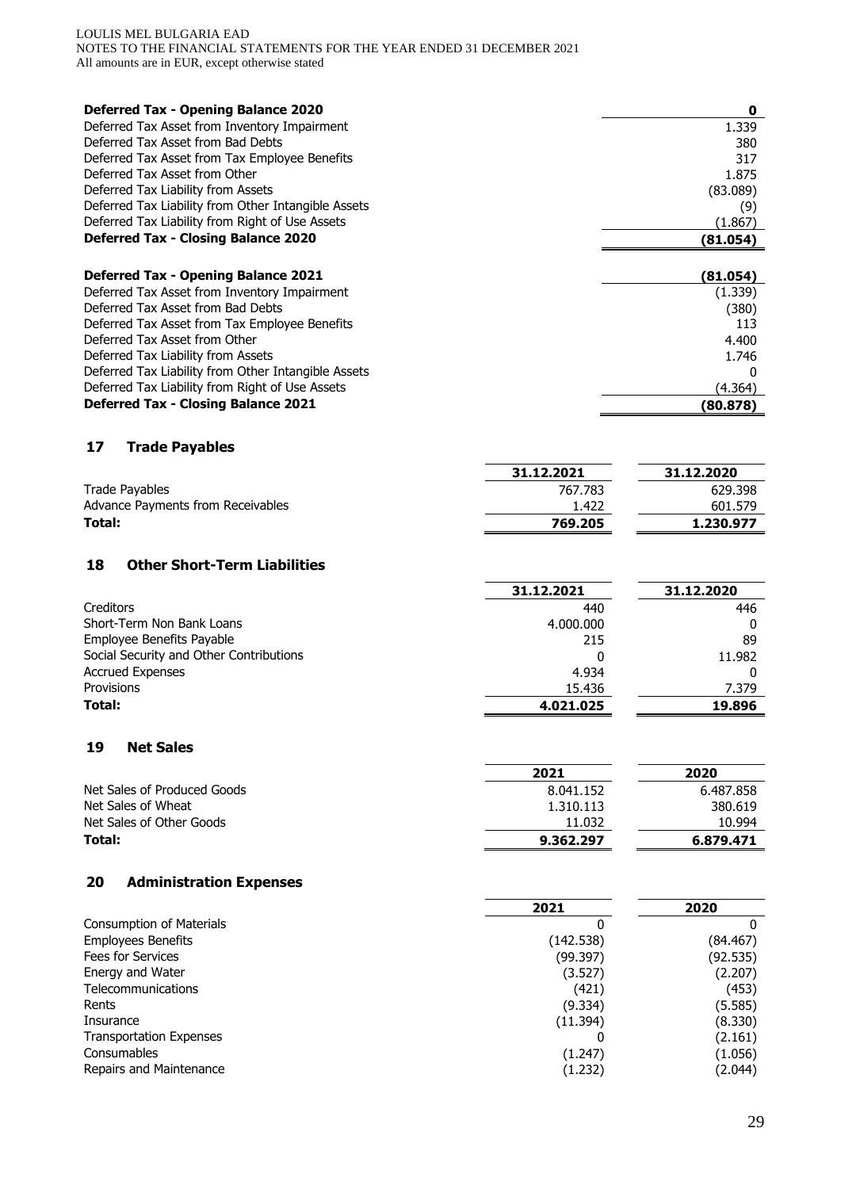| Deferred Tax - Opening Balance 2020 | 0 |
|---|---|
| Deferred Tax Asset from Inventory Impairment | 1.339 |
| Deferred Tax Asset from Bad Debts | 380 |
| Deferred Tax Asset from Tax Employee Benefits | 317 |
| Deferred Tax Asset from Other | 1.875 |
| Deferred Tax Liability from Assets | (83.089) |
| Deferred Tax Liability from Other Intangible Assets | (9) |
| Deferred Tax Liability from Right of Use Assets | (1.867) |
| **Deferred Tax - Closing Balance 2020** | **(81.054)** |

| Deferred Tax - Opening Balance 2021 | (81.054) |
|---|---|
| Deferred Tax Asset from Inventory Impairment | (1.339) |
| Deferred Tax Asset from Bad Debts | (380) |
| Deferred Tax Asset from Tax Employee Benefits | 113 |
| Deferred Tax Asset from Other | 4.400 |
| Deferred Tax Liability from Assets | 1.746 |
| Deferred Tax Liability from Other Intangible Assets | 0 |
| Deferred Tax Liability from Right of Use Assets | (4.364) |
| **Deferred Tax - Closing Balance 2021** | **(80.878)** |

## 17 Trade Payables

| | 31.12.2021 | 31.12.2020 |
|---|---|---|
| Trade Payables | 767.783 | 629.398 |
| Advance Payments from Receivables | 1.422 | 601.579 |
| **Total:** | **769.205** | **1.230.977** |

## 18 Other Short-Term Liabilities

| | 31.12.2021 | 31.12.2020 |
|---|---|---|
| Creditors | 440 | 446 |
| Short-Term Non Bank Loans | 4.000.000 | 0 |
| Employee Benefits Payable | 215 | 89 |
| Social Security and Other Contributions | 0 | 11.982 |
| Accrued Expenses | 4.934 | 0 |
| Provisions | 15.436 | 7.379 |
| **Total:** | **4.021.025** | **19.896** |

## 19 Net Sales

| | 2021 | 2020 |
|---|---|---|
| Net Sales of Produced Goods | 8.041.152 | 6.487.858 |
| Net Sales of Wheat | 1.310.113 | 380.619 |
| Net Sales of Other Goods | 11.032 | 10.994 |
| **Total:** | **9.362.297** | **6.879.471** |

## 20 Administration Expenses

| | 2021 | 2020 |
|---|---|---|
| Consumption of Materials | 0 | 0 |
| Employees Benefits | (142.538) | (84.467) |
| Fees for Services | (99.397) | (92.535) |
| Energy and Water | (3.527) | (2.207) |
| Telecommunications | (421) | (453) |
| Rents | (9.334) | (5.585) |
| Insurance | (11.394) | (8.330) |
| Transportation Expenses | 0 | (2.161) |
| Consumables | (1.247) | (1.056) |
| Repairs and Maintenance | (1.232) | (2.044) |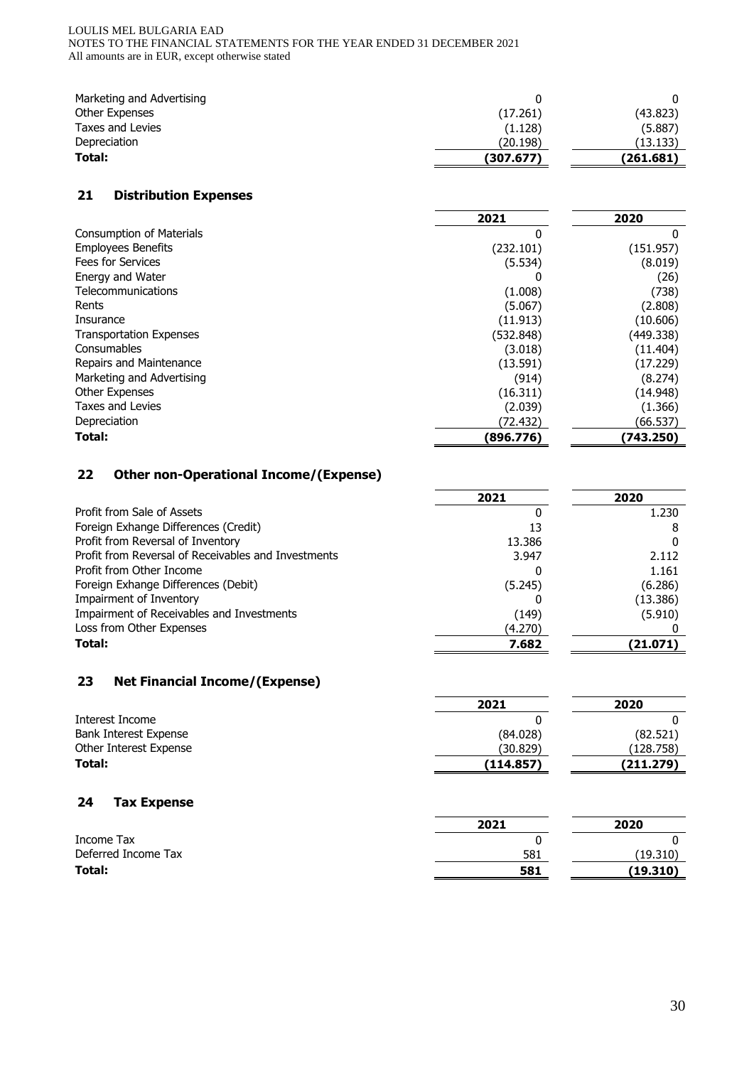| | | |
|---|---|---|
| Marketing and Advertising | 0 | 0 |
| Other Expenses | (17.261) | (43.823) |
| Taxes and Levies | (1.128) | (5.887) |
| Depreciation | (20.198) | (13.133) |
| **Total:** | **(307.677)** | **(261.681)** |

## 21 Distribution Expenses

| | 2021 | 2020 |
|---|---|---|
| Consumption of Materials | 0 | 0 |
| Employees Benefits | (232.101) | (151.957) |
| Fees for Services | (5.534) | (8.019) |
| Energy and Water | 0 | (26) |
| Telecommunications | (1.008) | (738) |
| Rents | (5.067) | (2.808) |
| Insurance | (11.913) | (10.606) |
| Transportation Expenses | (532.848) | (449.338) |
| Consumables | (3.018) | (11.404) |
| Repairs and Maintenance | (13.591) | (17.229) |
| Marketing and Advertising | (914) | (8.274) |
| Other Expenses | (16.311) | (14.948) |
| Taxes and Levies | (2.039) | (1.366) |
| Depreciation | (72.432) | (66.537) |
| **Total:** | **(896.776)** | **(743.250)** |

## 22 Other non-Operational Income/(Expense)

| | 2021 | 2020 |
|---|---|---|
| Profit from Sale of Assets | 0 | 1.230 |
| Foreign Exhange Differences (Credit) | 13 | 8 |
| Profit from Reversal of Inventory | 13.386 | 0 |
| Profit from Reversal of Receivables and Investments | 3.947 | 2.112 |
| Profit from Other Income | 0 | 1.161 |
| Foreign Exhange Differences (Debit) | (5.245) | (6.286) |
| Impairment of Inventory | 0 | (13.386) |
| Impairment of Receivables and Investments | (149) | (5.910) |
| Loss from Other Expenses | (4.270) | 0 |
| **Total:** | **7.682** | **(21.071)** |

## 23 Net Financial Income/(Expense)

| | 2021 | 2020 |
|---|---|---|
| Interest Income | 0 | 0 |
| Bank Interest Expense | (84.028) | (82.521) |
| Other Interest Expense | (30.829) | (128.758) |
| **Total:** | **(114.857)** | **(211.279)** |

## 24 Tax Expense

| | 2021 | 2020 |
|---|---|---|
| Income Tax | 0 | 0 |
| Deferred Income Tax | 581 | (19.310) |
| **Total:** | **581** | **(19.310)** |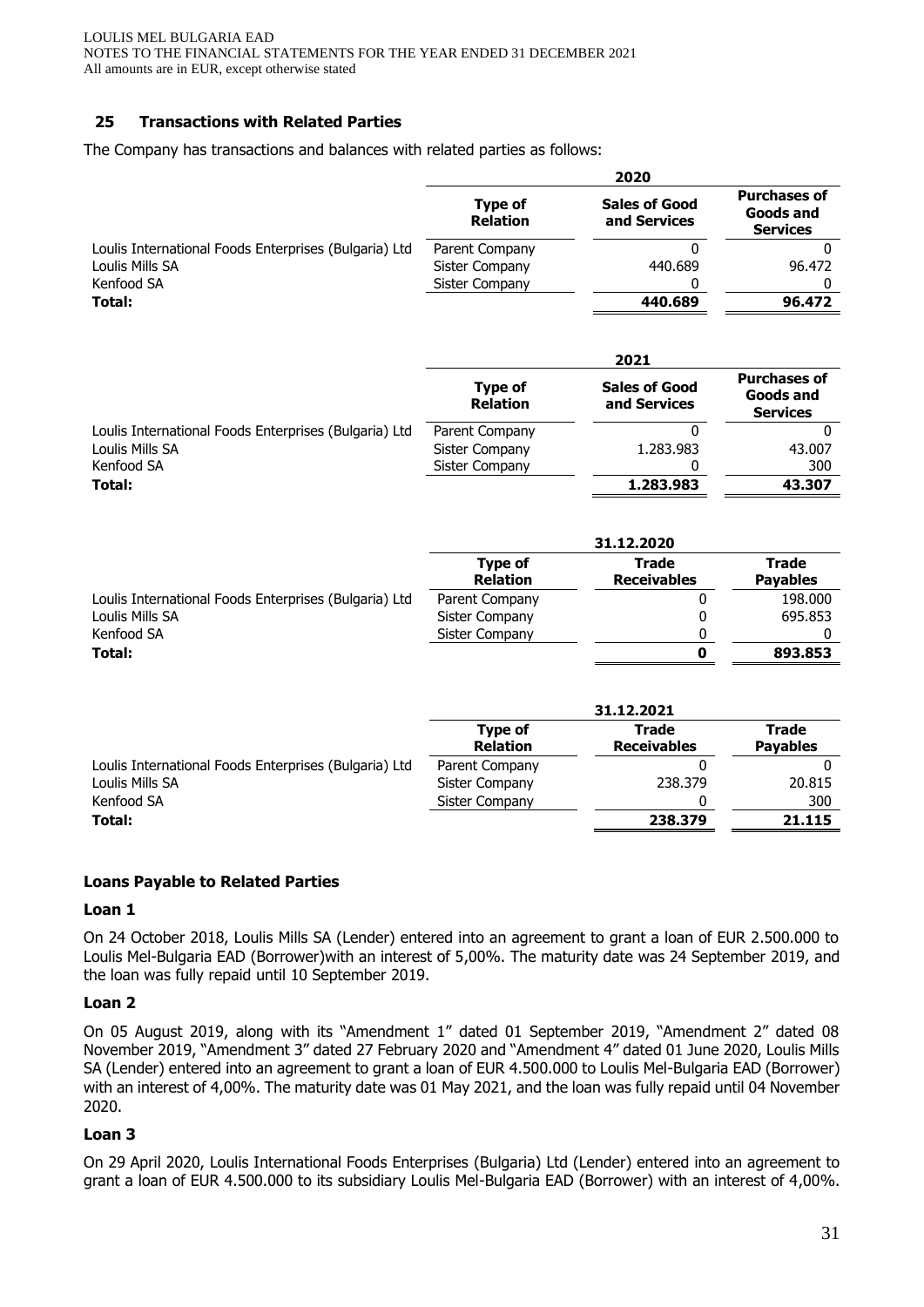## 25 Transactions with Related Parties

The Company has transactions and balances with related parties as follows:

| | 2020 | | |
|---|---|---|---|
| | **Type of Relation** | **Sales of Good and Services** | **Purchases of Goods and Services** |
| Loulis International Foods Enterprises (Bulgaria) Ltd | Parent Company | 0 | 0 |
| Loulis Mills SA | Sister Company | 440.689 | 96.472 |
| Kenfood SA | Sister Company | 0 | 0 |
| **Total:** | | **440.689** | **96.472** |

| | 2021 | | |
|---|---|---|---|
| | **Type of Relation** | **Sales of Good and Services** | **Purchases of Goods and Services** |
| Loulis International Foods Enterprises (Bulgaria) Ltd | Parent Company | 0 | 0 |
| Loulis Mills SA | Sister Company | 1.283.983 | 43.007 |
| Kenfood SA | Sister Company | 0 | 300 |
| **Total:** | | **1.283.983** | **43.307** |

| | 31.12.2020 | | |
|---|---|---|---|
| | **Type of Relation** | **Trade Receivables** | **Trade Payables** |
| Loulis International Foods Enterprises (Bulgaria) Ltd | Parent Company | 0 | 198.000 |
| Loulis Mills SA | Sister Company | 0 | 695.853 |
| Kenfood SA | Sister Company | 0 | 0 |
| **Total:** | | **0** | **893.853** |

| | 31.12.2021 | | |
|---|---|---|---|
| | **Type of Relation** | **Trade Receivables** | **Trade Payables** |
| Loulis International Foods Enterprises (Bulgaria) Ltd | Parent Company | 0 | 0 |
| Loulis Mills SA | Sister Company | 238.379 | 20.815 |
| Kenfood SA | Sister Company | 0 | 300 |
| **Total:** | | **238.379** | **21.115** |

### Loans Payable to Related Parties

#### Loan 1

On 24 October 2018, Loulis Mills SA (Lender) entered into an agreement to grant a loan of EUR 2.500.000 to Loulis Mel-Bulgaria EAD (Borrower)with an interest of 5,00%. The maturity date was 24 September 2019, and the loan was fully repaid until 10 September 2019.

#### Loan 2

On 05 August 2019, along with its "Amendment 1" dated 01 September 2019, "Amendment 2" dated 08 November 2019, "Amendment 3" dated 27 February 2020 and "Amendment 4" dated 01 June 2020, Loulis Mills SA (Lender) entered into an agreement to grant a loan of EUR 4.500.000 to Loulis Mel-Bulgaria EAD (Borrower) with an interest of 4,00%. The maturity date was 01 May 2021, and the loan was fully repaid until 04 November 2020.

#### Loan 3

On 29 April 2020, Loulis International Foods Enterprises (Bulgaria) Ltd (Lender) entered into an agreement to grant a loan of EUR 4.500.000 to its subsidiary Loulis Mel-Bulgaria EAD (Borrower) with an interest of 4,00%.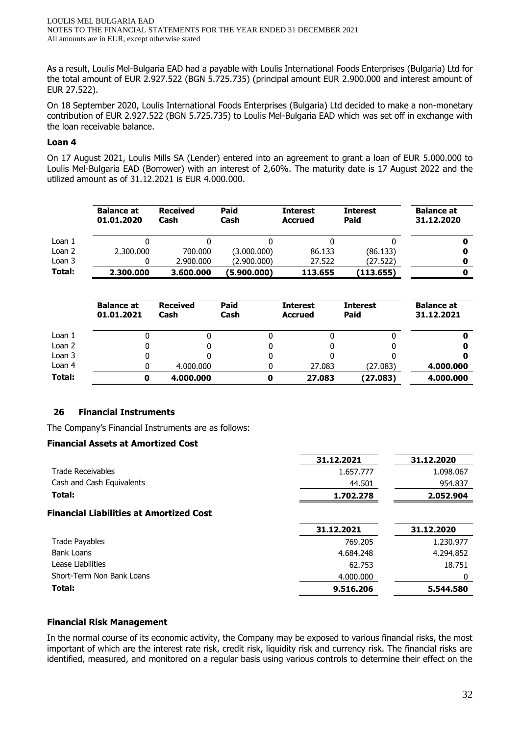As a result, Loulis Mel-Bulgaria EAD had a payable with Loulis International Foods Enterprises (Bulgaria) Ltd for the total amount of EUR 2.927.522 (BGN 5.725.735) (principal amount EUR 2.900.000 and interest amount of EUR 27.522).

On 18 September 2020, Loulis International Foods Enterprises (Bulgaria) Ltd decided to make a non-monetary contribution of EUR 2.927.522 (BGN 5.725.735) to Loulis Mel-Bulgaria EAD which was set off in exchange with the loan receivable balance.

**Loan 4**

On 17 August 2021, Loulis Mills SA (Lender) entered into an agreement to grant a loan of EUR 5.000.000 to Loulis Mel-Bulgaria EAD (Borrower) with an interest of 2,60%. The maturity date is 17 August 2022 and the utilized amount as of 31.12.2021 is EUR 4.000.000.

| | Balance at 01.01.2020 | Received Cash | Paid Cash | Interest Accrued | Interest Paid | Balance at 31.12.2020 |
|---|---|---|---|---|---|---|
| Loan 1 | 0 | 0 | 0 | 0 | 0 | **0** |
| Loan 2 | 2.300.000 | 700.000 | (3.000.000) | 86.133 | (86.133) | **0** |
| Loan 3 | 0 | 2.900.000 | (2.900.000) | 27.522 | (27.522) | **0** |
| **Total:** | **2.300.000** | **3.600.000** | **(5.900.000)** | **113.655** | **(113.655)** | **0** |

| | Balance at 01.01.2021 | Received Cash | Paid Cash | Interest Accrued | Interest Paid | Balance at 31.12.2021 |
|---|---|---|---|---|---|---|
| Loan 1 | 0 | 0 | 0 | 0 | 0 | **0** |
| Loan 2 | 0 | 0 | 0 | 0 | 0 | **0** |
| Loan 3 | 0 | 0 | 0 | 0 | 0 | **0** |
| Loan 4 | 0 | 4.000.000 | 0 | 27.083 | (27.083) | **4.000.000** |
| **Total:** | **0** | **4.000.000** | **0** | **27.083** | **(27.083)** | **4.000.000** |

## 26 Financial Instruments

The Company's Financial Instruments are as follows:

**Financial Assets at Amortized Cost**

| | 31.12.2021 | 31.12.2020 |
|---|---|---|
| Trade Receivables | 1.657.777 | 1.098.067 |
| Cash and Cash Equivalents | 44.501 | 954.837 |
| **Total:** | **1.702.278** | **2.052.904** |

**Financial Liabilities at Amortized Cost**

| | 31.12.2021 | 31.12.2020 |
|---|---|---|
| Trade Payables | 769.205 | 1.230.977 |
| Bank Loans | 4.684.248 | 4.294.852 |
| Lease Liabilities | 62.753 | 18.751 |
| Short-Term Non Bank Loans | 4.000.000 | 0 |
| **Total:** | **9.516.206** | **5.544.580** |

**Financial Risk Management**

In the normal course of its economic activity, the Company may be exposed to various financial risks, the most important of which are the interest rate risk, credit risk, liquidity risk and currency risk. The financial risks are identified, measured, and monitored on a regular basis using various controls to determine their effect on the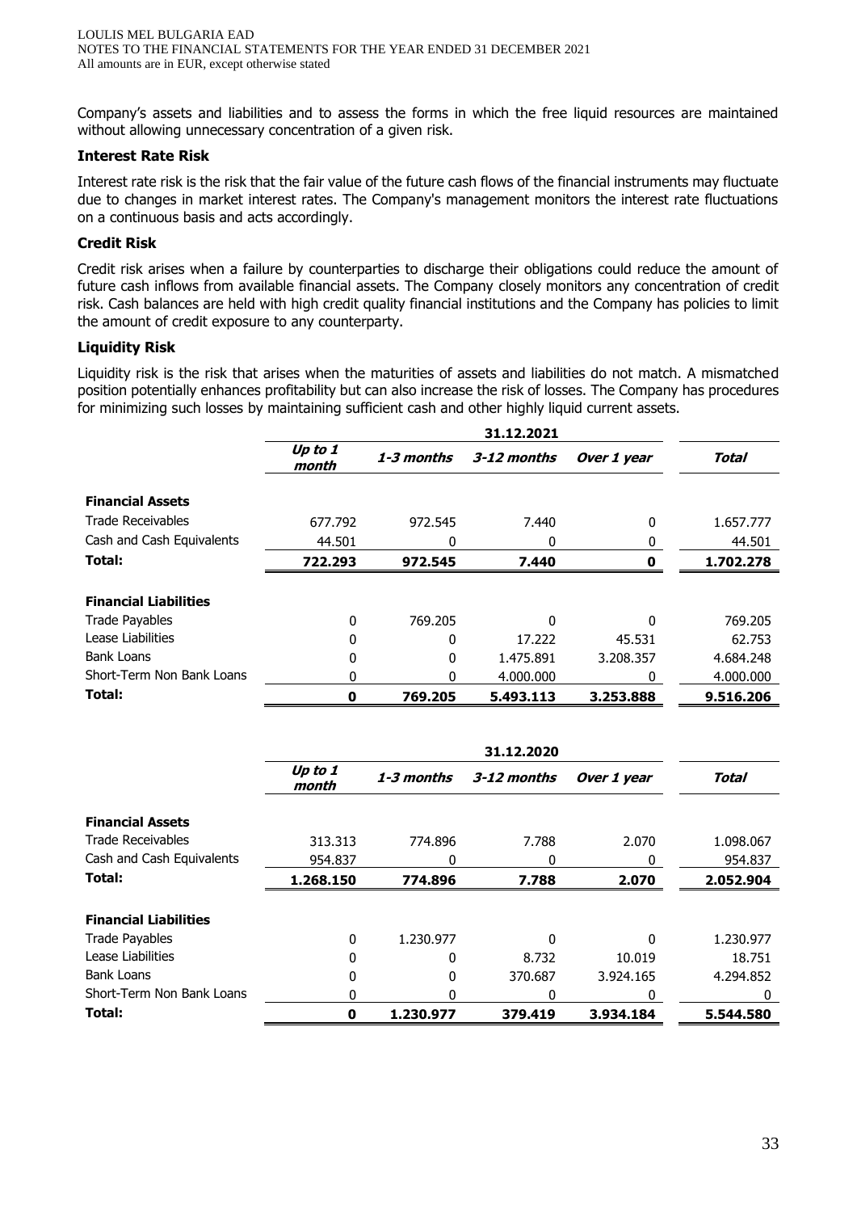Company's assets and liabilities and to assess the forms in which the free liquid resources are maintained without allowing unnecessary concentration of a given risk.

**Interest Rate Risk**

Interest rate risk is the risk that the fair value of the future cash flows of the financial instruments may fluctuate due to changes in market interest rates. The Company's management monitors the interest rate fluctuations on a continuous basis and acts accordingly.

**Credit Risk**

Credit risk arises when a failure by counterparties to discharge their obligations could reduce the amount of future cash inflows from available financial assets. The Company closely monitors any concentration of credit risk. Cash balances are held with high credit quality financial institutions and the Company has policies to limit the amount of credit exposure to any counterparty.

**Liquidity Risk**

Liquidity risk is the risk that arises when the maturities of assets and liabilities do not match. A mismatched position potentially enhances profitability but can also increase the risk of losses. The Company has procedures for minimizing such losses by maintaining sufficient cash and other highly liquid current assets.

| | 31.12.2021 | | | | |
|---|---|---|---|---|---|
| | *Up to 1 month* | *1-3 months* | *3-12 months* | *Over 1 year* | *Total* |
| **Financial Assets** | | | | | |
| Trade Receivables | 677.792 | 972.545 | 7.440 | 0 | 1.657.777 |
| Cash and Cash Equivalents | 44.501 | 0 | 0 | 0 | 44.501 |
| **Total:** | **722.293** | **972.545** | **7.440** | **0** | **1.702.278** |
| **Financial Liabilities** | | | | | |
| Trade Payables | 0 | 769.205 | 0 | 0 | 769.205 |
| Lease Liabilities | 0 | 0 | 17.222 | 45.531 | 62.753 |
| Bank Loans | 0 | 0 | 1.475.891 | 3.208.357 | 4.684.248 |
| Short-Term Non Bank Loans | 0 | 0 | 4.000.000 | 0 | 4.000.000 |
| **Total:** | **0** | **769.205** | **5.493.113** | **3.253.888** | **9.516.206** |

| | 31.12.2020 | | | | |
|---|---|---|---|---|---|
| | *Up to 1 month* | *1-3 months* | *3-12 months* | *Over 1 year* | *Total* |
| **Financial Assets** | | | | | |
| Trade Receivables | 313.313 | 774.896 | 7.788 | 2.070 | 1.098.067 |
| Cash and Cash Equivalents | 954.837 | 0 | 0 | 0 | 954.837 |
| **Total:** | **1.268.150** | **774.896** | **7.788** | **2.070** | **2.052.904** |
| **Financial Liabilities** | | | | | |
| Trade Payables | 0 | 1.230.977 | 0 | 0 | 1.230.977 |
| Lease Liabilities | 0 | 0 | 8.732 | 10.019 | 18.751 |
| Bank Loans | 0 | 0 | 370.687 | 3.924.165 | 4.294.852 |
| Short-Term Non Bank Loans | 0 | 0 | 0 | 0 | 0 |
| **Total:** | **0** | **1.230.977** | **379.419** | **3.934.184** | **5.544.580** |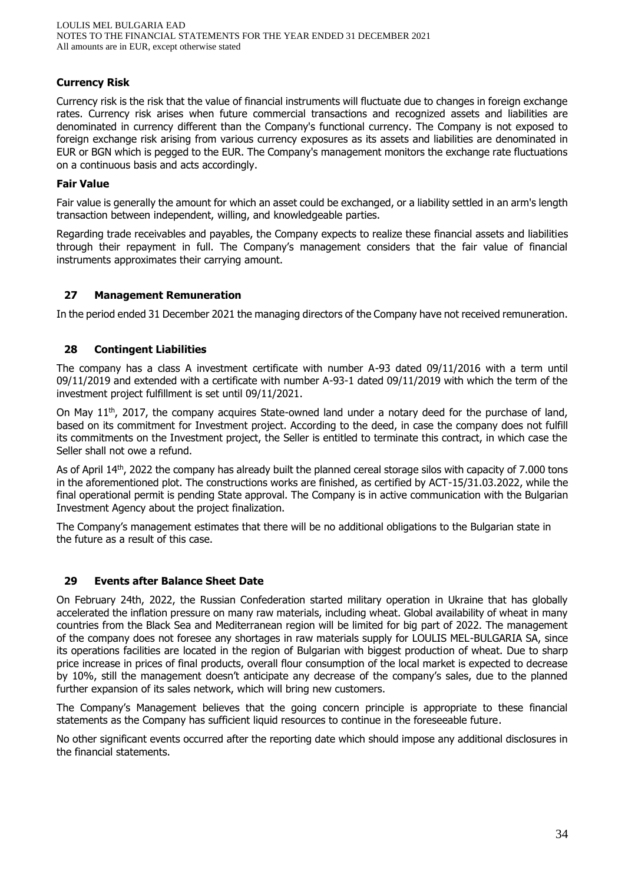### Currency Risk

Currency risk is the risk that the value of financial instruments will fluctuate due to changes in foreign exchange rates. Currency risk arises when future commercial transactions and recognized assets and liabilities are denominated in currency different than the Company's functional currency. The Company is not exposed to foreign exchange risk arising from various currency exposures as its assets and liabilities are denominated in EUR or BGN which is pegged to the EUR. The Company's management monitors the exchange rate fluctuations on a continuous basis and acts accordingly.

### Fair Value

Fair value is generally the amount for which an asset could be exchanged, or a liability settled in an arm's length transaction between independent, willing, and knowledgeable parties.

Regarding trade receivables and payables, the Company expects to realize these financial assets and liabilities through their repayment in full. The Company's management considers that the fair value of financial instruments approximates their carrying amount.

## 27 Management Remuneration

In the period ended 31 December 2021 the managing directors of the Company have not received remuneration.

## 28 Contingent Liabilities

The company has a class A investment certificate with number A-93 dated 09/11/2016 with a term until 09/11/2019 and extended with a certificate with number A-93-1 dated 09/11/2019 with which the term of the investment project fulfillment is set until 09/11/2021.

On May 11th, 2017, the company acquires State-owned land under a notary deed for the purchase of land, based on its commitment for Investment project. According to the deed, in case the company does not fulfill its commitments on the Investment project, the Seller is entitled to terminate this contract, in which case the Seller shall not owe a refund.

As of April 14th, 2022 the company has already built the planned cereal storage silos with capacity of 7.000 tons in the aforementioned plot. The constructions works are finished, as certified by ACT-15/31.03.2022, while the final operational permit is pending State approval. The Company is in active communication with the Bulgarian Investment Agency about the project finalization.

The Company's management estimates that there will be no additional obligations to the Bulgarian state in the future as a result of this case.

## 29 Events after Balance Sheet Date

On February 24th, 2022, the Russian Confederation started military operation in Ukraine that has globally accelerated the inflation pressure on many raw materials, including wheat. Global availability of wheat in many countries from the Black Sea and Mediterranean region will be limited for big part of 2022. The management of the company does not foresee any shortages in raw materials supply for LOULIS MEL-BULGARIA SA, since its operations facilities are located in the region of Bulgarian with biggest production of wheat. Due to sharp price increase in prices of final products, overall flour consumption of the local market is expected to decrease by 10%, still the management doesn't anticipate any decrease of the company's sales, due to the planned further expansion of its sales network, which will bring new customers.

The Company's Management believes that the going concern principle is appropriate to these financial statements as the Company has sufficient liquid resources to continue in the foreseeable future.

No other significant events occurred after the reporting date which should impose any additional disclosures in the financial statements.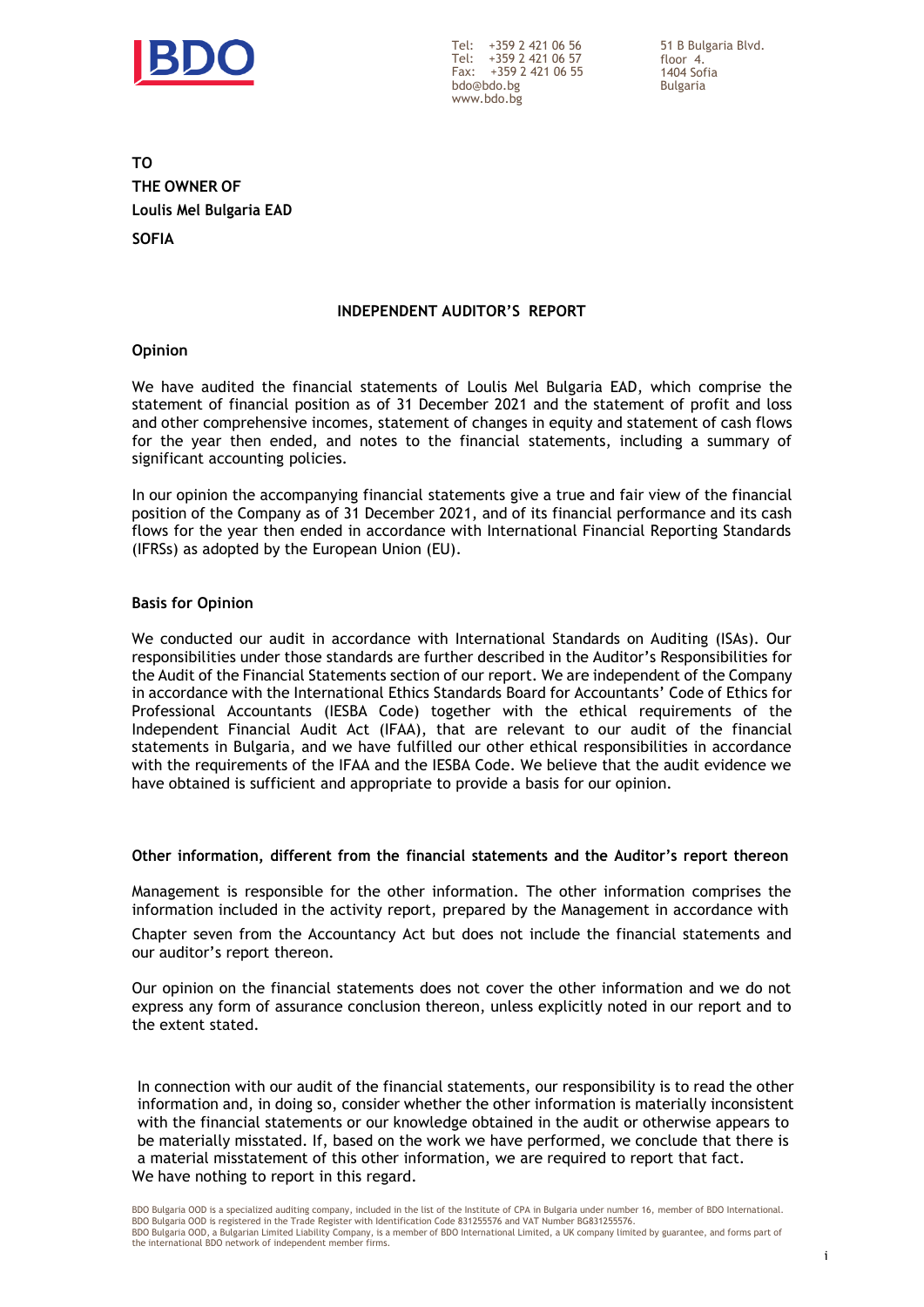TO

THE OWNER OF

Loulis Mel Bulgaria EAD

SOFIA

## INDEPENDENT AUDITOR'S REPORT

### Opinion

We have audited the financial statements of Loulis Mel Bulgaria EAD, which comprise the statement of financial position as of 31 December 2021 and the statement of profit and loss and other comprehensive incomes, statement of changes in equity and statement of cash flows for the year then ended, and notes to the financial statements, including a summary of significant accounting policies.

In our opinion the accompanying financial statements give a true and fair view of the financial position of the Company as of 31 December 2021, and of its financial performance and its cash flows for the year then ended in accordance with International Financial Reporting Standards (IFRSs) as adopted by the European Union (EU).

### Basis for Opinion

We conducted our audit in accordance with International Standards on Auditing (ISAs). Our responsibilities under those standards are further described in the Auditor's Responsibilities for the Audit of the Financial Statements section of our report. We are independent of the Company in accordance with the International Ethics Standards Board for Accountants' Code of Ethics for Professional Accountants (IESBA Code) together with the ethical requirements of the Independent Financial Audit Act (IFAA), that are relevant to our audit of the financial statements in Bulgaria, and we have fulfilled our other ethical responsibilities in accordance with the requirements of the IFAA and the IESBA Code. We believe that the audit evidence we have obtained is sufficient and appropriate to provide a basis for our opinion.

### Other information, different from the financial statements and the Auditor's report thereon

Management is responsible for the other information. The other information comprises the information included in the activity report, prepared by the Management in accordance with Chapter seven from the Accountancy Act but does not include the financial statements and our auditor's report thereon.

Our opinion on the financial statements does not cover the other information and we do not express any form of assurance conclusion thereon, unless explicitly noted in our report and to the extent stated.

In connection with our audit of the financial statements, our responsibility is to read the other information and, in doing so, consider whether the other information is materially inconsistent with the financial statements or our knowledge obtained in the audit or otherwise appears to be materially misstated. If, based on the work we have performed, we conclude that there is a material misstatement of this other information, we are required to report that fact. We have nothing to report in this regard.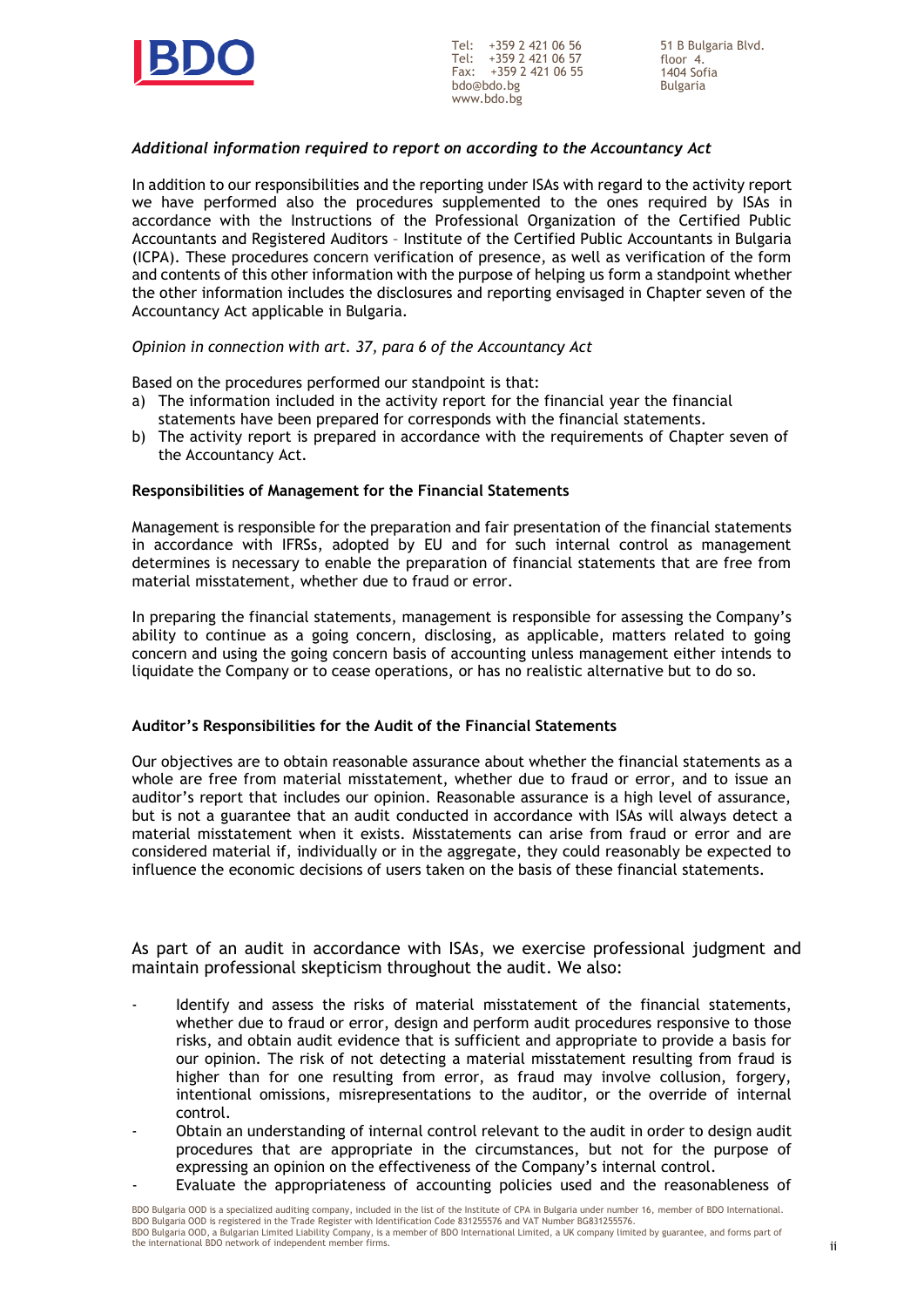*Additional information required to report on according to the Accountancy Act*

In addition to our responsibilities and the reporting under ISAs with regard to the activity report we have performed also the procedures supplemented to the ones required by ISAs in accordance with the Instructions of the Professional Organization of the Certified Public Accountants and Registered Auditors – Institute of the Certified Public Accountants in Bulgaria (ICPA). These procedures concern verification of presence, as well as verification of the form and contents of this other information with the purpose of helping us form a standpoint whether the other information includes the disclosures and reporting envisaged in Chapter seven of the Accountancy Act applicable in Bulgaria.

*Opinion in connection with art. 37, para 6 of the Accountancy Act*

Based on the procedures performed our standpoint is that:

a) The information included in the activity report for the financial year the financial statements have been prepared for corresponds with the financial statements.
b) The activity report is prepared in accordance with the requirements of Chapter seven of the Accountancy Act.

**Responsibilities of Management for the Financial Statements**

Management is responsible for the preparation and fair presentation of the financial statements in accordance with IFRSs, adopted by EU and for such internal control as management determines is necessary to enable the preparation of financial statements that are free from material misstatement, whether due to fraud or error.

In preparing the financial statements, management is responsible for assessing the Company's ability to continue as a going concern, disclosing, as applicable, matters related to going concern and using the going concern basis of accounting unless management either intends to liquidate the Company or to cease operations, or has no realistic alternative but to do so.

**Auditor's Responsibilities for the Audit of the Financial Statements**

Our objectives are to obtain reasonable assurance about whether the financial statements as a whole are free from material misstatement, whether due to fraud or error, and to issue an auditor's report that includes our opinion. Reasonable assurance is a high level of assurance, but is not a guarantee that an audit conducted in accordance with ISAs will always detect a material misstatement when it exists. Misstatements can arise from fraud or error and are considered material if, individually or in the aggregate, they could reasonably be expected to influence the economic decisions of users taken on the basis of these financial statements.

As part of an audit in accordance with ISAs, we exercise professional judgment and maintain professional skepticism throughout the audit. We also:

- Identify and assess the risks of material misstatement of the financial statements, whether due to fraud or error, design and perform audit procedures responsive to those risks, and obtain audit evidence that is sufficient and appropriate to provide a basis for our opinion. The risk of not detecting a material misstatement resulting from fraud is higher than for one resulting from error, as fraud may involve collusion, forgery, intentional omissions, misrepresentations to the auditor, or the override of internal control.
- Obtain an understanding of internal control relevant to the audit in order to design audit procedures that are appropriate in the circumstances, but not for the purpose of expressing an opinion on the effectiveness of the Company's internal control.
- Evaluate the appropriateness of accounting policies used and the reasonableness of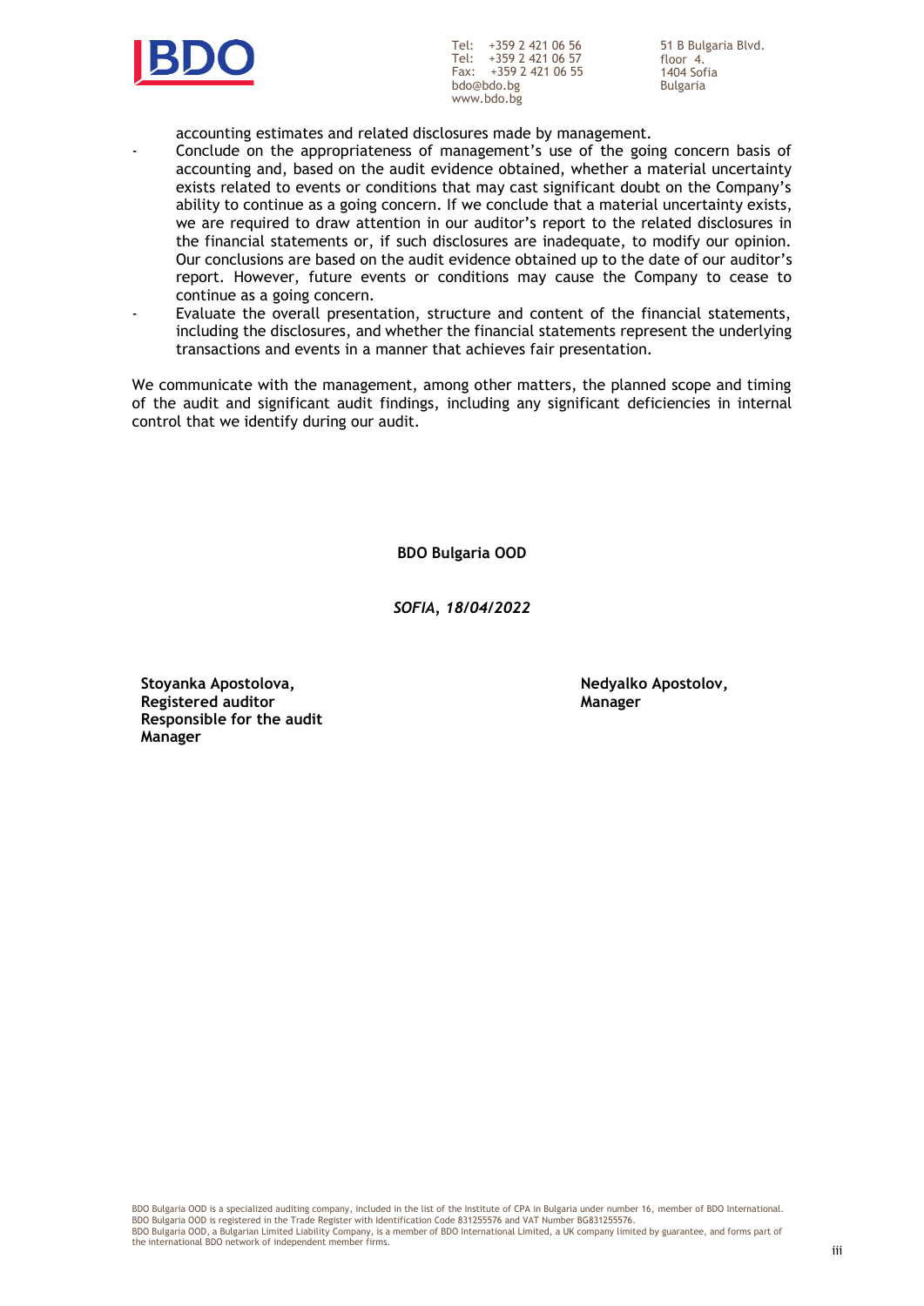accounting estimates and related disclosures made by management.

- Conclude on the appropriateness of management's use of the going concern basis of accounting and, based on the audit evidence obtained, whether a material uncertainty exists related to events or conditions that may cast significant doubt on the Company's ability to continue as a going concern. If we conclude that a material uncertainty exists, we are required to draw attention in our auditor's report to the related disclosures in the financial statements or, if such disclosures are inadequate, to modify our opinion. Our conclusions are based on the audit evidence obtained up to the date of our auditor's report. However, future events or conditions may cause the Company to cease to continue as a going concern.
- Evaluate the overall presentation, structure and content of the financial statements, including the disclosures, and whether the financial statements represent the underlying transactions and events in a manner that achieves fair presentation.

We communicate with the management, among other matters, the planned scope and timing of the audit and significant audit findings, including any significant deficiencies in internal control that we identify during our audit.

**BDO Bulgaria OOD**

***SOFIA, 18/04/2022***

**Stoyanka Apostolova,**
**Registered auditor**
**Responsible for the audit**
**Manager**

**Nedyalko Apostolov,**
**Manager**